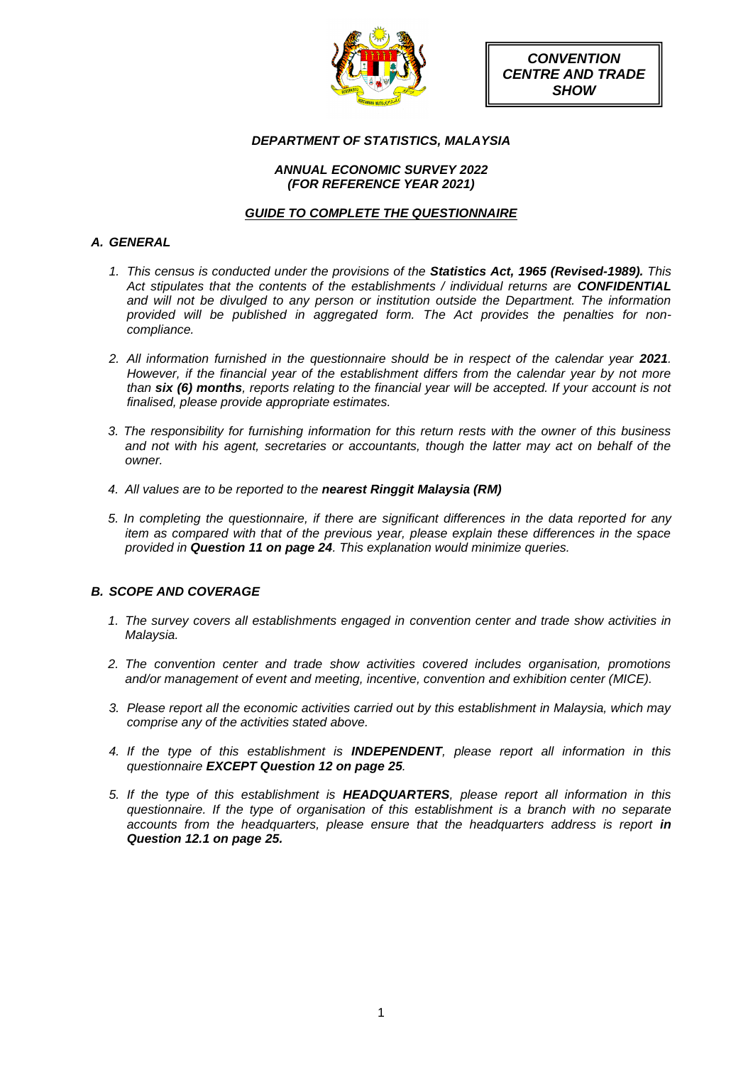**CONVENTION CENTRE AND TRADE SHOW**

***DEPARTMENT OF STATISTICS, MALAYSIA***

***ANNUAL ECONOMIC SURVEY 2022***
***(FOR REFERENCE YEAR 2021)***

***GUIDE TO COMPLETE THE QUESTIONNAIRE***

## *A. GENERAL*

1. *This census is conducted under the provisions of the **Statistics Act, 1965 (Revised-1989).** This Act stipulates that the contents of the establishments / individual returns are **CONFIDENTIAL** and will not be divulged to any person or institution outside the Department. The information provided will be published in aggregated form. The Act provides the penalties for non-compliance.*

2. *All information furnished in the questionnaire should be in respect of the calendar year **2021**. However, if the financial year of the establishment differs from the calendar year by not more than **six (6) months**, reports relating to the financial year will be accepted. If your account is not finalised, please provide appropriate estimates.*

3. *The responsibility for furnishing information for this return rests with the owner of this business and not with his agent, secretaries or accountants, though the latter may act on behalf of the owner.*

4. *All values are to be reported to the **nearest Ringgit Malaysia (RM)***

5. *In completing the questionnaire, if there are significant differences in the data reported for any item as compared with that of the previous year, please explain these differences in the space provided in **Question 11 on page 24**. This explanation would minimize queries.*

## *B. SCOPE AND COVERAGE*

1. *The survey covers all establishments engaged in convention center and trade show activities in Malaysia.*

2. *The convention center and trade show activities covered includes organisation, promotions and/or management of event and meeting, incentive, convention and exhibition center (MICE).*

3. *Please report all the economic activities carried out by this establishment in Malaysia, which may comprise any of the activities stated above.*

4. *If the type of this establishment is **INDEPENDENT**, please report all information in this questionnaire **EXCEPT Question 12 on page 25**.*

5. *If the type of this establishment is **HEADQUARTERS**, please report all information in this questionnaire. If the type of organisation of this establishment is a branch with no separate accounts from the headquarters, please ensure that the headquarters address is report **in Question 12.1 on page 25.***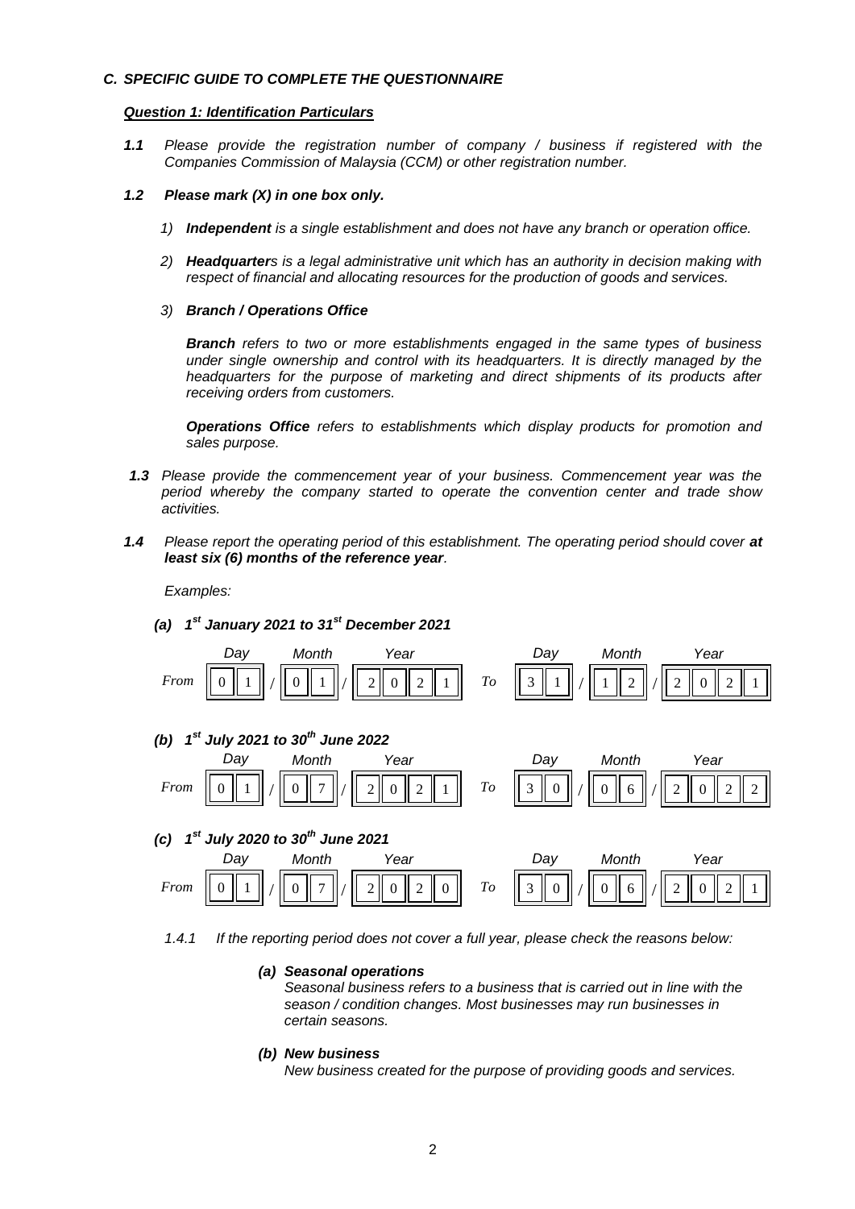### *C. SPECIFIC GUIDE TO COMPLETE THE QUESTIONNAIRE*

#### ***Question 1: Identification Particulars***

***1.1*** *Please provide the registration number of company / business if registered with the Companies Commission of Malaysia (CCM) or other registration number.*

***1.2 Please mark (X) in one box only.***

1) ***Independent*** *is a single establishment and does not have any branch or operation office.*

2) ***Headquarter****s is a legal administrative unit which has an authority in decision making with respect of financial and allocating resources for the production of goods and services.*

3) ***Branch / Operations Office***

   ***Branch*** *refers to two or more establishments engaged in the same types of business under single ownership and control with its headquarters. It is directly managed by the headquarters for the purpose of marketing and direct shipments of its products after receiving orders from customers.*

   ***Operations Office*** *refers to establishments which display products for promotion and sales purpose.*

***1.3*** *Please provide the commencement year of your business. Commencement year was the period whereby the company started to operate the convention center and trade show activities.*

***1.4*** *Please report the operating period of this establishment. The operating period should cover **at least six (6) months of the reference year**.*

*Examples:*

***(a) 1st January 2021 to 31st December 2021***

| | Day | | Month | | Year | | Day | | Month | | Year |
|---|---|---|---|---|---|---|---|---|---|---|---|
| *From* | 0 1 | / | 0 1 | / | 2 0 2 1 | *To* | 3 1 | / | 1 2 | / | 2 0 2 1 |

***(b) 1st July 2021 to 30th June 2022***

| | Day | | Month | | Year | | Day | | Month | | Year |
|---|---|---|---|---|---|---|---|---|---|---|---|
| *From* | 0 1 | / | 0 7 | / | 2 0 2 1 | *To* | 3 0 | / | 0 6 | / | 2 0 2 2 |

***(c) 1st July 2020 to 30th June 2021***

| | Day | | Month | | Year | | Day | | Month | | Year |
|---|---|---|---|---|---|---|---|---|---|---|---|
| *From* | 0 1 | / | 0 7 | / | 2 0 2 0 | *To* | 3 0 | / | 0 6 | / | 2 0 2 1 |

*1.4.1 If the reporting period does not cover a full year, please check the reasons below:*

***(a) Seasonal operations***
*Seasonal business refers to a business that is carried out in line with the season / condition changes. Most businesses may run businesses in certain seasons.*

***(b) New business***
*New business created for the purpose of providing goods and services.*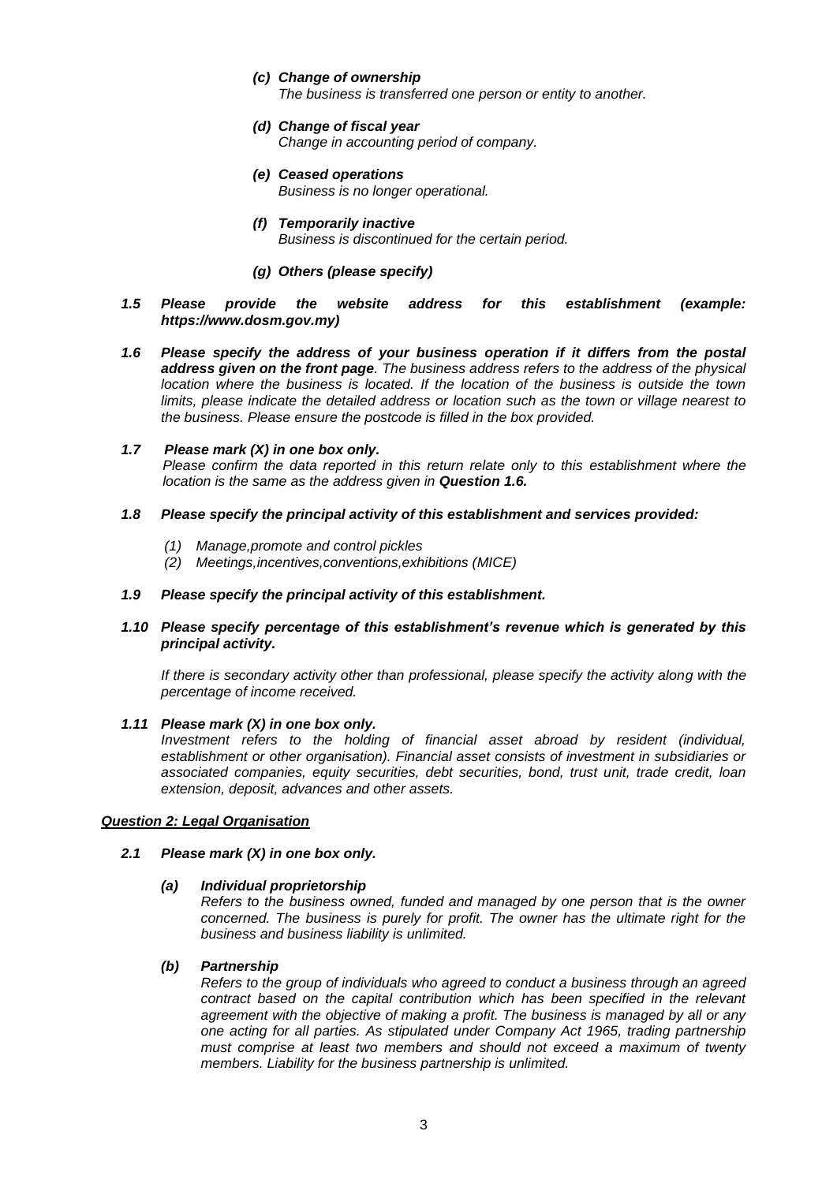- ***(c) Change of ownership***
  *The business is transferred one person or entity to another.*

- ***(d) Change of fiscal year***
  *Change in accounting period of company.*

- ***(e) Ceased operations***
  *Business is no longer operational.*

- ***(f) Temporarily inactive***
  *Business is discontinued for the certain period.*

- ***(g) Others (please specify)***

***1.5 Please provide the website address for this establishment (example: https://www.dosm.gov.my)***

***1.6 Please specify the address of your business operation if it differs from the postal address given on the front page****. The business address refers to the address of the physical location where the business is located. If the location of the business is outside the town limits, please indicate the detailed address or location such as the town or village nearest to the business. Please ensure the postcode is filled in the box provided.*

***1.7 Please mark (X) in one box only.***
*Please confirm the data reported in this return relate only to this establishment where the location is the same as the address given in* ***Question 1.6.***

***1.8 Please specify the principal activity of this establishment and services provided:***

*(1) Manage,promote and control pickles*
*(2) Meetings,incentives,conventions,exhibitions (MICE)*

***1.9 Please specify the principal activity of this establishment.***

***1.10 Please specify percentage of this establishment's revenue which is generated by this principal activity.***

*If there is secondary activity other than professional, please specify the activity along with the percentage of income received.*

***1.11 Please mark (X) in one box only.***
*Investment refers to the holding of financial asset abroad by resident (individual, establishment or other organisation). Financial asset consists of investment in subsidiaries or associated companies, equity securities, debt securities, bond, trust unit, trade credit, loan extension, deposit, advances and other assets.*

***<u>Question 2: Legal Organisation</u>***

***2.1 Please mark (X) in one box only.***

***(a) Individual proprietorship***
*Refers to the business owned, funded and managed by one person that is the owner concerned. The business is purely for profit. The owner has the ultimate right for the business and business liability is unlimited.*

***(b) Partnership***
*Refers to the group of individuals who agreed to conduct a business through an agreed contract based on the capital contribution which has been specified in the relevant agreement with the objective of making a profit. The business is managed by all or any one acting for all parties. As stipulated under Company Act 1965, trading partnership must comprise at least two members and should not exceed a maximum of twenty members. Liability for the business partnership is unlimited.*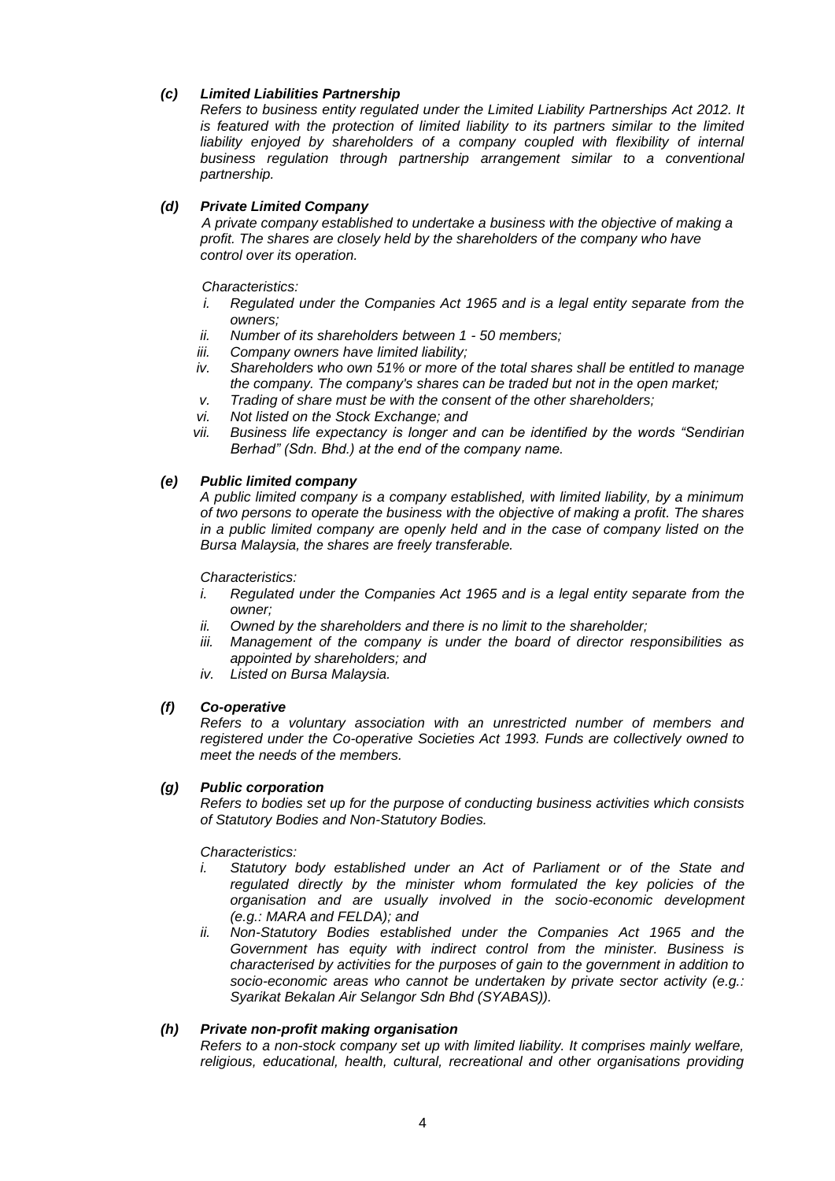***(c) Limited Liabilities Partnership***

*Refers to business entity regulated under the Limited Liability Partnerships Act 2012. It is featured with the protection of limited liability to its partners similar to the limited liability enjoyed by shareholders of a company coupled with flexibility of internal business regulation through partnership arrangement similar to a conventional partnership.*

***(d) Private Limited Company***

*A private company established to undertake a business with the objective of making a profit. The shares are closely held by the shareholders of the company who have control over its operation.*

*Characteristics:*

- *i. Regulated under the Companies Act 1965 and is a legal entity separate from the owners;*
- *ii. Number of its shareholders between 1 - 50 members;*
- *iii. Company owners have limited liability;*
- *iv. Shareholders who own 51% or more of the total shares shall be entitled to manage the company. The company's shares can be traded but not in the open market;*
- *v. Trading of share must be with the consent of the other shareholders;*
- *vi. Not listed on the Stock Exchange; and*
- *vii. Business life expectancy is longer and can be identified by the words "Sendirian Berhad" (Sdn. Bhd.) at the end of the company name.*

***(e) Public limited company***

*A public limited company is a company established, with limited liability, by a minimum of two persons to operate the business with the objective of making a profit. The shares in a public limited company are openly held and in the case of company listed on the Bursa Malaysia, the shares are freely transferable.*

*Characteristics:*

- *i. Regulated under the Companies Act 1965 and is a legal entity separate from the owner;*
- *ii. Owned by the shareholders and there is no limit to the shareholder;*
- *iii. Management of the company is under the board of director responsibilities as appointed by shareholders; and*
- *iv. Listed on Bursa Malaysia.*

***(f) Co-operative***

*Refers to a voluntary association with an unrestricted number of members and registered under the Co-operative Societies Act 1993. Funds are collectively owned to meet the needs of the members.*

***(g) Public corporation***

*Refers to bodies set up for the purpose of conducting business activities which consists of Statutory Bodies and Non-Statutory Bodies.*

*Characteristics:*

- *i. Statutory body established under an Act of Parliament or of the State and regulated directly by the minister whom formulated the key policies of the organisation and are usually involved in the socio-economic development (e.g.: MARA and FELDA); and*
- *ii. Non-Statutory Bodies established under the Companies Act 1965 and the Government has equity with indirect control from the minister. Business is characterised by activities for the purposes of gain to the government in addition to socio-economic areas who cannot be undertaken by private sector activity (e.g.: Syarikat Bekalan Air Selangor Sdn Bhd (SYABAS)).*

***(h) Private non-profit making organisation***

*Refers to a non-stock company set up with limited liability. It comprises mainly welfare, religious, educational, health, cultural, recreational and other organisations providing*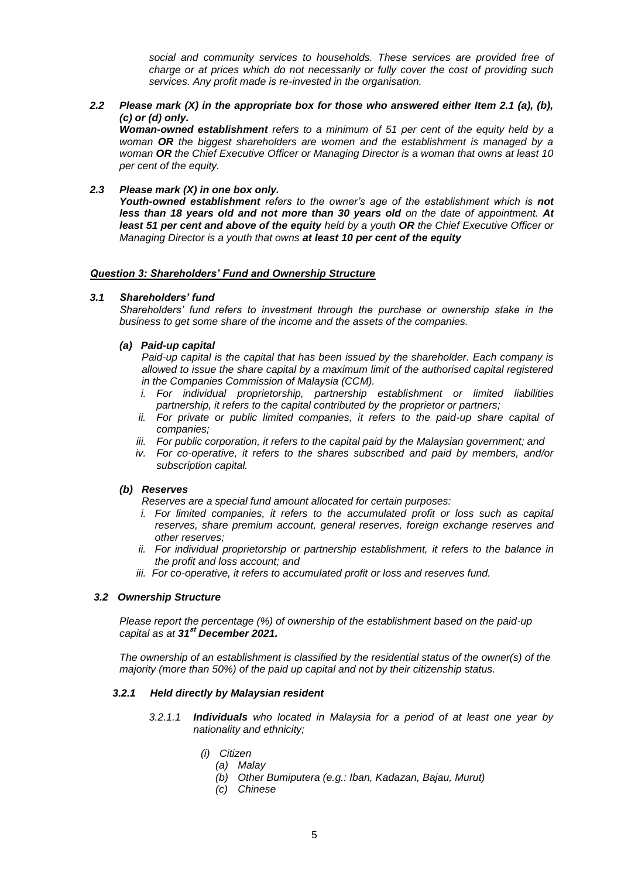*social and community services to households. These services are provided free of charge or at prices which do not necessarily or fully cover the cost of providing such services. Any profit made is re-invested in the organisation.*

***2.2 Please mark (X) in the appropriate box for those who answered either Item 2.1 (a), (b), (c) or (d) only.***

***Woman-owned establishment*** *refers to a minimum of 51 per cent of the equity held by a woman* ***OR*** *the biggest shareholders are women and the establishment is managed by a woman* ***OR*** *the Chief Executive Officer or Managing Director is a woman that owns at least 10 per cent of the equity.*

***2.3 Please mark (X) in one box only.***

***Youth-owned establishment*** *refers to the owner's age of the establishment which is* ***not less than 18 years old and not more than 30 years old*** *on the date of appointment.* ***At least 51 per cent and above of the equity*** *held by a youth* ***OR*** *the Chief Executive Officer or Managing Director is a youth that owns* ***at least 10 per cent of the equity***

## ***Question 3: Shareholders' Fund and Ownership Structure***

### ***3.1 Shareholders' fund***

*Shareholders' fund refers to investment through the purchase or ownership stake in the business to get some share of the income and the assets of the companies.*

#### ***(a) Paid-up capital***

*Paid-up capital is the capital that has been issued by the shareholder. Each company is allowed to issue the share capital by a maximum limit of the authorised capital registered in the Companies Commission of Malaysia (CCM).*

*i. For individual proprietorship, partnership establishment or limited liabilities partnership, it refers to the capital contributed by the proprietor or partners;*

*ii. For private or public limited companies, it refers to the paid-up share capital of companies;*

*iii. For public corporation, it refers to the capital paid by the Malaysian government; and*

*iv. For co-operative, it refers to the shares subscribed and paid by members, and/or subscription capital.*

#### ***(b) Reserves***

*Reserves are a special fund amount allocated for certain purposes:*

*i. For limited companies, it refers to the accumulated profit or loss such as capital reserves, share premium account, general reserves, foreign exchange reserves and other reserves;*

*ii. For individual proprietorship or partnership establishment, it refers to the balance in the profit and loss account; and*

*iii. For co-operative, it refers to accumulated profit or loss and reserves fund.*

### ***3.2 Ownership Structure***

*Please report the percentage (%) of ownership of the establishment based on the paid-up capital as at* ***31st December 2021.***

*The ownership of an establishment is classified by the residential status of the owner(s) of the majority (more than 50%) of the paid up capital and not by their citizenship status.*

#### ***3.2.1 Held directly by Malaysian resident***

*3.2.1.1* ***Individuals*** *who located in Malaysia for a period of at least one year by nationality and ethnicity;*

*(i) Citizen*

*(a) Malay*

*(b) Other Bumiputera (e.g.: Iban, Kadazan, Bajau, Murut)*

*(c) Chinese*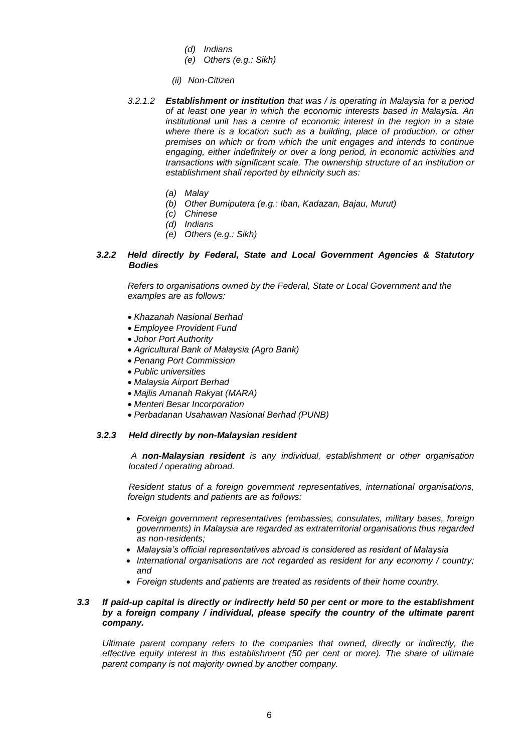*(d) Indians*

*(e) Others (e.g.: Sikh)*

*(ii) Non-Citizen*

*3.2.1.2 **Establishment or institution** that was / is operating in Malaysia for a period of at least one year in which the economic interests based in Malaysia. An institutional unit has a centre of economic interest in the region in a state where there is a location such as a building, place of production, or other premises on which or from which the unit engages and intends to continue engaging, either indefinitely or over a long period, in economic activities and transactions with significant scale. The ownership structure of an institution or establishment shall reported by ethnicity such as:*

*(a) Malay*

*(b) Other Bumiputera (e.g.: Iban, Kadazan, Bajau, Murut)*

*(c) Chinese*

*(d) Indians*

*(e) Others (e.g.: Sikh)*

### *3.2.2 Held directly by Federal, State and Local Government Agencies & Statutory Bodies*

*Refers to organisations owned by the Federal, State or Local Government and the examples are as follows:*

- *Khazanah Nasional Berhad*
- *Employee Provident Fund*
- *Johor Port Authority*
- *Agricultural Bank of Malaysia (Agro Bank)*
- *Penang Port Commission*
- *Public universities*
- *Malaysia Airport Berhad*
- *Majlis Amanah Rakyat (MARA)*
- *Menteri Besar Incorporation*
- *Perbadanan Usahawan Nasional Berhad (PUNB)*

### *3.2.3 Held directly by non-Malaysian resident*

*A **non-Malaysian resident** is any individual, establishment or other organisation located / operating abroad.*

*Resident status of a foreign government representatives, international organisations, foreign students and patients are as follows:*

- *Foreign government representatives (embassies, consulates, military bases, foreign governments) in Malaysia are regarded as extraterritorial organisations thus regarded as non-residents;*
- *Malaysia's official representatives abroad is considered as resident of Malaysia*
- *International organisations are not regarded as resident for any economy / country; and*
- *Foreign students and patients are treated as residents of their home country.*

### *3.3 If paid-up capital is directly or indirectly held 50 per cent or more to the establishment by a foreign company / individual, please specify the country of the ultimate parent company.*

*Ultimate parent company refers to the companies that owned, directly or indirectly, the effective equity interest in this establishment (50 per cent or more). The share of ultimate parent company is not majority owned by another company.*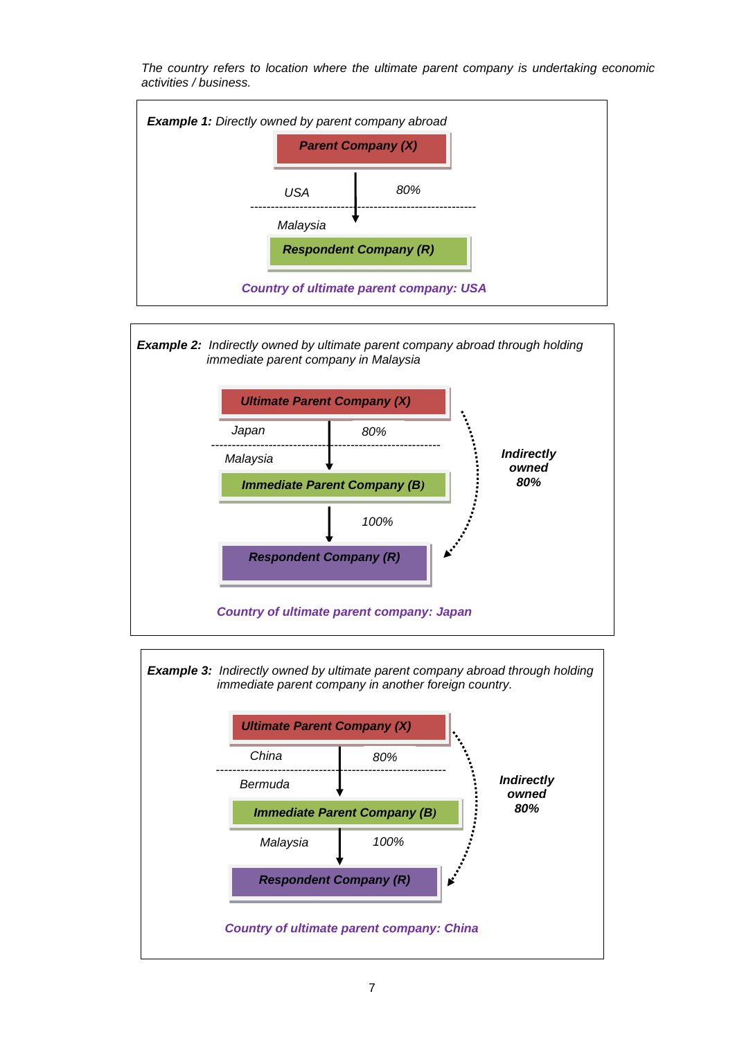*The country refers to location where the ultimate parent company is undertaking economic activities / business.*

**Example 1:** *Directly owned by parent company abroad*

**Parent Company (X)**

USA — 80%

Malaysia

**Respondent Company (R)**

***Country of ultimate parent company: USA***

---

**Example 2:** *Indirectly owned by ultimate parent company abroad through holding immediate parent company in Malaysia*

**Ultimate Parent Company (X)**

Japan — 80%

Malaysia

**Immediate Parent Company (B)**

100%

**Respondent Company (R)**

***Indirectly owned 80%***

***Country of ultimate parent company: Japan***

---

**Example 3:** *Indirectly owned by ultimate parent company abroad through holding immediate parent company in another foreign country.*

**Ultimate Parent Company (X)**

China — 80%

Bermuda

**Immediate Parent Company (B)**

Malaysia — 100%

**Respondent Company (R)**

***Indirectly owned 80%***

***Country of ultimate parent company: China***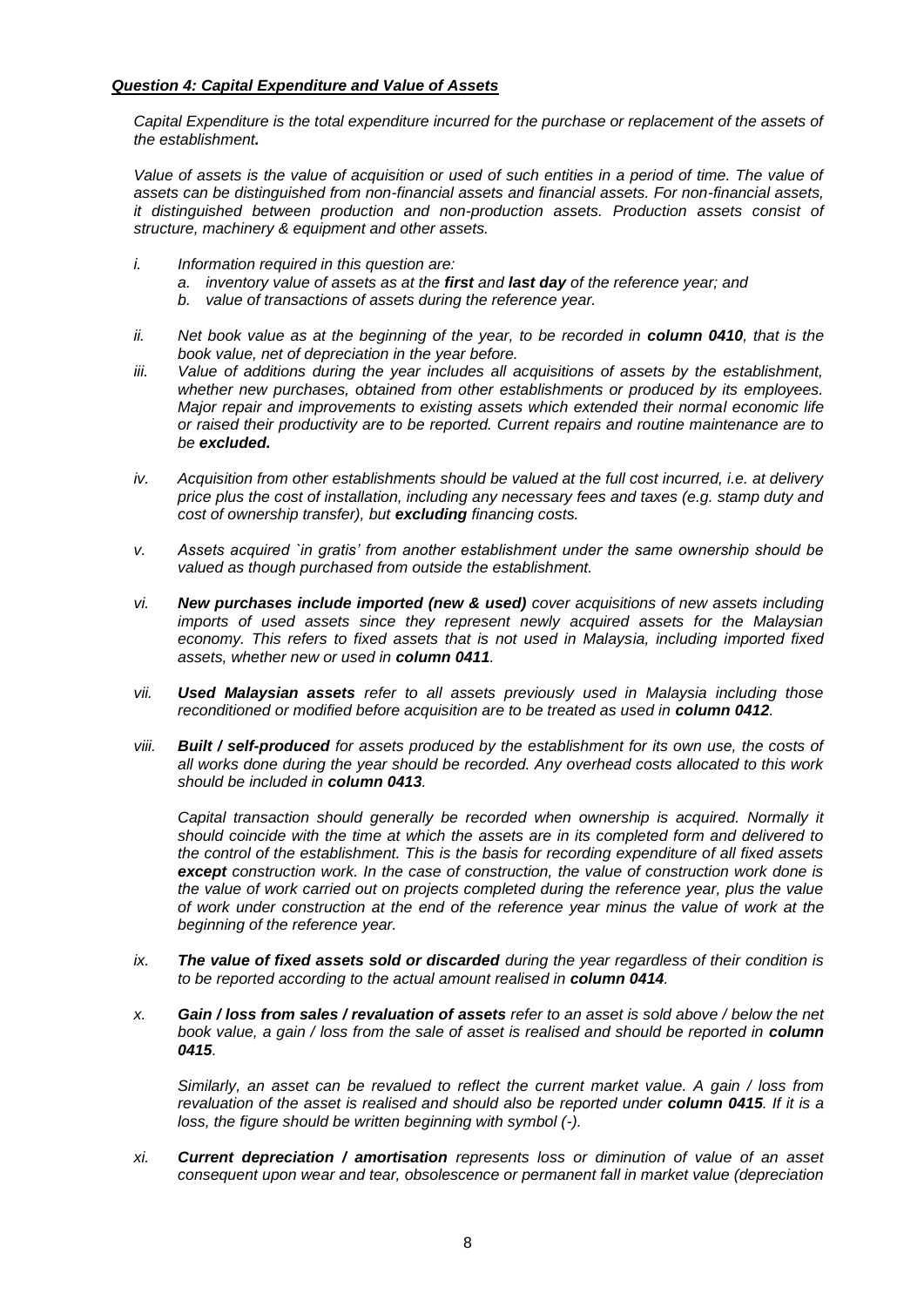***Question 4: Capital Expenditure and Value of Assets***

*Capital Expenditure is the total expenditure incurred for the purchase or replacement of the assets of the establishment**.***

*Value of assets is the value of acquisition or used of such entities in a period of time. The value of assets can be distinguished from non-financial assets and financial assets. For non-financial assets, it distinguished between production and non-production assets. Production assets consist of structure, machinery & equipment and other assets.*

i. *Information required in this question are:*
   a. *inventory value of assets as at the **first** and **last day** of the reference year; and*
   b. *value of transactions of assets during the reference year.*

ii. *Net book value as at the beginning of the year, to be recorded in **column 0410**, that is the book value, net of depreciation in the year before.*

iii. *Value of additions during the year includes all acquisitions of assets by the establishment, whether new purchases, obtained from other establishments or produced by its employees. Major repair and improvements to existing assets which extended their normal economic life or raised their productivity are to be reported. Current repairs and routine maintenance are to be **excluded.***

iv. *Acquisition from other establishments should be valued at the full cost incurred, i.e. at delivery price plus the cost of installation, including any necessary fees and taxes (e.g. stamp duty and cost of ownership transfer), but **excluding** financing costs.*

v. *Assets acquired `in gratis' from another establishment under the same ownership should be valued as though purchased from outside the establishment.*

vi. ***New purchases include imported (new & used)** cover acquisitions of new assets including imports of used assets since they represent newly acquired assets for the Malaysian economy. This refers to fixed assets that is not used in Malaysia, including imported fixed assets, whether new or used in **column 0411**.*

vii. ***Used Malaysian assets** refer to all assets previously used in Malaysia including those reconditioned or modified before acquisition are to be treated as used in **column 0412**.*

viii. ***Built / self-produced** for assets produced by the establishment for its own use, the costs of all works done during the year should be recorded. Any overhead costs allocated to this work should be included in **column 0413**.*

   *Capital transaction should generally be recorded when ownership is acquired. Normally it should coincide with the time at which the assets are in its completed form and delivered to the control of the establishment. This is the basis for recording expenditure of all fixed assets **except** construction work. In the case of construction, the value of construction work done is the value of work carried out on projects completed during the reference year, plus the value of work under construction at the end of the reference year minus the value of work at the beginning of the reference year.*

ix. ***The value of fixed assets sold or discarded** during the year regardless of their condition is to be reported according to the actual amount realised in **column 0414**.*

x. ***Gain / loss from sales / revaluation of assets** refer to an asset is sold above / below the net book value, a gain / loss from the sale of asset is realised and should be reported in **column 0415**.*

   *Similarly, an asset can be revalued to reflect the current market value. A gain / loss from revaluation of the asset is realised and should also be reported under **column 0415**. If it is a loss, the figure should be written beginning with symbol (-).*

xi. ***Current depreciation / amortisation** represents loss or diminution of value of an asset consequent upon wear and tear, obsolescence or permanent fall in market value (depreciation*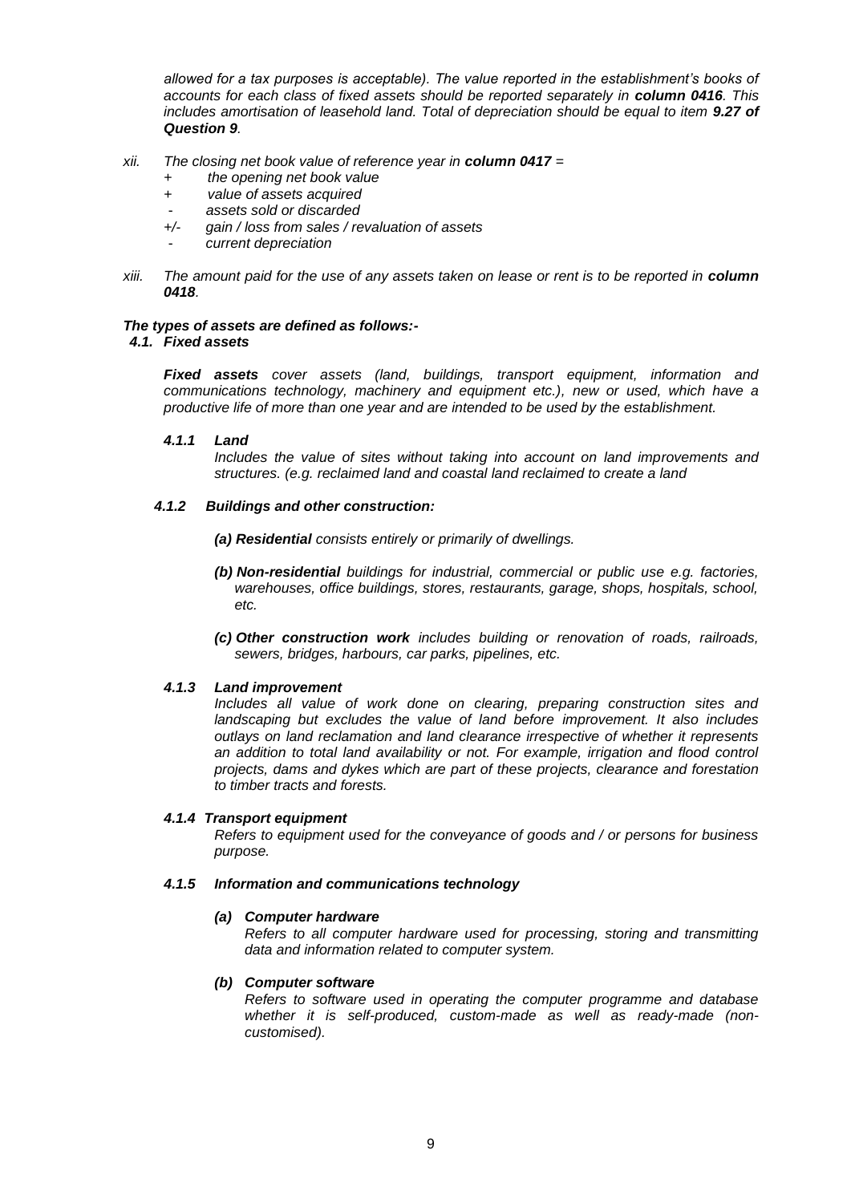*allowed for a tax purposes is acceptable). The value reported in the establishment's books of accounts for each class of fixed assets should be reported separately in **column 0416**. This includes amortisation of leasehold land. Total of depreciation should be equal to item **9.27 of Question 9**.*

*xii. The closing net book value of reference year in **column 0417** =*

- *+ the opening net book value*
- *+ value of assets acquired*
- *- assets sold or discarded*
- *+/- gain / loss from sales / revaluation of assets*
- *- current depreciation*

*xiii. The amount paid for the use of any assets taken on lease or rent is to be reported in **column 0418**.*

***The types of assets are defined as follows:-***

***4.1. Fixed assets***

***Fixed assets** cover assets (land, buildings, transport equipment, information and communications technology, machinery and equipment etc.), new or used, which have a productive life of more than one year and are intended to be used by the establishment.*

***4.1.1 Land***

*Includes the value of sites without taking into account on land improvements and structures. (e.g. reclaimed land and coastal land reclaimed to create a land*

***4.1.2 Buildings and other construction:***

***(a) Residential** consists entirely or primarily of dwellings.*

***(b) Non-residential** buildings for industrial, commercial or public use e.g. factories, warehouses, office buildings, stores, restaurants, garage, shops, hospitals, school, etc.*

***(c) Other construction work** includes building or renovation of roads, railroads, sewers, bridges, harbours, car parks, pipelines, etc.*

***4.1.3 Land improvement***

*Includes all value of work done on clearing, preparing construction sites and landscaping but excludes the value of land before improvement. It also includes outlays on land reclamation and land clearance irrespective of whether it represents an addition to total land availability or not. For example, irrigation and flood control projects, dams and dykes which are part of these projects, clearance and forestation to timber tracts and forests.*

***4.1.4 Transport equipment***

*Refers to equipment used for the conveyance of goods and / or persons for business purpose.*

***4.1.5 Information and communications technology***

***(a) Computer hardware***

*Refers to all computer hardware used for processing, storing and transmitting data and information related to computer system.*

***(b) Computer software***

*Refers to software used in operating the computer programme and database whether it is self-produced, custom-made as well as ready-made (non-customised).*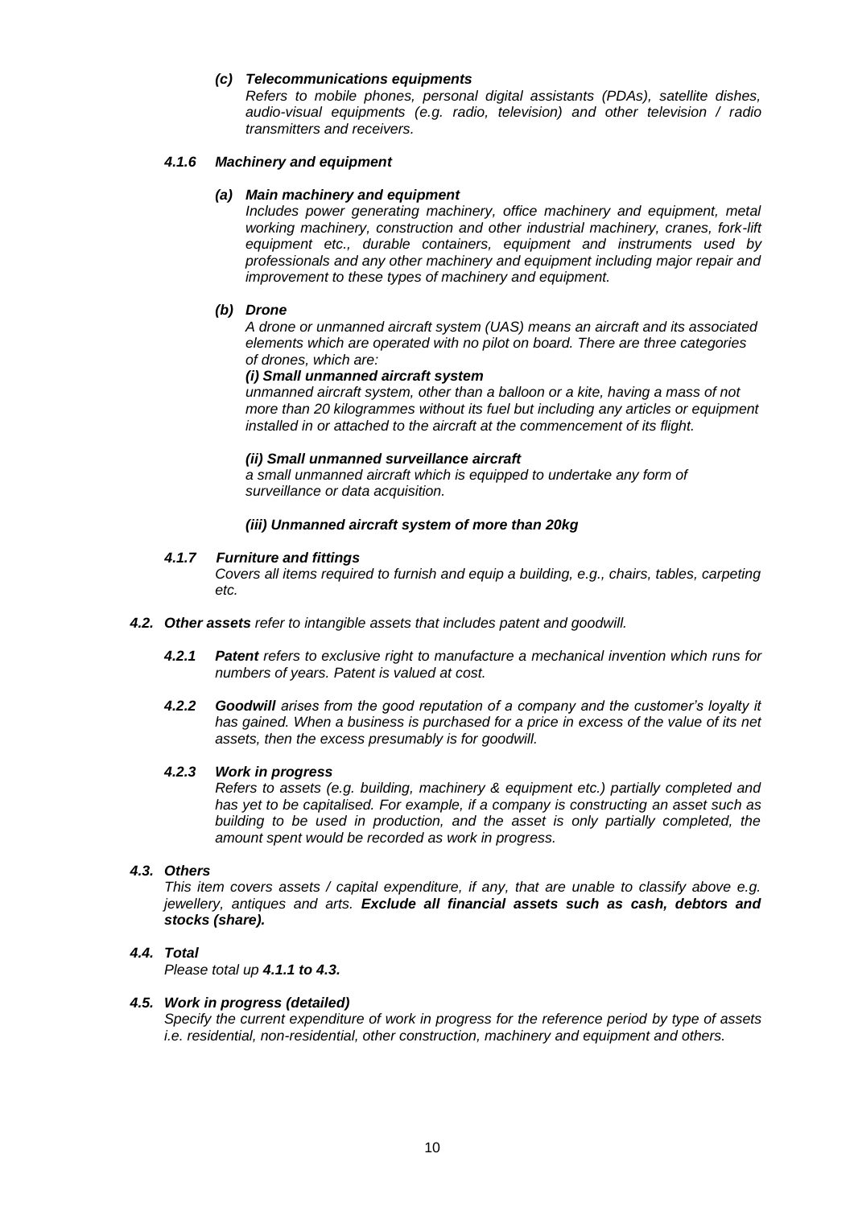***(c) Telecommunications equipments***

*Refers to mobile phones, personal digital assistants (PDAs), satellite dishes, audio-visual equipments (e.g. radio, television) and other television / radio transmitters and receivers.*

#### ***4.1.6 Machinery and equipment***

***(a) Main machinery and equipment***

*Includes power generating machinery, office machinery and equipment, metal working machinery, construction and other industrial machinery, cranes, fork-lift equipment etc., durable containers, equipment and instruments used by professionals and any other machinery and equipment including major repair and improvement to these types of machinery and equipment.*

***(b) Drone***

*A drone or unmanned aircraft system (UAS) means an aircraft and its associated elements which are operated with no pilot on board. There are three categories of drones, which are:*

***(i) Small unmanned aircraft system***

*unmanned aircraft system, other than a balloon or a kite, having a mass of not more than 20 kilogrammes without its fuel but including any articles or equipment installed in or attached to the aircraft at the commencement of its flight.*

***(ii) Small unmanned surveillance aircraft***

*a small unmanned aircraft which is equipped to undertake any form of surveillance or data acquisition.*

***(iii) Unmanned aircraft system of more than 20kg***

#### ***4.1.7 Furniture and fittings***

*Covers all items required to furnish and equip a building, e.g., chairs, tables, carpeting etc.*

### ***4.2. Other assets*** *refer to intangible assets that includes patent and goodwill.*

***4.2.1 Patent*** *refers to exclusive right to manufacture a mechanical invention which runs for numbers of years. Patent is valued at cost.*

***4.2.2 Goodwill*** *arises from the good reputation of a company and the customer's loyalty it has gained. When a business is purchased for a price in excess of the value of its net assets, then the excess presumably is for goodwill.*

#### ***4.2.3 Work in progress***

*Refers to assets (e.g. building, machinery & equipment etc.) partially completed and has yet to be capitalised. For example, if a company is constructing an asset such as building to be used in production, and the asset is only partially completed, the amount spent would be recorded as work in progress.*

### ***4.3. Others***

*This item covers assets / capital expenditure, if any, that are unable to classify above e.g. jewellery, antiques and arts.* ***Exclude all financial assets such as cash, debtors and stocks (share).***

### ***4.4. Total***

*Please total up* ***4.1.1 to 4.3.***

### ***4.5. Work in progress (detailed)***

*Specify the current expenditure of work in progress for the reference period by type of assets i.e. residential, non-residential, other construction, machinery and equipment and others.*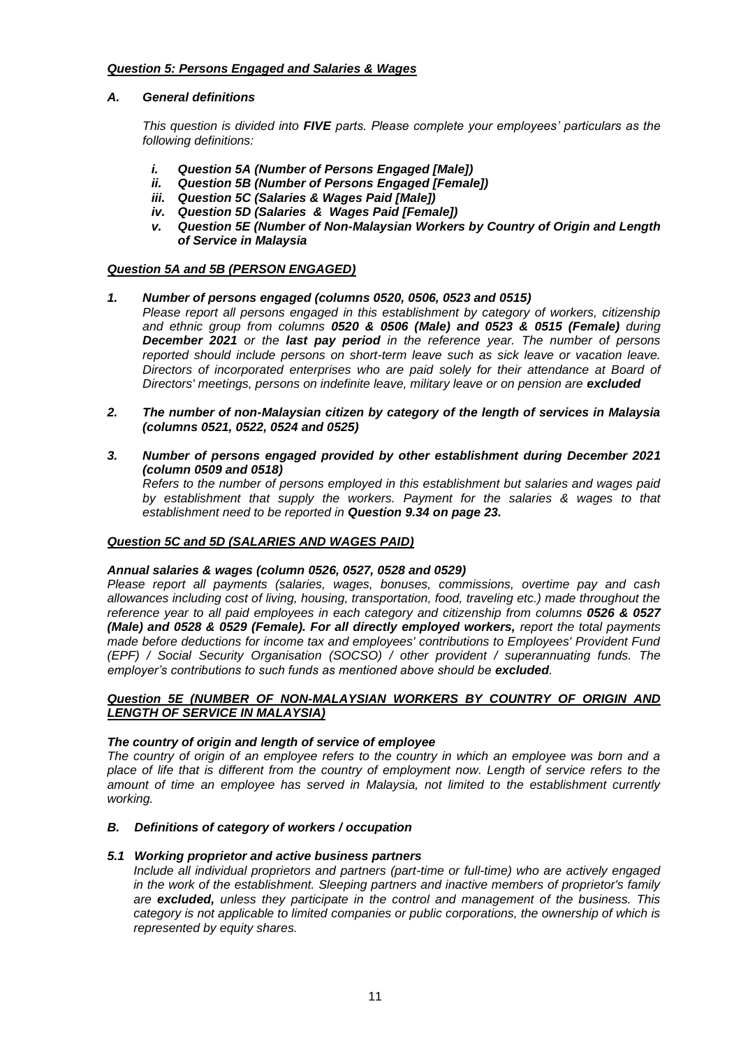### ***Question 5: Persons Engaged and Salaries & Wages***

#### *A. General definitions*

*This question is divided into **FIVE** parts. Please complete your employees' particulars as the following definitions:*

- ***i. Question 5A (Number of Persons Engaged [Male])***
- ***ii. Question 5B (Number of Persons Engaged [Female])***
- ***iii. Question 5C (Salaries & Wages Paid [Male])***
- ***iv. Question 5D (Salaries & Wages Paid [Female])***
- ***v. Question 5E (Number of Non-Malaysian Workers by Country of Origin and Length of Service in Malaysia***

### ***Question 5A and 5B (PERSON ENGAGED)***

***1. Number of persons engaged (columns 0520, 0506, 0523 and 0515)***

*Please report all persons engaged in this establishment by category of workers, citizenship and ethnic group from columns **0520 & 0506 (Male) and 0523 & 0515 (Female)** during **December 2021** or the **last pay period** in the reference year. The number of persons reported should include persons on short-term leave such as sick leave or vacation leave. Directors of incorporated enterprises who are paid solely for their attendance at Board of Directors' meetings, persons on indefinite leave, military leave or on pension are **excluded***

***2. The number of non-Malaysian citizen by category of the length of services in Malaysia (columns 0521, 0522, 0524 and 0525)***

***3. Number of persons engaged provided by other establishment during December 2021 (column 0509 and 0518)***

*Refers to the number of persons employed in this establishment but salaries and wages paid by establishment that supply the workers. Payment for the salaries & wages to that establishment need to be reported in **Question 9.34 on page 23.***

### ***Question 5C and 5D (SALARIES AND WAGES PAID)***

***Annual salaries & wages (column 0526, 0527, 0528 and 0529)***

*Please report all payments (salaries, wages, bonuses, commissions, overtime pay and cash allowances including cost of living, housing, transportation, food, traveling etc.) made throughout the reference year to all paid employees in each category and citizenship from columns **0526 & 0527 (Male) and 0528 & 0529 (Female). For all directly employed workers,** report the total payments made before deductions for income tax and employees' contributions to Employees' Provident Fund (EPF) / Social Security Organisation (SOCSO) / other provident / superannuating funds. The employer's contributions to such funds as mentioned above should be **excluded**.*

### ***Question 5E (NUMBER OF NON-MALAYSIAN WORKERS BY COUNTRY OF ORIGIN AND LENGTH OF SERVICE IN MALAYSIA)***

***The country of origin and length of service of employee***

*The country of origin of an employee refers to the country in which an employee was born and a place of life that is different from the country of employment now. Length of service refers to the amount of time an employee has served in Malaysia, not limited to the establishment currently working.*

#### *B. Definitions of category of workers / occupation*

***5.1 Working proprietor and active business partners***

*Include all individual proprietors and partners (part-time or full-time) who are actively engaged in the work of the establishment. Sleeping partners and inactive members of proprietor's family are **excluded,** unless they participate in the control and management of the business. This category is not applicable to limited companies or public corporations, the ownership of which is represented by equity shares.*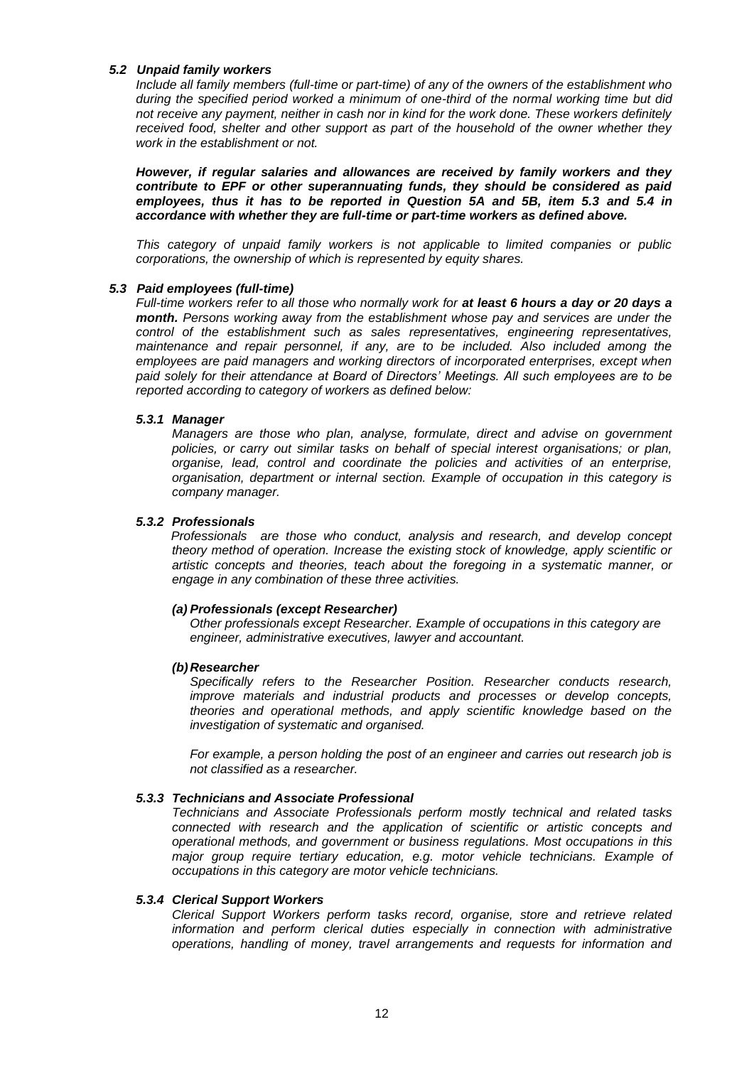### *5.2 Unpaid family workers*

*Include all family members (full-time or part-time) of any of the owners of the establishment who during the specified period worked a minimum of one-third of the normal working time but did not receive any payment, neither in cash nor in kind for the work done. These workers definitely received food, shelter and other support as part of the household of the owner whether they work in the establishment or not.*

***However, if regular salaries and allowances are received by family workers and they contribute to EPF or other superannuating funds, they should be considered as paid employees, thus it has to be reported in Question 5A and 5B, item 5.3 and 5.4 in accordance with whether they are full-time or part-time workers as defined above.***

*This category of unpaid family workers is not applicable to limited companies or public corporations, the ownership of which is represented by equity shares.*

### *5.3 Paid employees (full-time)*

*Full-time workers refer to all those who normally work for **at least 6 hours a day or 20 days a month.** Persons working away from the establishment whose pay and services are under the control of the establishment such as sales representatives, engineering representatives, maintenance and repair personnel, if any, are to be included. Also included among the employees are paid managers and working directors of incorporated enterprises, except when paid solely for their attendance at Board of Directors' Meetings. All such employees are to be reported according to category of workers as defined below:*

#### *5.3.1 Manager*

*Managers are those who plan, analyse, formulate, direct and advise on government policies, or carry out similar tasks on behalf of special interest organisations; or plan, organise, lead, control and coordinate the policies and activities of an enterprise, organisation, department or internal section. Example of occupation in this category is company manager.*

#### *5.3.2 Professionals*

*Professionals are those who conduct, analysis and research, and develop concept theory method of operation. Increase the existing stock of knowledge, apply scientific or artistic concepts and theories, teach about the foregoing in a systematic manner, or engage in any combination of these three activities.*

***(a) Professionals (except Researcher)***

*Other professionals except Researcher. Example of occupations in this category are engineer, administrative executives, lawyer and accountant.*

***(b) Researcher***

*Specifically refers to the Researcher Position. Researcher conducts research, improve materials and industrial products and processes or develop concepts, theories and operational methods, and apply scientific knowledge based on the investigation of systematic and organised.*

*For example, a person holding the post of an engineer and carries out research job is not classified as a researcher.*

#### *5.3.3 Technicians and Associate Professional*

*Technicians and Associate Professionals perform mostly technical and related tasks connected with research and the application of scientific or artistic concepts and operational methods, and government or business regulations. Most occupations in this major group require tertiary education, e.g. motor vehicle technicians. Example of occupations in this category are motor vehicle technicians.*

#### *5.3.4 Clerical Support Workers*

*Clerical Support Workers perform tasks record, organise, store and retrieve related information and perform clerical duties especially in connection with administrative operations, handling of money, travel arrangements and requests for information and*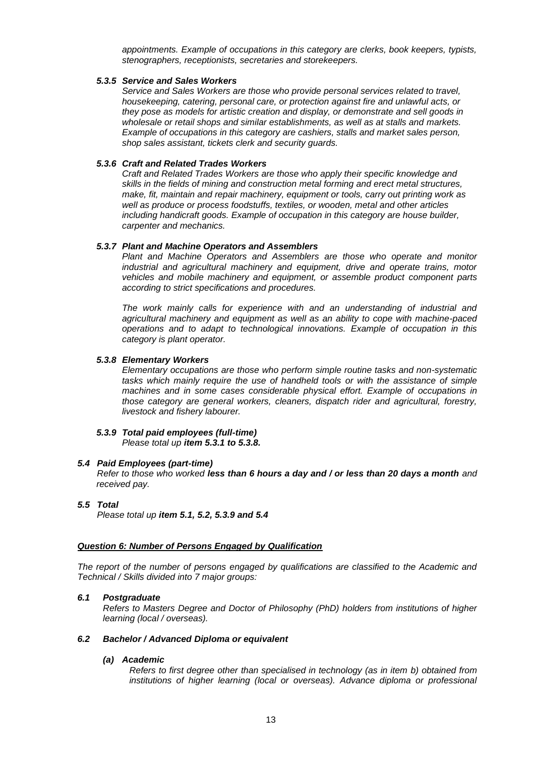*appointments. Example of occupations in this category are clerks, book keepers, typists, stenographers, receptionists, secretaries and storekeepers.*

#### *5.3.5 Service and Sales Workers*

*Service and Sales Workers are those who provide personal services related to travel, housekeeping, catering, personal care, or protection against fire and unlawful acts, or they pose as models for artistic creation and display, or demonstrate and sell goods in wholesale or retail shops and similar establishments, as well as at stalls and markets. Example of occupations in this category are cashiers, stalls and market sales person, shop sales assistant, tickets clerk and security guards.*

#### *5.3.6 Craft and Related Trades Workers*

*Craft and Related Trades Workers are those who apply their specific knowledge and skills in the fields of mining and construction metal forming and erect metal structures, make, fit, maintain and repair machinery, equipment or tools, carry out printing work as well as produce or process foodstuffs, textiles, or wooden, metal and other articles including handicraft goods. Example of occupation in this category are house builder, carpenter and mechanics.*

#### *5.3.7 Plant and Machine Operators and Assemblers*

*Plant and Machine Operators and Assemblers are those who operate and monitor industrial and agricultural machinery and equipment, drive and operate trains, motor vehicles and mobile machinery and equipment, or assemble product component parts according to strict specifications and procedures.*

*The work mainly calls for experience with and an understanding of industrial and agricultural machinery and equipment as well as an ability to cope with machine-paced operations and to adapt to technological innovations. Example of occupation in this category is plant operator.*

#### *5.3.8 Elementary Workers*

*Elementary occupations are those who perform simple routine tasks and non-systematic tasks which mainly require the use of handheld tools or with the assistance of simple machines and in some cases considerable physical effort. Example of occupations in those category are general workers, cleaners, dispatch rider and agricultural, forestry, livestock and fishery labourer.*

#### *5.3.9 Total paid employees (full-time)*

*Please total up **item 5.3.1 to 5.3.8.***

### *5.4 Paid Employees (part-time)*

*Refer to those who worked **less than 6 hours a day and / or less than 20 days a month** and received pay.*

### *5.5 Total*

*Please total up **item 5.1, 5.2, 5.3.9 and 5.4***

## ***Question 6: Number of Persons Engaged by Qualification***

*The report of the number of persons engaged by qualifications are classified to the Academic and Technical / Skills divided into 7 major groups:*

### *6.1 Postgraduate*

*Refers to Masters Degree and Doctor of Philosophy (PhD) holders from institutions of higher learning (local / overseas).*

### *6.2 Bachelor / Advanced Diploma or equivalent*

#### *(a) Academic*

*Refers to first degree other than specialised in technology (as in item b) obtained from institutions of higher learning (local or overseas). Advance diploma or professional*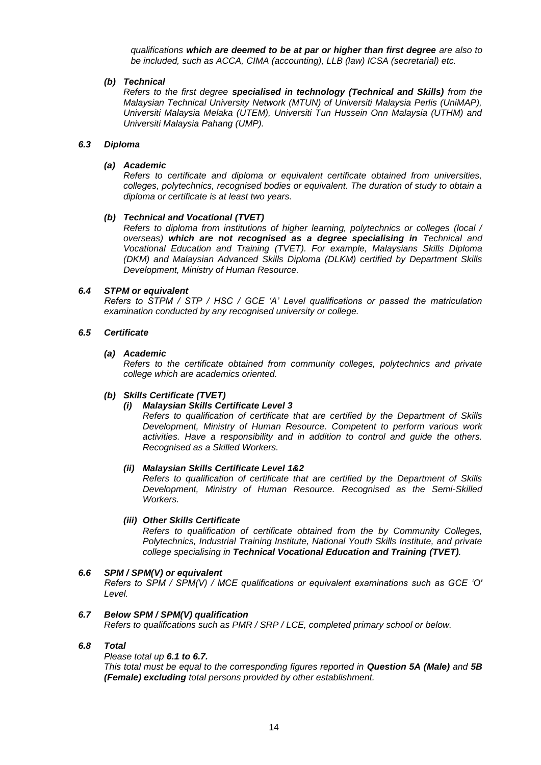*qualifications **which are deemed to be at par or higher than first degree** are also to be included, such as ACCA, CIMA (accounting), LLB (law) ICSA (secretarial) etc.*

***(b) Technical***

*Refers to the first degree **specialised in technology (Technical and Skills)** from the Malaysian Technical University Network (MTUN) of Universiti Malaysia Perlis (UniMAP), Universiti Malaysia Melaka (UTEM), Universiti Tun Hussein Onn Malaysia (UTHM) and Universiti Malaysia Pahang (UMP).*

### *6.3 Diploma*

***(a) Academic***

*Refers to certificate and diploma or equivalent certificate obtained from universities, colleges, polytechnics, recognised bodies or equivalent. The duration of study to obtain a diploma or certificate is at least two years.*

***(b) Technical and Vocational (TVET)***

*Refers to diploma from institutions of higher learning, polytechnics or colleges (local / overseas) **which are not recognised as a degree specialising in** Technical and Vocational Education and Training (TVET). For example, Malaysians Skills Diploma (DKM) and Malaysian Advanced Skills Diploma (DLKM) certified by Department Skills Development, Ministry of Human Resource.*

### *6.4 STPM or equivalent*

*Refers to STPM / STP / HSC / GCE 'A' Level qualifications or passed the matriculation examination conducted by any recognised university or college.*

### *6.5 Certificate*

***(a) Academic***

*Refers to the certificate obtained from community colleges, polytechnics and private college which are academics oriented.*

***(b) Skills Certificate (TVET)***

***(i) Malaysian Skills Certificate Level 3***

*Refers to qualification of certificate that are certified by the Department of Skills Development, Ministry of Human Resource. Competent to perform various work activities. Have a responsibility and in addition to control and guide the others. Recognised as a Skilled Workers.*

***(ii) Malaysian Skills Certificate Level 1&2***

*Refers to qualification of certificate that are certified by the Department of Skills Development, Ministry of Human Resource. Recognised as the Semi-Skilled Workers.*

***(iii) Other Skills Certificate***

*Refers to qualification of certificate obtained from the by Community Colleges, Polytechnics, Industrial Training Institute, National Youth Skills Institute, and private college specialising in **Technical Vocational Education and Training (TVET)**.*

### *6.6 SPM / SPM(V) or equivalent*

*Refers to SPM / SPM(V) / MCE qualifications or equivalent examinations such as GCE 'O' Level.*

### *6.7 Below SPM / SPM(V) qualification*

*Refers to qualifications such as PMR / SRP / LCE, completed primary school or below.*

### *6.8 Total*

*Please total up **6.1 to 6.7.***

*This total must be equal to the corresponding figures reported in **Question 5A (Male)** and **5B (Female) excluding** total persons provided by other establishment.*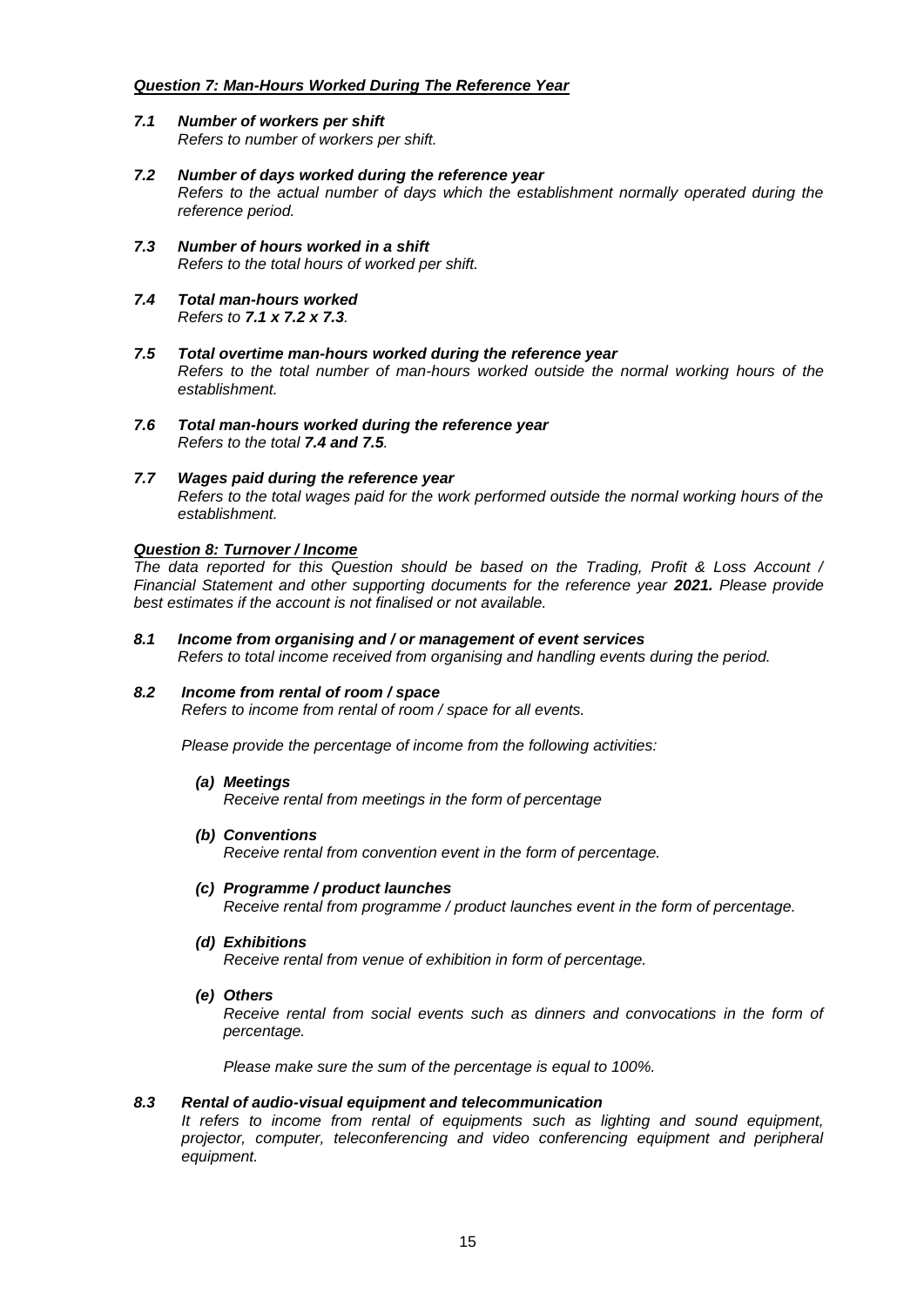***Question 7: Man-Hours Worked During The Reference Year***

***7.1 Number of workers per shift***
*Refers to number of workers per shift.*

***7.2 Number of days worked during the reference year***
*Refers to the actual number of days which the establishment normally operated during the reference period.*

***7.3 Number of hours worked in a shift***
*Refers to the total hours of worked per shift.*

***7.4 Total man-hours worked***
*Refers to **7.1 x 7.2 x 7.3**.*

***7.5 Total overtime man-hours worked during the reference year***
*Refers to the total number of man-hours worked outside the normal working hours of the establishment.*

***7.6 Total man-hours worked during the reference year***
*Refers to the total **7.4 and 7.5**.*

***7.7 Wages paid during the reference year***
*Refers to the total wages paid for the work performed outside the normal working hours of the establishment.*

***Question 8: Turnover / Income***

*The data reported for this Question should be based on the Trading, Profit & Loss Account / Financial Statement and other supporting documents for the reference year **2021.** Please provide best estimates if the account is not finalised or not available.*

***8.1 Income from organising and / or management of event services***
*Refers to total income received from organising and handling events during the period.*

***8.2 Income from rental of room / space***
*Refers to income from rental of room / space for all events.*

*Please provide the percentage of income from the following activities:*

***(a) Meetings***
*Receive rental from meetings in the form of percentage*

***(b) Conventions***
*Receive rental from convention event in the form of percentage.*

***(c) Programme / product launches***
*Receive rental from programme / product launches event in the form of percentage.*

***(d) Exhibitions***
*Receive rental from venue of exhibition in form of percentage.*

***(e) Others***
*Receive rental from social events such as dinners and convocations in the form of percentage.*

*Please make sure the sum of the percentage is equal to 100%.*

***8.3 Rental of audio-visual equipment and telecommunication***
*It refers to income from rental of equipments such as lighting and sound equipment, projector, computer, teleconferencing and video conferencing equipment and peripheral equipment.*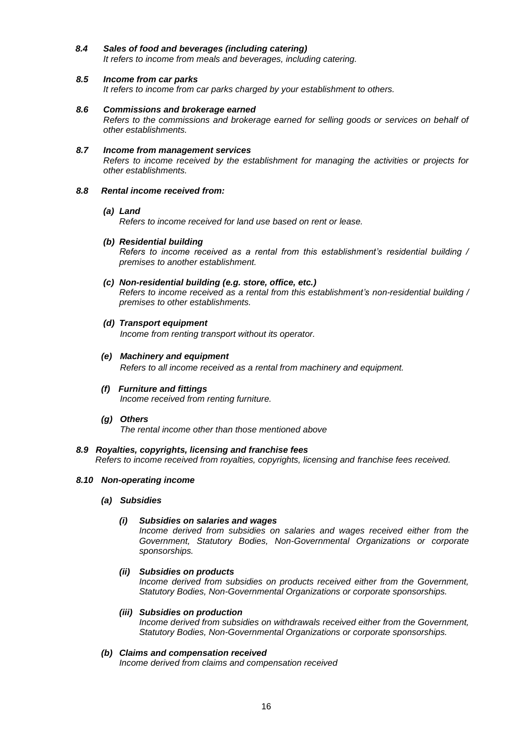***8.4 Sales of food and beverages (including catering)***

*It refers to income from meals and beverages, including catering.*

***8.5 Income from car parks***

*It refers to income from car parks charged by your establishment to others.*

***8.6 Commissions and brokerage earned***

*Refers to the commissions and brokerage earned for selling goods or services on behalf of other establishments.*

***8.7 Income from management services***

*Refers to income received by the establishment for managing the activities or projects for other establishments.*

***8.8 Rental income received from:***

***(a) Land***

*Refers to income received for land use based on rent or lease.*

***(b) Residential building***

*Refers to income received as a rental from this establishment's residential building / premises to another establishment.*

***(c) Non-residential building (e.g. store, office, etc.)***

*Refers to income received as a rental from this establishment's non-residential building / premises to other establishments.*

***(d) Transport equipment***

*Income from renting transport without its operator.*

***(e) Machinery and equipment***

*Refers to all income received as a rental from machinery and equipment.*

***(f) Furniture and fittings***

*Income received from renting furniture.*

***(g) Others***

*The rental income other than those mentioned above*

***8.9 Royalties, copyrights, licensing and franchise fees***

*Refers to income received from royalties, copyrights, licensing and franchise fees received.*

***8.10 Non-operating income***

***(a) Subsidies***

***(i) Subsidies on salaries and wages***

*Income derived from subsidies on salaries and wages received either from the Government, Statutory Bodies, Non-Governmental Organizations or corporate sponsorships.*

***(ii) Subsidies on products***

*Income derived from subsidies on products received either from the Government, Statutory Bodies, Non-Governmental Organizations or corporate sponsorships.*

***(iii) Subsidies on production***

*Income derived from subsidies on withdrawals received either from the Government, Statutory Bodies, Non-Governmental Organizations or corporate sponsorships.*

***(b) Claims and compensation received***

*Income derived from claims and compensation received*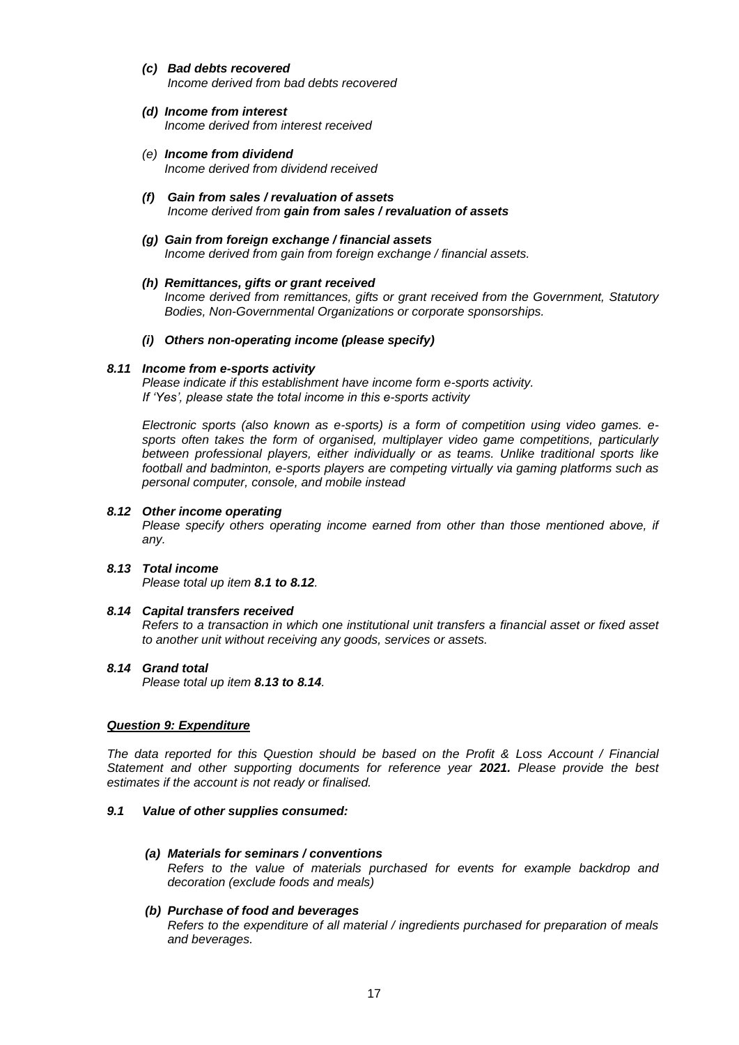*(c)* ***Bad debts recovered***
*Income derived from bad debts recovered*

*(d)* ***Income from interest***
*Income derived from interest received*

*(e)* ***Income from dividend***
*Income derived from dividend received*

*(f)* ***Gain from sales / revaluation of assets***
*Income derived from* ***gain from sales / revaluation of assets***

*(g)* ***Gain from foreign exchange / financial assets***
*Income derived from gain from foreign exchange / financial assets.*

*(h)* ***Remittances, gifts or grant received***
*Income derived from remittances, gifts or grant received from the Government, Statutory Bodies, Non-Governmental Organizations or corporate sponsorships.*

*(i)* ***Others non-operating income (please specify)***

***8.11 Income from e-sports activity***
*Please indicate if this establishment have income form e-sports activity.*
*If 'Yes', please state the total income in this e-sports activity*

*Electronic sports (also known as e-sports) is a form of competition using video games. e-sports often takes the form of organised, multiplayer video game competitions, particularly between professional players, either individually or as teams. Unlike traditional sports like football and badminton, e-sports players are competing virtually via gaming platforms such as personal computer, console, and mobile instead*

***8.12 Other income operating***
*Please specify others operating income earned from other than those mentioned above, if any.*

***8.13 Total income***
*Please total up item* ***8.1 to 8.12****.*

***8.14 Capital transfers received***
*Refers to a transaction in which one institutional unit transfers a financial asset or fixed asset to another unit without receiving any goods, services or assets.*

***8.14 Grand total***
*Please total up item* ***8.13 to 8.14****.*

***Question 9: Expenditure***

*The data reported for this Question should be based on the Profit & Loss Account / Financial Statement and other supporting documents for reference year* ***2021.*** *Please provide the best estimates if the account is not ready or finalised.*

***9.1 Value of other supplies consumed:***

*(a)* ***Materials for seminars / conventions***
*Refers to the value of materials purchased for events for example backdrop and decoration (exclude foods and meals)*

*(b)* ***Purchase of food and beverages***
*Refers to the expenditure of all material / ingredients purchased for preparation of meals and beverages.*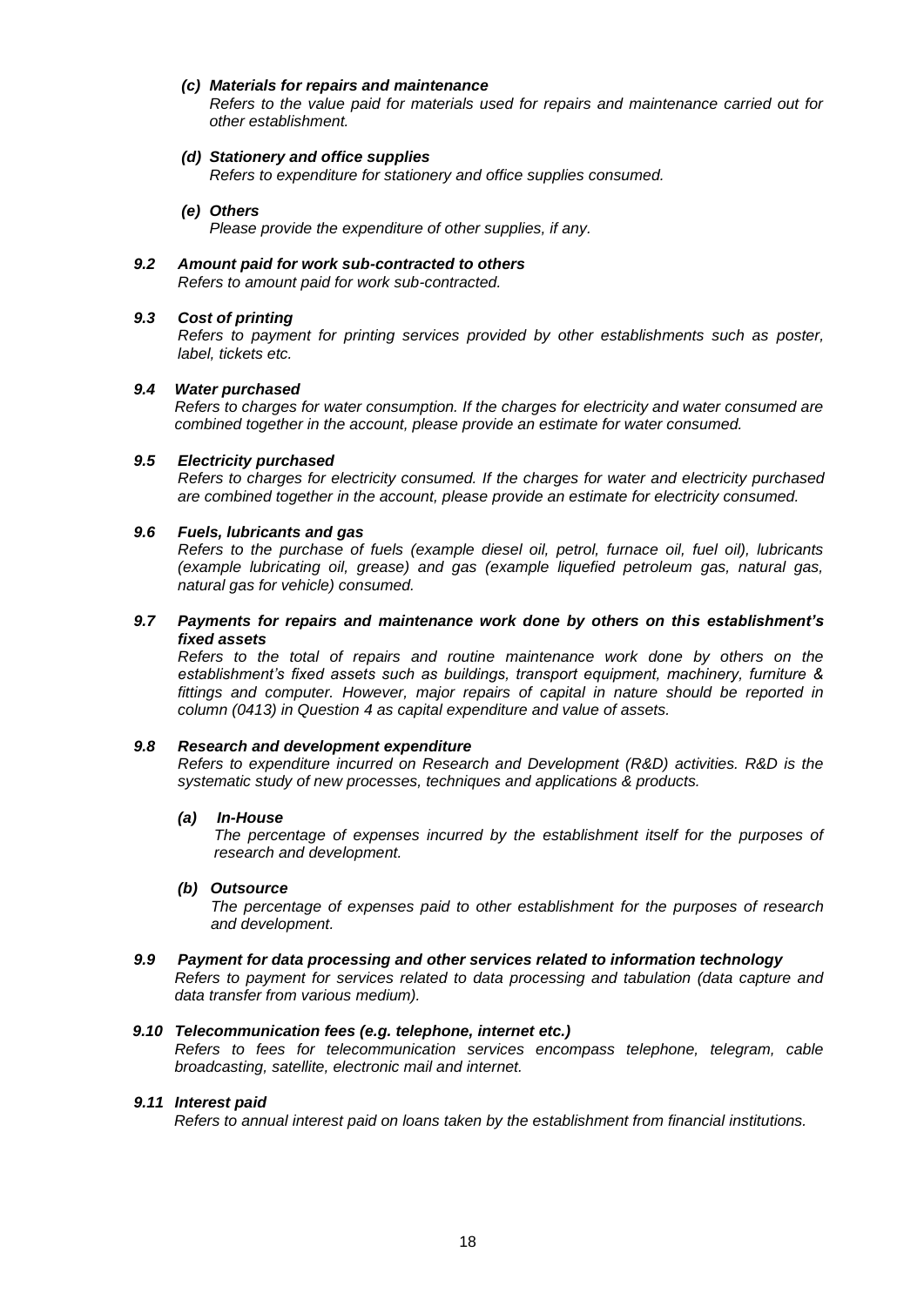***(c) Materials for repairs and maintenance***

*Refers to the value paid for materials used for repairs and maintenance carried out for other establishment.*

***(d) Stationery and office supplies***

*Refers to expenditure for stationery and office supplies consumed.*

***(e) Others***

*Please provide the expenditure of other supplies, if any.*

***9.2 Amount paid for work sub-contracted to others***

*Refers to amount paid for work sub-contracted.*

***9.3 Cost of printing***

*Refers to payment for printing services provided by other establishments such as poster, label, tickets etc.*

***9.4 Water purchased***

*Refers to charges for water consumption. If the charges for electricity and water consumed are combined together in the account, please provide an estimate for water consumed.*

***9.5 Electricity purchased***

*Refers to charges for electricity consumed. If the charges for water and electricity purchased are combined together in the account, please provide an estimate for electricity consumed.*

***9.6 Fuels, lubricants and gas***

*Refers to the purchase of fuels (example diesel oil, petrol, furnace oil, fuel oil), lubricants (example lubricating oil, grease) and gas (example liquefied petroleum gas, natural gas, natural gas for vehicle) consumed.*

***9.7 Payments for repairs and maintenance work done by others on this establishment's fixed assets***

*Refers to the total of repairs and routine maintenance work done by others on the establishment's fixed assets such as buildings, transport equipment, machinery, furniture & fittings and computer. However, major repairs of capital in nature should be reported in column (0413) in Question 4 as capital expenditure and value of assets.*

***9.8 Research and development expenditure***

*Refers to expenditure incurred on Research and Development (R&D) activities. R&D is the systematic study of new processes, techniques and applications & products.*

***(a) In-House***

*The percentage of expenses incurred by the establishment itself for the purposes of research and development.*

***(b) Outsource***

*The percentage of expenses paid to other establishment for the purposes of research and development.*

***9.9 Payment for data processing and other services related to information technology***

*Refers to payment for services related to data processing and tabulation (data capture and data transfer from various medium).*

***9.10 Telecommunication fees (e.g. telephone, internet etc.)***

*Refers to fees for telecommunication services encompass telephone, telegram, cable broadcasting, satellite, electronic mail and internet.*

***9.11 Interest paid***

*Refers to annual interest paid on loans taken by the establishment from financial institutions.*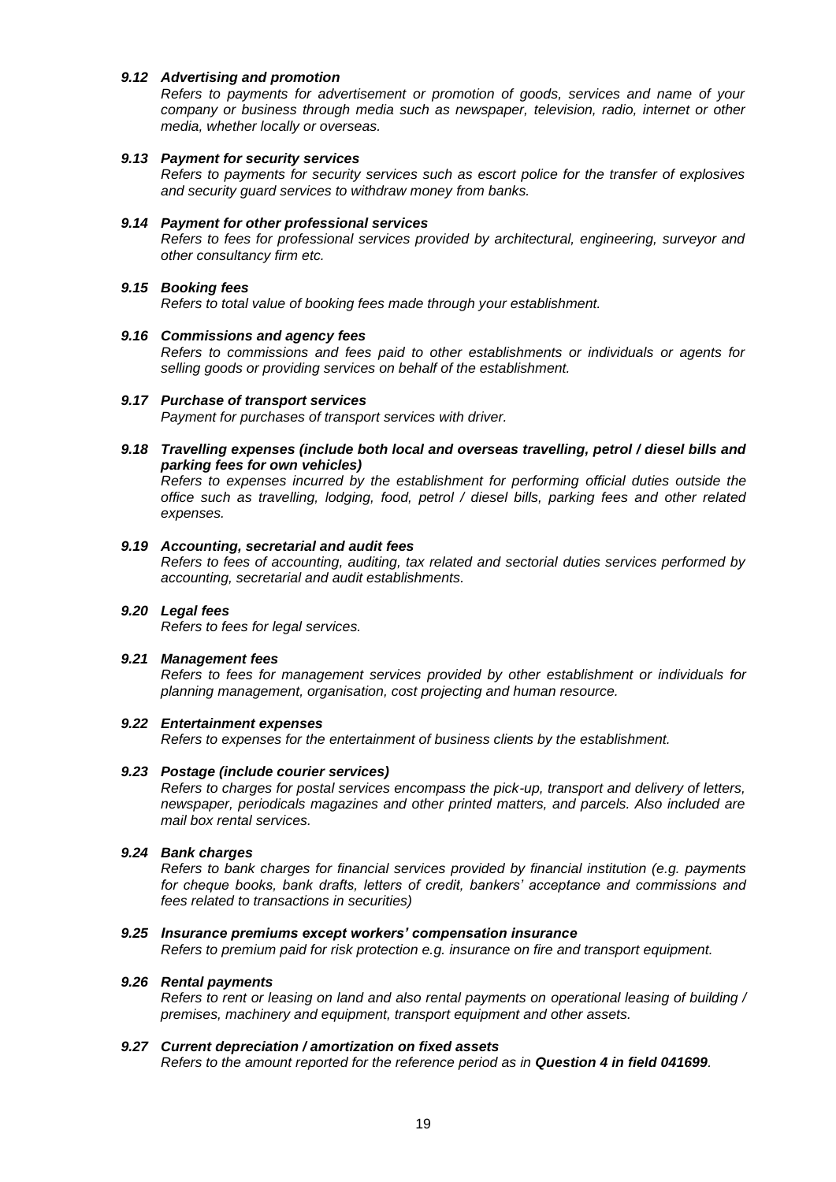### *9.12 Advertising and promotion*

*Refers to payments for advertisement or promotion of goods, services and name of your company or business through media such as newspaper, television, radio, internet or other media, whether locally or overseas.*

### *9.13 Payment for security services*

*Refers to payments for security services such as escort police for the transfer of explosives and security guard services to withdraw money from banks.*

### *9.14 Payment for other professional services*

*Refers to fees for professional services provided by architectural, engineering, surveyor and other consultancy firm etc.*

### *9.15 Booking fees*

*Refers to total value of booking fees made through your establishment.*

### *9.16 Commissions and agency fees*

*Refers to commissions and fees paid to other establishments or individuals or agents for selling goods or providing services on behalf of the establishment.*

### *9.17 Purchase of transport services*

*Payment for purchases of transport services with driver.*

### *9.18 Travelling expenses (include both local and overseas travelling, petrol / diesel bills and parking fees for own vehicles)*

*Refers to expenses incurred by the establishment for performing official duties outside the office such as travelling, lodging, food, petrol / diesel bills, parking fees and other related expenses.*

### *9.19 Accounting, secretarial and audit fees*

*Refers to fees of accounting, auditing, tax related and sectorial duties services performed by accounting, secretarial and audit establishments.*

### *9.20 Legal fees*

*Refers to fees for legal services.*

### *9.21 Management fees*

*Refers to fees for management services provided by other establishment or individuals for planning management, organisation, cost projecting and human resource.*

### *9.22 Entertainment expenses*

*Refers to expenses for the entertainment of business clients by the establishment.*

### *9.23 Postage (include courier services)*

*Refers to charges for postal services encompass the pick-up, transport and delivery of letters, newspaper, periodicals magazines and other printed matters, and parcels. Also included are mail box rental services.*

### *9.24 Bank charges*

*Refers to bank charges for financial services provided by financial institution (e.g. payments for cheque books, bank drafts, letters of credit, bankers' acceptance and commissions and fees related to transactions in securities)*

### *9.25 Insurance premiums except workers' compensation insurance*

*Refers to premium paid for risk protection e.g. insurance on fire and transport equipment.*

### *9.26 Rental payments*

*Refers to rent or leasing on land and also rental payments on operational leasing of building / premises, machinery and equipment, transport equipment and other assets.*

### *9.27 Current depreciation / amortization on fixed assets*

*Refers to the amount reported for the reference period as in* ***Question 4 in field 041699***.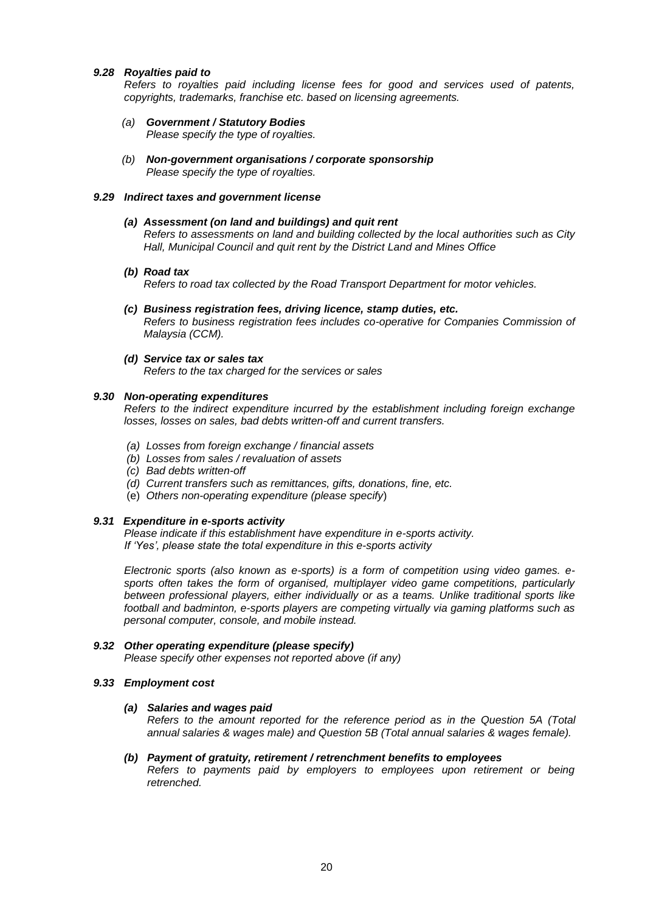***9.28 Royalties paid to***

*Refers to royalties paid including license fees for good and services used of patents, copyrights, trademarks, franchise etc. based on licensing agreements.*

*(a)* ***Government / Statutory Bodies***
*Please specify the type of royalties.*

*(b)* ***Non-government organisations / corporate sponsorship***
*Please specify the type of royalties.*

***9.29 Indirect taxes and government license***

***(a) Assessment (on land and buildings) and quit rent***
*Refers to assessments on land and building collected by the local authorities such as City Hall, Municipal Council and quit rent by the District Land and Mines Office*

***(b) Road tax***
*Refers to road tax collected by the Road Transport Department for motor vehicles.*

***(c) Business registration fees, driving licence, stamp duties, etc.***
*Refers to business registration fees includes co-operative for Companies Commission of Malaysia (CCM).*

***(d) Service tax or sales tax***
*Refers to the tax charged for the services or sales*

***9.30 Non-operating expenditures***

*Refers to the indirect expenditure incurred by the establishment including foreign exchange losses, losses on sales, bad debts written-off and current transfers.*

*(a) Losses from foreign exchange / financial assets*
*(b) Losses from sales / revaluation of assets*
*(c) Bad debts written-off*
*(d) Current transfers such as remittances, gifts, donations, fine, etc.*
(e) *Others non-operating expenditure (please specify*)

***9.31 Expenditure in e-sports activity***

*Please indicate if this establishment have expenditure in e-sports activity.*
*If 'Yes', please state the total expenditure in this e-sports activity*

*Electronic sports (also known as e-sports) is a form of competition using video games. e-sports often takes the form of organised, multiplayer video game competitions, particularly between professional players, either individually or as a teams. Unlike traditional sports like football and badminton, e-sports players are competing virtually via gaming platforms such as personal computer, console, and mobile instead.*

***9.32 Other operating expenditure (please specify)***

*Please specify other expenses not reported above (if any)*

***9.33 Employment cost***

***(a) Salaries and wages paid***
*Refers to the amount reported for the reference period as in the Question 5A (Total annual salaries & wages male) and Question 5B (Total annual salaries & wages female).*

***(b) Payment of gratuity, retirement / retrenchment benefits to employees***
*Refers to payments paid by employers to employees upon retirement or being retrenched.*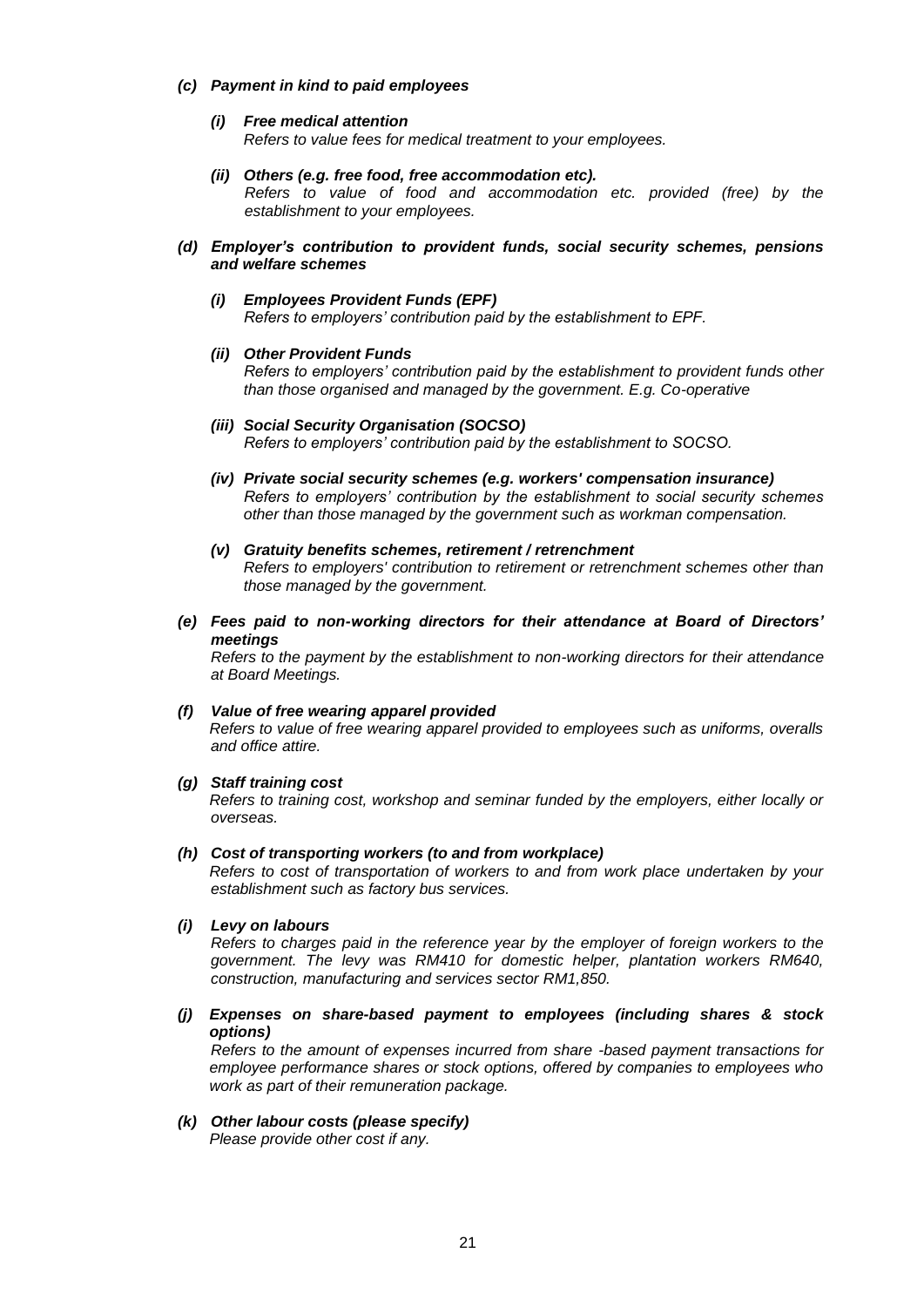***(c) Payment in kind to paid employees***

***(i) Free medical attention***
*Refers to value fees for medical treatment to your employees.*

***(ii) Others (e.g. free food, free accommodation etc).***
*Refers to value of food and accommodation etc. provided (free) by the establishment to your employees.*

***(d) Employer's contribution to provident funds, social security schemes, pensions and welfare schemes***

***(i) Employees Provident Funds (EPF)***
*Refers to employers' contribution paid by the establishment to EPF.*

***(ii) Other Provident Funds***
*Refers to employers' contribution paid by the establishment to provident funds other than those organised and managed by the government. E.g. Co-operative*

***(iii) Social Security Organisation (SOCSO)***
*Refers to employers' contribution paid by the establishment to SOCSO.*

***(iv) Private social security schemes (e.g. workers' compensation insurance)***
*Refers to employers' contribution by the establishment to social security schemes other than those managed by the government such as workman compensation.*

***(v) Gratuity benefits schemes, retirement / retrenchment***
*Refers to employers' contribution to retirement or retrenchment schemes other than those managed by the government.*

***(e) Fees paid to non-working directors for their attendance at Board of Directors' meetings***
*Refers to the payment by the establishment to non-working directors for their attendance at Board Meetings.*

***(f) Value of free wearing apparel provided***
*Refers to value of free wearing apparel provided to employees such as uniforms, overalls and office attire.*

***(g) Staff training cost***
*Refers to training cost, workshop and seminar funded by the employers, either locally or overseas.*

***(h) Cost of transporting workers (to and from workplace)***
*Refers to cost of transportation of workers to and from work place undertaken by your establishment such as factory bus services.*

***(i) Levy on labours***
*Refers to charges paid in the reference year by the employer of foreign workers to the government. The levy was RM410 for domestic helper, plantation workers RM640, construction, manufacturing and services sector RM1,850.*

***(j) Expenses on share-based payment to employees (including shares & stock options)***
*Refers to the amount of expenses incurred from share -based payment transactions for employee performance shares or stock options, offered by companies to employees who work as part of their remuneration package.*

***(k) Other labour costs (please specify)***
*Please provide other cost if any.*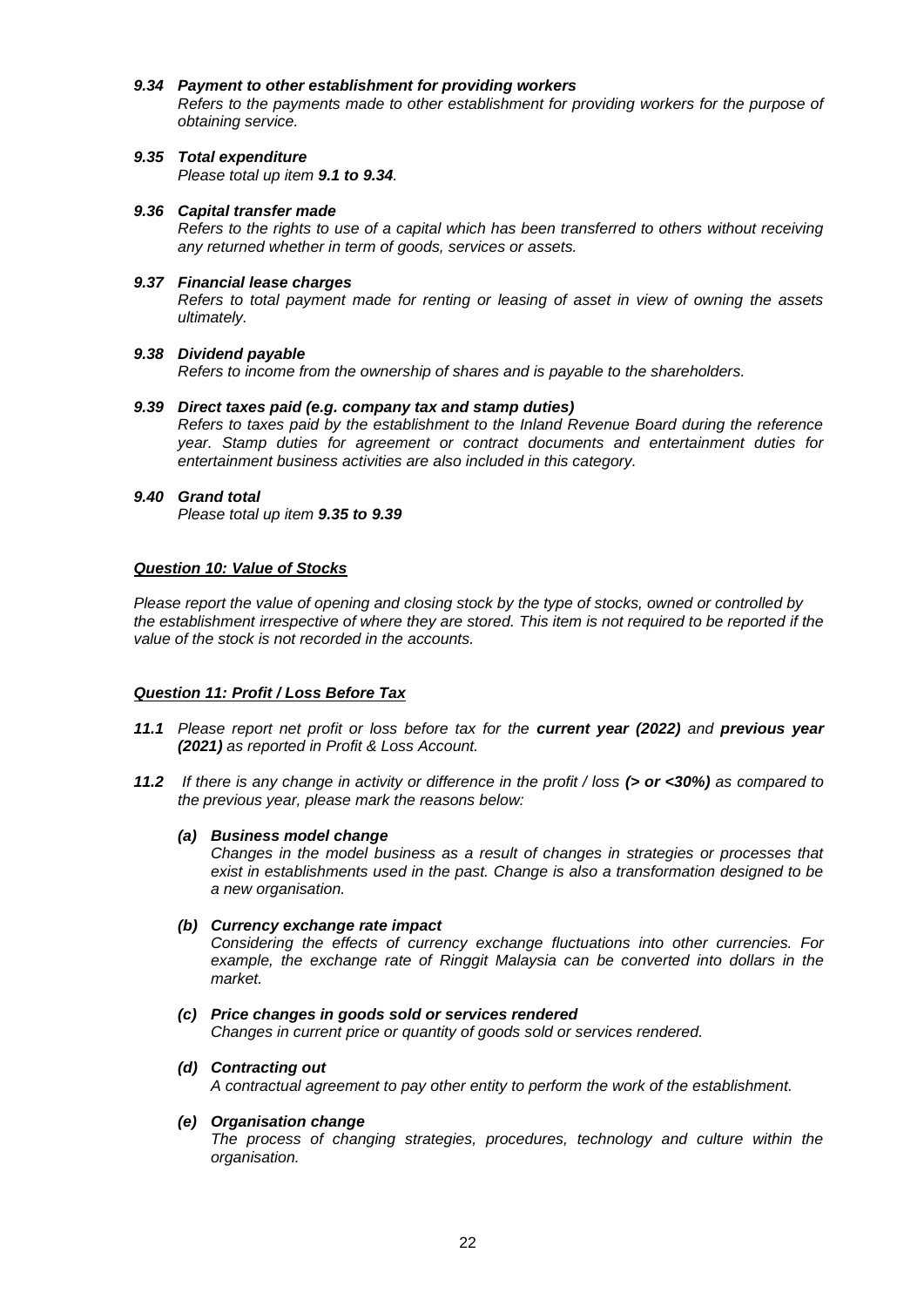***9.34 Payment to other establishment for providing workers***

*Refers to the payments made to other establishment for providing workers for the purpose of obtaining service.*

***9.35 Total expenditure***

*Please total up item **9.1 to 9.34**.*

***9.36 Capital transfer made***

*Refers to the rights to use of a capital which has been transferred to others without receiving any returned whether in term of goods, services or assets.*

***9.37 Financial lease charges***

*Refers to total payment made for renting or leasing of asset in view of owning the assets ultimately.*

***9.38 Dividend payable***

*Refers to income from the ownership of shares and is payable to the shareholders.*

***9.39 Direct taxes paid (e.g. company tax and stamp duties)***

*Refers to taxes paid by the establishment to the Inland Revenue Board during the reference year. Stamp duties for agreement or contract documents and entertainment duties for entertainment business activities are also included in this category.*

***9.40 Grand total***

*Please total up item **9.35 to 9.39***

***<u>Question 10: Value of Stocks</u>***

*Please report the value of opening and closing stock by the type of stocks, owned or controlled by the establishment irrespective of where they are stored. This item is not required to be reported if the value of the stock is not recorded in the accounts.*

***<u>Question 11: Profit / Loss Before Tax</u>***

***11.1** Please report net profit or loss before tax for the **current year (2022)** and **previous year (2021)** as reported in Profit & Loss Account.*

***11.2** If there is any change in activity or difference in the profit / loss **(> or <30%)** as compared to the previous year, please mark the reasons below:*

***(a) Business model change***

*Changes in the model business as a result of changes in strategies or processes that exist in establishments used in the past. Change is also a transformation designed to be a new organisation.*

***(b) Currency exchange rate impact***

*Considering the effects of currency exchange fluctuations into other currencies. For example, the exchange rate of Ringgit Malaysia can be converted into dollars in the market.*

***(c) Price changes in goods sold or services rendered***

*Changes in current price or quantity of goods sold or services rendered.*

***(d) Contracting out***

*A contractual agreement to pay other entity to perform the work of the establishment.*

***(e) Organisation change***

*The process of changing strategies, procedures, technology and culture within the organisation.*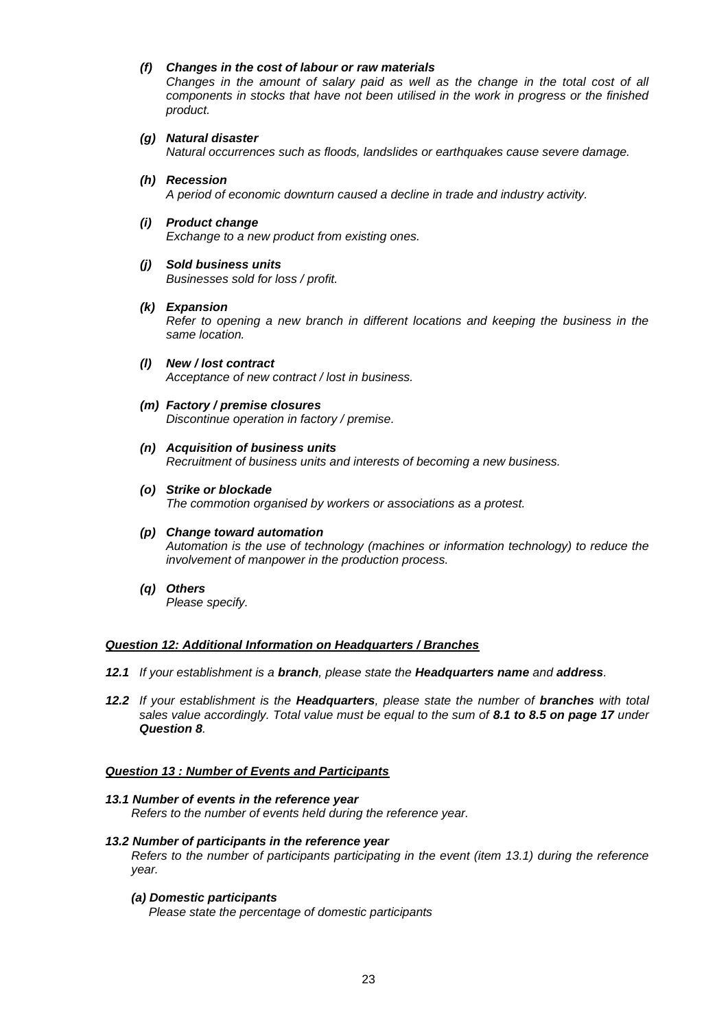*(f)* ***Changes in the cost of labour or raw materials***
*Changes in the amount of salary paid as well as the change in the total cost of all components in stocks that have not been utilised in the work in progress or the finished product.*

*(g)* ***Natural disaster***
*Natural occurrences such as floods, landslides or earthquakes cause severe damage.*

*(h)* ***Recession***
*A period of economic downturn caused a decline in trade and industry activity.*

*(i)* ***Product change***
*Exchange to a new product from existing ones.*

*(j)* ***Sold business units***
*Businesses sold for loss / profit.*

*(k)* ***Expansion***
*Refer to opening a new branch in different locations and keeping the business in the same location.*

*(l)* ***New / lost contract***
*Acceptance of new contract / lost in business.*

*(m)* ***Factory / premise closures***
*Discontinue operation in factory / premise.*

*(n)* ***Acquisition of business units***
*Recruitment of business units and interests of becoming a new business.*

*(o)* ***Strike or blockade***
*The commotion organised by workers or associations as a protest.*

*(p)* ***Change toward automation***
*Automation is the use of technology (machines or information technology) to reduce the involvement of manpower in the production process.*

*(q)* ***Others***
*Please specify.*

## ***Question 12: Additional Information on Headquarters / Branches***

***12.1*** *If your establishment is a **branch**, please state the **Headquarters name** and **address**.*

***12.2*** *If your establishment is the **Headquarters**, please state the number of **branches** with total sales value accordingly. Total value must be equal to the sum of **8.1 to 8.5 on page 17** under **Question 8**.*

## ***Question 13 : Number of Events and Participants***

***13.1 Number of events in the reference year***
*Refers to the number of events held during the reference year.*

***13.2 Number of participants in the reference year***
*Refers to the number of participants participating in the event (item 13.1) during the reference year.*

***(a) Domestic participants***
*Please state the percentage of domestic participants*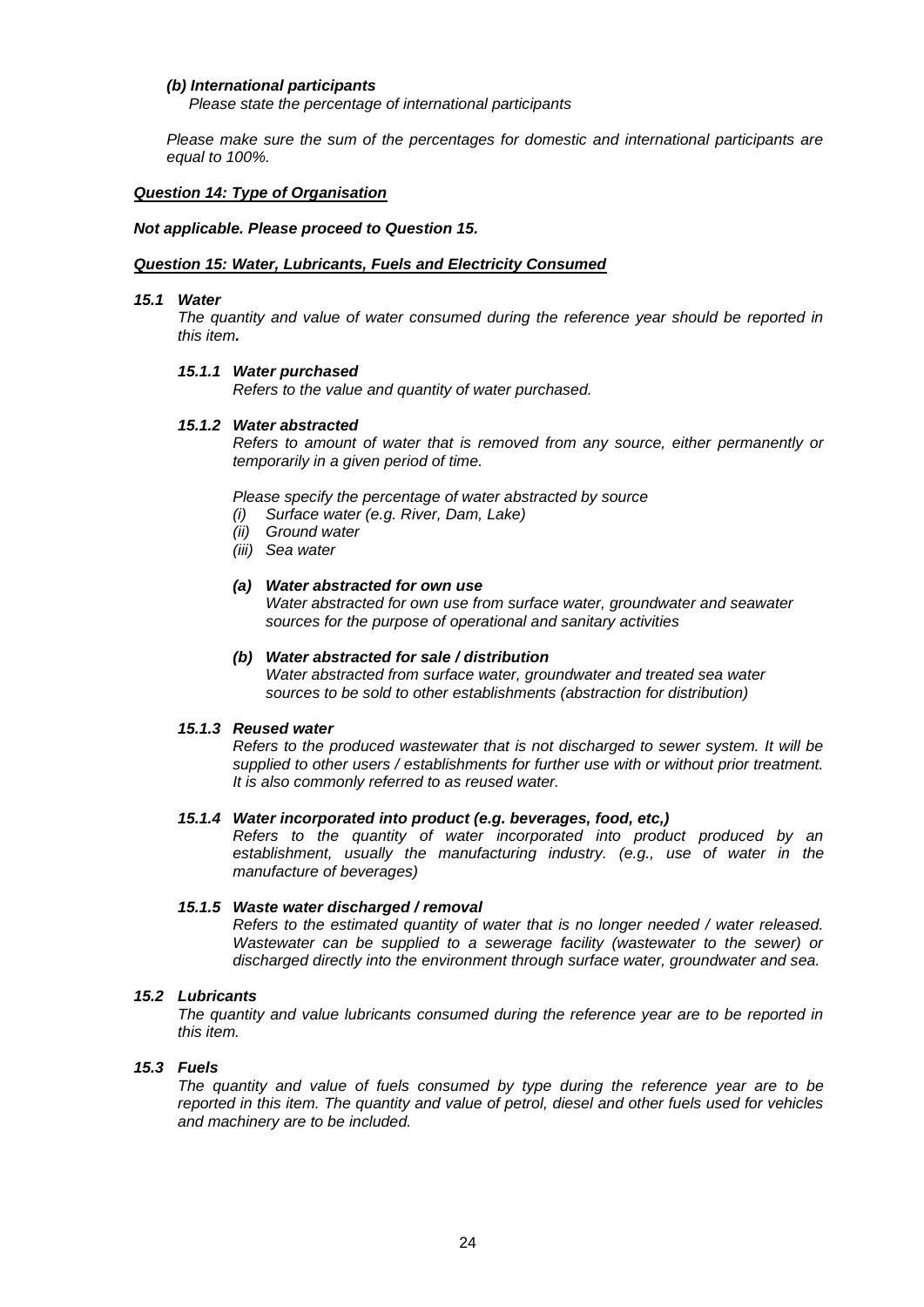***(b) International participants***

*Please state the percentage of international participants*

*Please make sure the sum of the percentages for domestic and international participants are equal to 100%.*

***<u>Question 14: Type of Organisation</u>***

***Not applicable. Please proceed to Question 15.***

***<u>Question 15: Water, Lubricants, Fuels and Electricity Consumed</u>***

***15.1 Water***

*The quantity and value of water consumed during the reference year should be reported in this item.*

***15.1.1 Water purchased***

*Refers to the value and quantity of water purchased.*

***15.1.2 Water abstracted***

*Refers to amount of water that is removed from any source, either permanently or temporarily in a given period of time.*

*Please specify the percentage of water abstracted by source*

*(i) Surface water (e.g. River, Dam, Lake)*
*(ii) Ground water*
*(iii) Sea water*

***(a) Water abstracted for own use***

*Water abstracted for own use from surface water, groundwater and seawater sources for the purpose of operational and sanitary activities*

***(b) Water abstracted for sale / distribution***

*Water abstracted from surface water, groundwater and treated sea water sources to be sold to other establishments (abstraction for distribution)*

***15.1.3 Reused water***

*Refers to the produced wastewater that is not discharged to sewer system. It will be supplied to other users / establishments for further use with or without prior treatment. It is also commonly referred to as reused water.*

***15.1.4 Water incorporated into product (e.g. beverages, food, etc,)***

*Refers to the quantity of water incorporated into product produced by an establishment, usually the manufacturing industry. (e.g., use of water in the manufacture of beverages)*

***15.1.5 Waste water discharged / removal***

*Refers to the estimated quantity of water that is no longer needed / water released. Wastewater can be supplied to a sewerage facility (wastewater to the sewer) or discharged directly into the environment through surface water, groundwater and sea.*

***15.2 Lubricants***

*The quantity and value lubricants consumed during the reference year are to be reported in this item.*

***15.3 Fuels***

*The quantity and value of fuels consumed by type during the reference year are to be reported in this item. The quantity and value of petrol, diesel and other fuels used for vehicles and machinery are to be included.*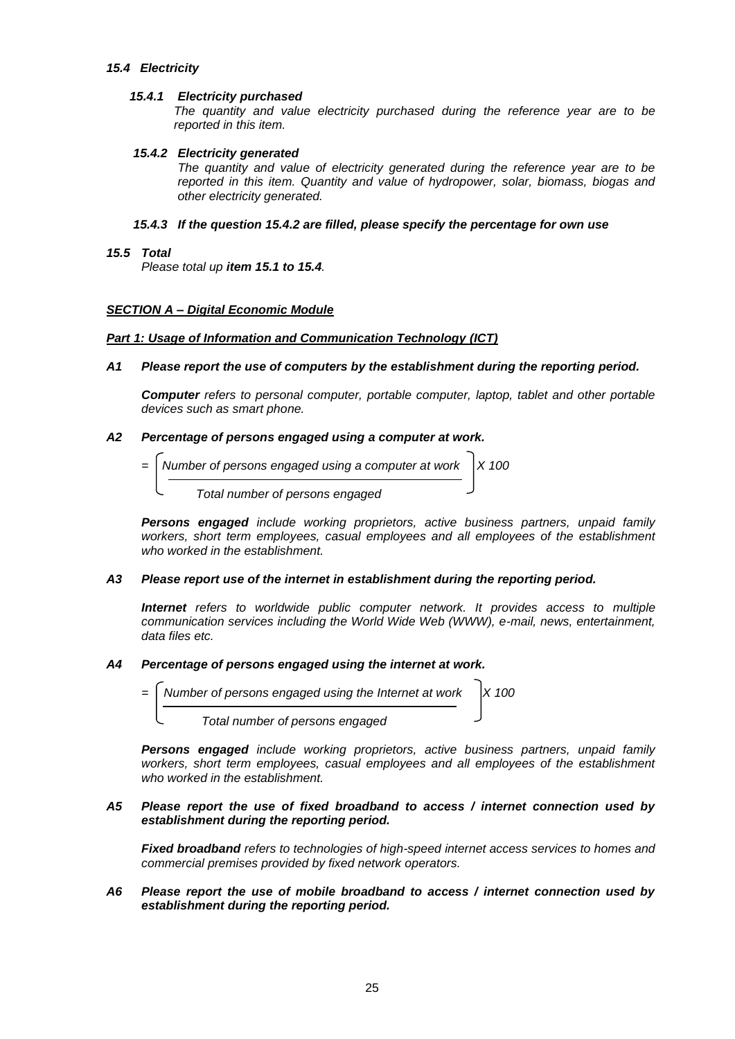*15.4 Electricity*

***15.4.1 Electricity purchased***

*The quantity and value electricity purchased during the reference year are to be reported in this item.*

***15.4.2 Electricity generated***

*The quantity and value of electricity generated during the reference year are to be reported in this item. Quantity and value of hydropower, solar, biomass, biogas and other electricity generated.*

***15.4.3 If the question 15.4.2 are filled, please specify the percentage for own use***

***15.5 Total***

*Please total up **item 15.1 to 15.4**.*

***<u>SECTION A – Digital Economic Module</u>***

***<u>Part 1: Usage of Information and Communication Technology (ICT)</u>***

***A1 Please report the use of computers by the establishment during the reporting period.***

***Computer** refers to personal computer, portable computer, laptop, tablet and other portable devices such as smart phone.*

***A2 Percentage of persons engaged using a computer at work.***

$$= \left[ \frac{\text{Number of persons engaged using a computer at work}}{\text{Total number of persons engaged}} \right] X\ 100$$

***Persons engaged** include working proprietors, active business partners, unpaid family workers, short term employees, casual employees and all employees of the establishment who worked in the establishment.*

***A3 Please report use of the internet in establishment during the reporting period.***

***Internet** refers to worldwide public computer network. It provides access to multiple communication services including the World Wide Web (WWW), e-mail, news, entertainment, data files etc.*

***A4 Percentage of persons engaged using the internet at work.***

$$= \left[ \frac{\text{Number of persons engaged using the Internet at work}}{\text{Total number of persons engaged}} \right] X\ 100$$

***Persons engaged** include working proprietors, active business partners, unpaid family workers, short term employees, casual employees and all employees of the establishment who worked in the establishment.*

***A5 Please report the use of fixed broadband to access / internet connection used by establishment during the reporting period.***

***Fixed broadband** refers to technologies of high-speed internet access services to homes and commercial premises provided by fixed network operators.*

***A6 Please report the use of mobile broadband to access / internet connection used by establishment during the reporting period.***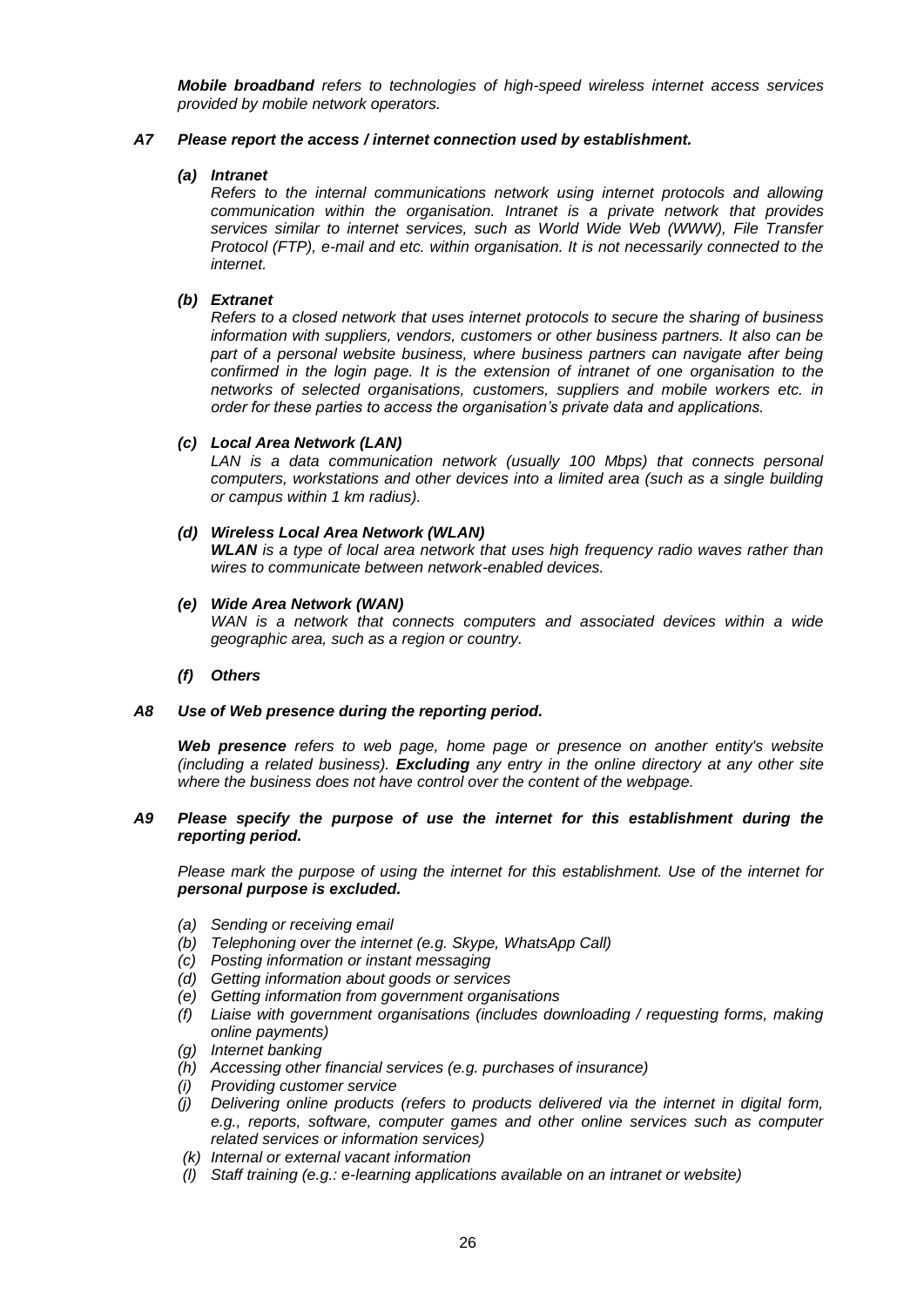***Mobile broadband*** *refers to technologies of high-speed wireless internet access services provided by mobile network operators.*

***A7 Please report the access / internet connection used by establishment.***

***(a) Intranet***

*Refers to the internal communications network using internet protocols and allowing communication within the organisation. Intranet is a private network that provides services similar to internet services, such as World Wide Web (WWW), File Transfer Protocol (FTP), e-mail and etc. within organisation. It is not necessarily connected to the internet.*

***(b) Extranet***

*Refers to a closed network that uses internet protocols to secure the sharing of business information with suppliers, vendors, customers or other business partners. It also can be part of a personal website business, where business partners can navigate after being confirmed in the login page. It is the extension of intranet of one organisation to the networks of selected organisations, customers, suppliers and mobile workers etc. in order for these parties to access the organisation's private data and applications.*

***(c) Local Area Network (LAN)***

*LAN is a data communication network (usually 100 Mbps) that connects personal computers, workstations and other devices into a limited area (such as a single building or campus within 1 km radius).*

***(d) Wireless Local Area Network (WLAN)***

***WLAN*** *is a type of local area network that uses high frequency radio waves rather than wires to communicate between network-enabled devices.*

***(e) Wide Area Network (WAN)***

*WAN is a network that connects computers and associated devices within a wide geographic area, such as a region or country.*

***(f) Others***

***A8 Use of Web presence during the reporting period.***

***Web presence*** *refers to web page, home page or presence on another entity's website (including a related business).* ***Excluding*** *any entry in the online directory at any other site where the business does not have control over the content of the webpage.*

***A9 Please specify the purpose of use the internet for this establishment during the reporting period.***

*Please mark the purpose of using the internet for this establishment. Use of the internet for* ***personal purpose is excluded.***

- *(a) Sending or receiving email*
- *(b) Telephoning over the internet (e.g. Skype, WhatsApp Call)*
- *(c) Posting information or instant messaging*
- *(d) Getting information about goods or services*
- *(e) Getting information from government organisations*
- *(f) Liaise with government organisations (includes downloading / requesting forms, making online payments)*
- *(g) Internet banking*
- *(h) Accessing other financial services (e.g. purchases of insurance)*
- *(i) Providing customer service*
- *(j) Delivering online products (refers to products delivered via the internet in digital form, e.g., reports, software, computer games and other online services such as computer related services or information services)*
- *(k) Internal or external vacant information*
- *(l) Staff training (e.g.: e-learning applications available on an intranet or website)*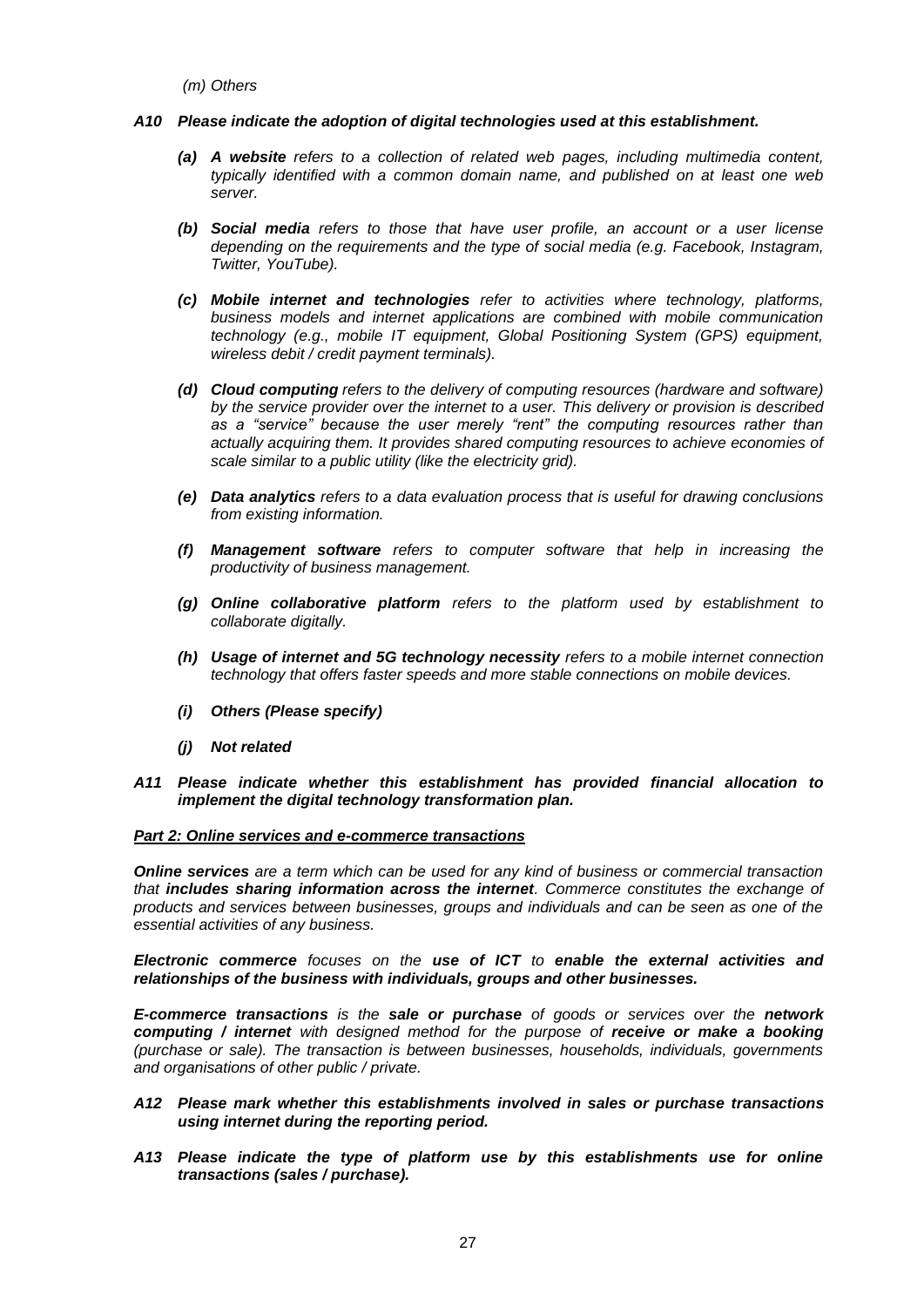*(m) Others*

***A10 Please indicate the adoption of digital technologies used at this establishment.***

- ***(a) A website*** *refers to a collection of related web pages, including multimedia content, typically identified with a common domain name, and published on at least one web server.*

- ***(b) Social media*** *refers to those that have user profile, an account or a user license depending on the requirements and the type of social media (e.g. Facebook, Instagram, Twitter, YouTube).*

- ***(c) Mobile internet and technologies*** *refer to activities where technology, platforms, business models and internet applications are combined with mobile communication technology (e.g., mobile IT equipment, Global Positioning System (GPS) equipment, wireless debit / credit payment terminals).*

- ***(d) Cloud computing*** *refers to the delivery of computing resources (hardware and software) by the service provider over the internet to a user. This delivery or provision is described as a "service" because the user merely "rent" the computing resources rather than actually acquiring them. It provides shared computing resources to achieve economies of scale similar to a public utility (like the electricity grid).*

- ***(e) Data analytics*** *refers to a data evaluation process that is useful for drawing conclusions from existing information.*

- ***(f) Management software*** *refers to computer software that help in increasing the productivity of business management.*

- ***(g) Online collaborative platform*** *refers to the platform used by establishment to collaborate digitally.*

- ***(h) Usage of internet and 5G technology necessity*** *refers to a mobile internet connection technology that offers faster speeds and more stable connections on mobile devices.*

- ***(i) Others (Please specify)***

- ***(j) Not related***

***A11 Please indicate whether this establishment has provided financial allocation to implement the digital technology transformation plan.***

***<u>Part 2: Online services and e-commerce transactions</u>***

***Online services*** *are a term which can be used for any kind of business or commercial transaction that* ***includes sharing information across the internet****. Commerce constitutes the exchange of products and services between businesses, groups and individuals and can be seen as one of the essential activities of any business.*

***Electronic commerce*** *focuses on the* ***use of ICT*** *to* ***enable the external activities and relationships of the business with individuals, groups and other businesses.***

***E-commerce transactions*** *is the* ***sale or purchase*** *of goods or services over the* ***network computing / internet*** *with designed method for the purpose of* ***receive or make a booking*** *(purchase or sale). The transaction is between businesses, households, individuals, governments and organisations of other public / private.*

***A12 Please mark whether this establishments involved in sales or purchase transactions using internet during the reporting period.***

***A13 Please indicate the type of platform use by this establishments use for online transactions (sales / purchase).***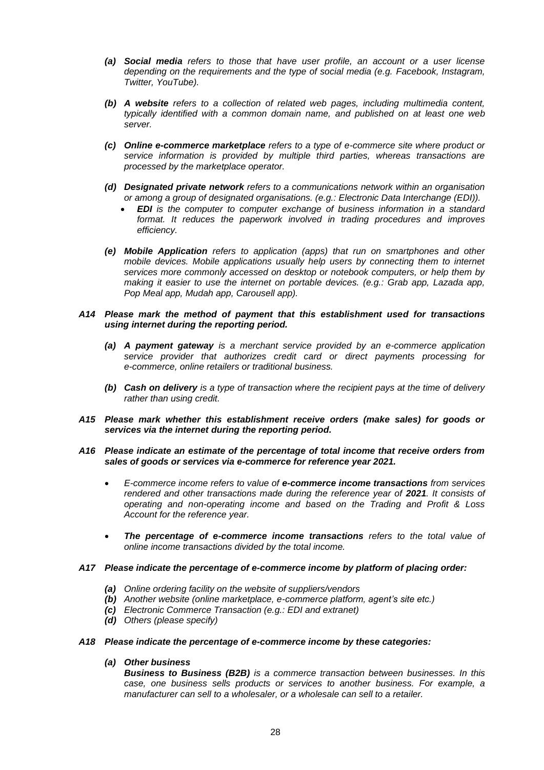*(a)* ***Social media*** *refers to those that have user profile, an account or a user license depending on the requirements and the type of social media (e.g. Facebook, Instagram, Twitter, YouTube).*

*(b)* ***A website*** *refers to a collection of related web pages, including multimedia content, typically identified with a common domain name, and published on at least one web server.*

*(c)* ***Online e-commerce marketplace*** *refers to a type of e-commerce site where product or service information is provided by multiple third parties, whereas transactions are processed by the marketplace operator.*

*(d)* ***Designated private network*** *refers to a communications network within an organisation or among a group of designated organisations. (e.g.: Electronic Data Interchange (EDI)).*

- ***EDI*** *is the computer to computer exchange of business information in a standard format. It reduces the paperwork involved in trading procedures and improves efficiency.*

*(e)* ***Mobile Application*** *refers to application (apps) that run on smartphones and other mobile devices. Mobile applications usually help users by connecting them to internet services more commonly accessed on desktop or notebook computers, or help them by making it easier to use the internet on portable devices. (e.g.: Grab app, Lazada app, Pop Meal app, Mudah app, Carousell app).*

***A14 Please mark the method of payment that this establishment used for transactions using internet during the reporting period.***

*(a)* ***A payment gateway*** *is a merchant service provided by an e-commerce application service provider that authorizes credit card or direct payments processing for e-commerce, online retailers or traditional business.*

*(b)* ***Cash on delivery*** *is a type of transaction where the recipient pays at the time of delivery rather than using credit.*

***A15 Please mark whether this establishment receive orders (make sales) for goods or services via the internet during the reporting period.***

***A16 Please indicate an estimate of the percentage of total income that receive orders from sales of goods or services via e-commerce for reference year 2021.***

- *E-commerce income refers to value of* ***e-commerce income transactions*** *from services rendered and other transactions made during the reference year of* ***2021****. It consists of operating and non-operating income and based on the Trading and Profit & Loss Account for the reference year.*

- ***The percentage of e-commerce income transactions*** *refers to the total value of online income transactions divided by the total income.*

***A17 Please indicate the percentage of e-commerce income by platform of placing order:***

*(a) Online ordering facility on the website of suppliers/vendors*
*(b) Another website (online marketplace, e-commerce platform, agent's site etc.)*
*(c) Electronic Commerce Transaction (e.g.: EDI and extranet)*
*(d) Others (please specify)*

***A18 Please indicate the percentage of e-commerce income by these categories:***

***(a) Other business***
***Business to Business (B2B)*** *is a commerce transaction between businesses. In this case, one business sells products or services to another business. For example, a manufacturer can sell to a wholesaler, or a wholesale can sell to a retailer.*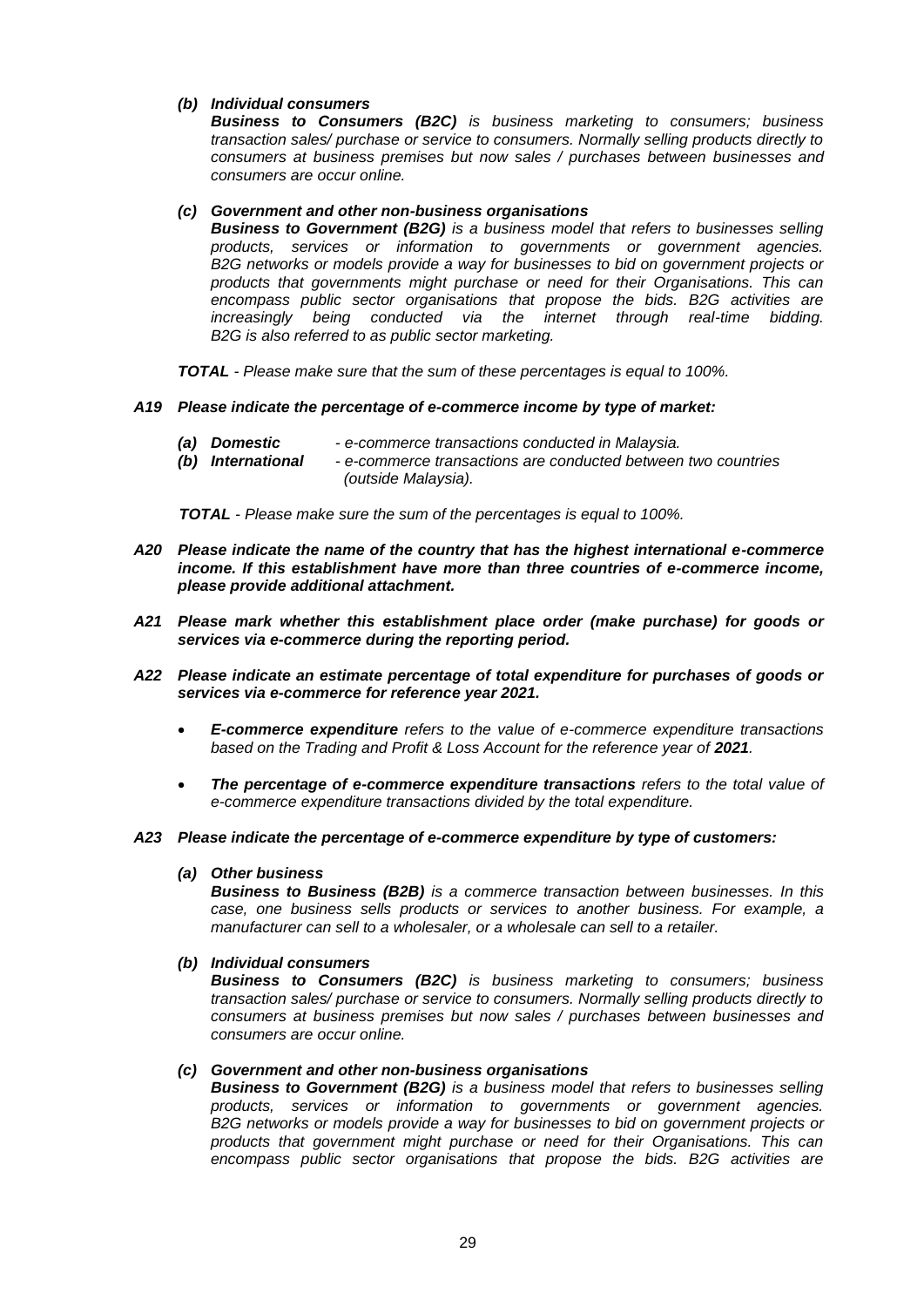*(b)* ***Individual consumers***

***Business to Consumers (B2C)*** *is business marketing to consumers; business transaction sales/ purchase or service to consumers. Normally selling products directly to consumers at business premises but now sales / purchases between businesses and consumers are occur online.*

*(c)* ***Government and other non-business organisations***

***Business to Government (B2G)*** *is a business model that refers to businesses selling products, services or information to governments or government agencies. B2G networks or models provide a way for businesses to bid on government projects or products that governments might purchase or need for their Organisations. This can encompass public sector organisations that propose the bids. B2G activities are increasingly being conducted via the internet through real-time bidding. B2G is also referred to as public sector marketing.*

***TOTAL*** *- Please make sure that the sum of these percentages is equal to 100%.*

***A19 Please indicate the percentage of e-commerce income by type of market:***

- ***(a) Domestic*** *- e-commerce transactions conducted in Malaysia.*
- ***(b) International*** *- e-commerce transactions are conducted between two countries (outside Malaysia).*

***TOTAL*** *- Please make sure the sum of the percentages is equal to 100%.*

***A20 Please indicate the name of the country that has the highest international e-commerce income. If this establishment have more than three countries of e-commerce income, please provide additional attachment.***

***A21 Please mark whether this establishment place order (make purchase) for goods or services via e-commerce during the reporting period.***

***A22 Please indicate an estimate percentage of total expenditure for purchases of goods or services via e-commerce for reference year 2021.***

- ***E-commerce expenditure*** *refers to the value of e-commerce expenditure transactions based on the Trading and Profit & Loss Account for the reference year of **2021**.*
- ***The percentage of e-commerce expenditure transactions*** *refers to the total value of e-commerce expenditure transactions divided by the total expenditure.*

***A23 Please indicate the percentage of e-commerce expenditure by type of customers:***

*(a)* ***Other business***

***Business to Business (B2B)*** *is a commerce transaction between businesses. In this case, one business sells products or services to another business. For example, a manufacturer can sell to a wholesaler, or a wholesale can sell to a retailer.*

*(b)* ***Individual consumers***

***Business to Consumers (B2C)*** *is business marketing to consumers; business transaction sales/ purchase or service to consumers. Normally selling products directly to consumers at business premises but now sales / purchases between businesses and consumers are occur online.*

*(c)* ***Government and other non-business organisations***

***Business to Government (B2G)*** *is a business model that refers to businesses selling products, services or information to governments or government agencies. B2G networks or models provide a way for businesses to bid on government projects or products that government might purchase or need for their Organisations. This can encompass public sector organisations that propose the bids. B2G activities are*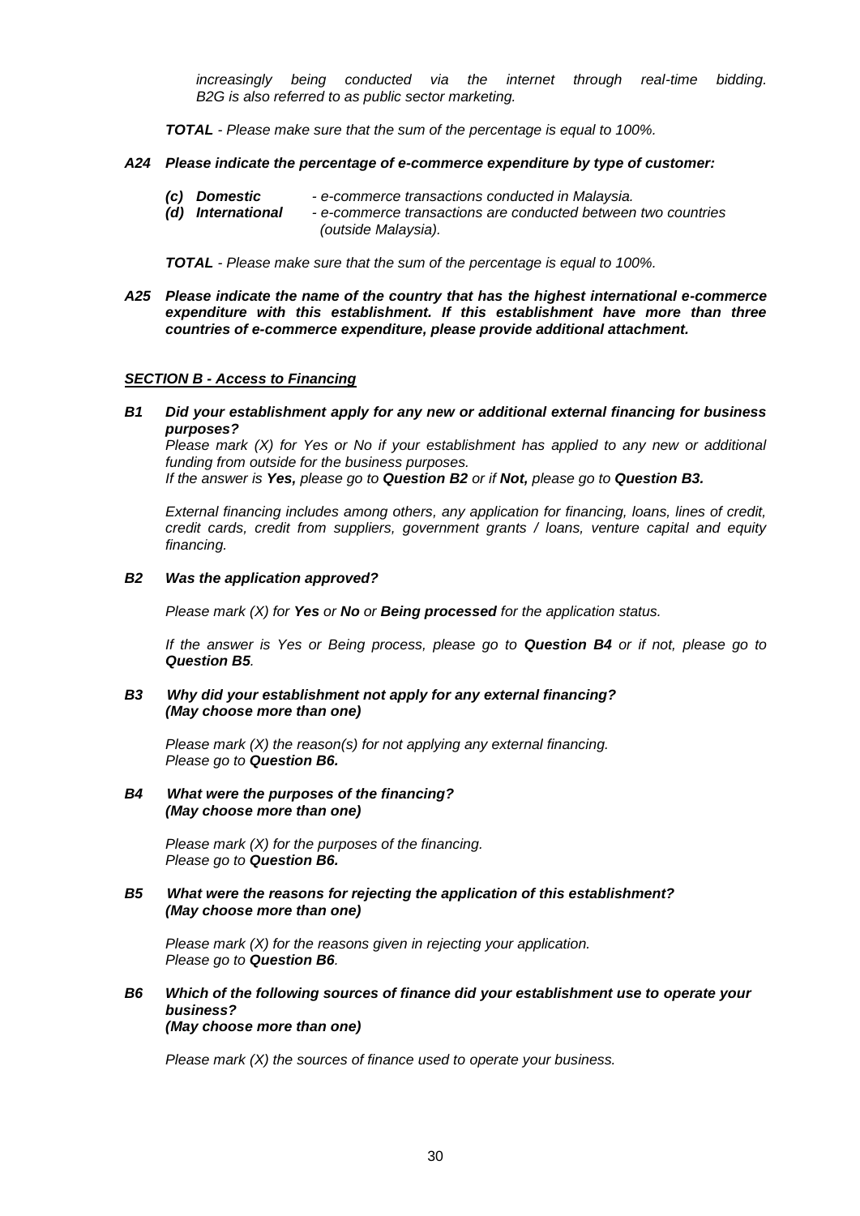*increasingly being conducted via the internet through real-time bidding. B2G is also referred to as public sector marketing.*

***TOTAL*** *- Please make sure that the sum of the percentage is equal to 100%.*

***A24 Please indicate the percentage of e-commerce expenditure by type of customer:***

- ***(c) Domestic*** *- e-commerce transactions conducted in Malaysia.*
- ***(d) International*** *- e-commerce transactions are conducted between two countries (outside Malaysia).*

***TOTAL*** *- Please make sure that the sum of the percentage is equal to 100%.*

***A25 Please indicate the name of the country that has the highest international e-commerce expenditure with this establishment. If this establishment have more than three countries of e-commerce expenditure, please provide additional attachment.***

## ***SECTION B - Access to Financing***

***B1 Did your establishment apply for any new or additional external financing for business purposes?***

*Please mark (X) for Yes or No if your establishment has applied to any new or additional funding from outside for the business purposes.*
*If the answer is **Yes,** please go to **Question B2** or if **Not,** please go to **Question B3.***

*External financing includes among others, any application for financing, loans, lines of credit, credit cards, credit from suppliers, government grants / loans, venture capital and equity financing.*

***B2 Was the application approved?***

*Please mark (X) for **Yes** or **No** or **Being processed** for the application status.*

*If the answer is Yes or Being process, please go to **Question B4** or if not, please go to **Question B5**.*

***B3 Why did your establishment not apply for any external financing? (May choose more than one)***

*Please mark (X) the reason(s) for not applying any external financing.*
*Please go to **Question B6.***

***B4 What were the purposes of the financing? (May choose more than one)***

*Please mark (X) for the purposes of the financing.*
*Please go to **Question B6.***

***B5 What were the reasons for rejecting the application of this establishment? (May choose more than one)***

*Please mark (X) for the reasons given in rejecting your application.*
*Please go to **Question B6**.*

***B6 Which of the following sources of finance did your establishment use to operate your business? (May choose more than one)***

*Please mark (X) the sources of finance used to operate your business.*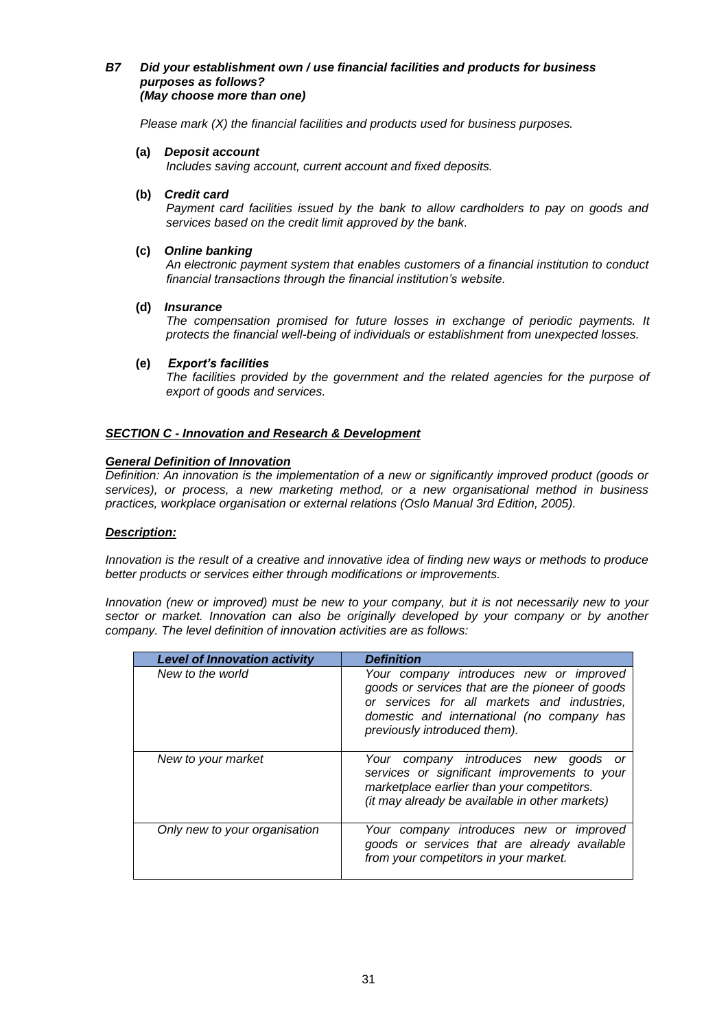**_B7 Did your establishment own / use financial facilities and products for business purposes as follows?_**
**_(May choose more than one)_**

*Please mark (X) the financial facilities and products used for business purposes.*

**(a)** ***Deposit account***
*Includes saving account, current account and fixed deposits.*

**(b)** ***Credit card***
*Payment card facilities issued by the bank to allow cardholders to pay on goods and services based on the credit limit approved by the bank.*

**(c)** ***Online banking***
*An electronic payment system that enables customers of a financial institution to conduct financial transactions through the financial institution's website.*

**(d)** ***Insurance***
*The compensation promised for future losses in exchange of periodic payments. It protects the financial well-being of individuals or establishment from unexpected losses.*

**(e)** ***Export's facilities***
*The facilities provided by the government and the related agencies for the purpose of export of goods and services.*

## ***SECTION C - Innovation and Research & Development***

***General Definition of Innovation***

*Definition: An innovation is the implementation of a new or significantly improved product (goods or services), or process, a new marketing method, or a new organisational method in business practices, workplace organisation or external relations (Oslo Manual 3rd Edition, 2005).*

***Description:***

*Innovation is the result of a creative and innovative idea of finding new ways or methods to produce better products or services either through modifications or improvements.*

*Innovation (new or improved) must be new to your company, but it is not necessarily new to your sector or market. Innovation can also be originally developed by your company or by another company. The level definition of innovation activities are as follows:*

| ***Level of Innovation activity*** | ***Definition*** |
|---|---|
| *New to the world* | *Your company introduces new or improved goods or services that are the pioneer of goods or services for all markets and industries, domestic and international (no company has previously introduced them).* |
| *New to your market* | *Your company introduces new goods or services or significant improvements to your marketplace earlier than your competitors. (it may already be available in other markets)* |
| *Only new to your organisation* | *Your company introduces new or improved goods or services that are already available from your competitors in your market.* |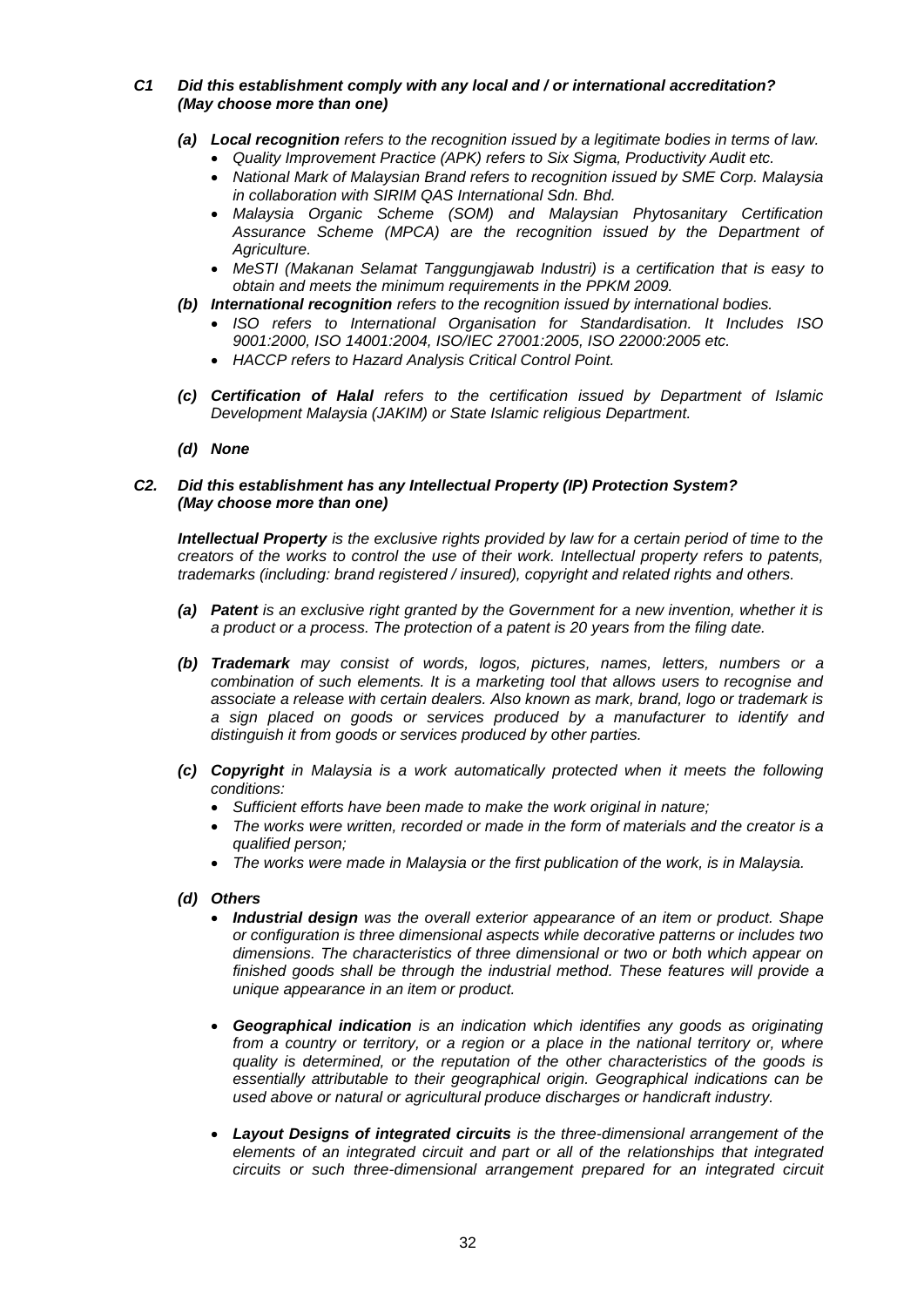***C1 Did this establishment comply with any local and / or international accreditation? (May choose more than one)***

- ***(a) Local recognition*** *refers to the recognition issued by a legitimate bodies in terms of law.*
  - *Quality Improvement Practice (APK) refers to Six Sigma, Productivity Audit etc.*
  - *National Mark of Malaysian Brand refers to recognition issued by SME Corp. Malaysia in collaboration with SIRIM QAS International Sdn. Bhd.*
  - *Malaysia Organic Scheme (SOM) and Malaysian Phytosanitary Certification Assurance Scheme (MPCA) are the recognition issued by the Department of Agriculture.*
  - *MeSTI (Makanan Selamat Tanggungjawab Industri) is a certification that is easy to obtain and meets the minimum requirements in the PPKM 2009.*
- ***(b) International recognition*** *refers to the recognition issued by international bodies.*
  - *ISO refers to International Organisation for Standardisation. It Includes ISO 9001:2000, ISO 14001:2004, ISO/IEC 27001:2005, ISO 22000:2005 etc.*
  - *HACCP refers to Hazard Analysis Critical Control Point.*
- ***(c) Certification of Halal*** *refers to the certification issued by Department of Islamic Development Malaysia (JAKIM) or State Islamic religious Department.*
- ***(d) None***

***C2. Did this establishment has any Intellectual Property (IP) Protection System? (May choose more than one)***

***Intellectual Property*** *is the exclusive rights provided by law for a certain period of time to the creators of the works to control the use of their work. Intellectual property refers to patents, trademarks (including: brand registered / insured), copyright and related rights and others.*

- ***(a) Patent*** *is an exclusive right granted by the Government for a new invention, whether it is a product or a process. The protection of a patent is 20 years from the filing date.*
- ***(b) Trademark*** *may consist of words, logos, pictures, names, letters, numbers or a combination of such elements. It is a marketing tool that allows users to recognise and associate a release with certain dealers. Also known as mark, brand, logo or trademark is a sign placed on goods or services produced by a manufacturer to identify and distinguish it from goods or services produced by other parties.*
- ***(c) Copyright*** *in Malaysia is a work automatically protected when it meets the following conditions:*
  - *Sufficient efforts have been made to make the work original in nature;*
  - *The works were written, recorded or made in the form of materials and the creator is a qualified person;*
  - *The works were made in Malaysia or the first publication of the work, is in Malaysia.*
- ***(d) Others***
  - ***Industrial design*** *was the overall exterior appearance of an item or product. Shape or configuration is three dimensional aspects while decorative patterns or includes two dimensions. The characteristics of three dimensional or two or both which appear on finished goods shall be through the industrial method. These features will provide a unique appearance in an item or product.*
  - ***Geographical indication*** *is an indication which identifies any goods as originating from a country or territory, or a region or a place in the national territory or, where quality is determined, or the reputation of the other characteristics of the goods is essentially attributable to their geographical origin. Geographical indications can be used above or natural or agricultural produce discharges or handicraft industry.*
  - ***Layout Designs of integrated circuits*** *is the three-dimensional arrangement of the elements of an integrated circuit and part or all of the relationships that integrated circuits or such three-dimensional arrangement prepared for an integrated circuit*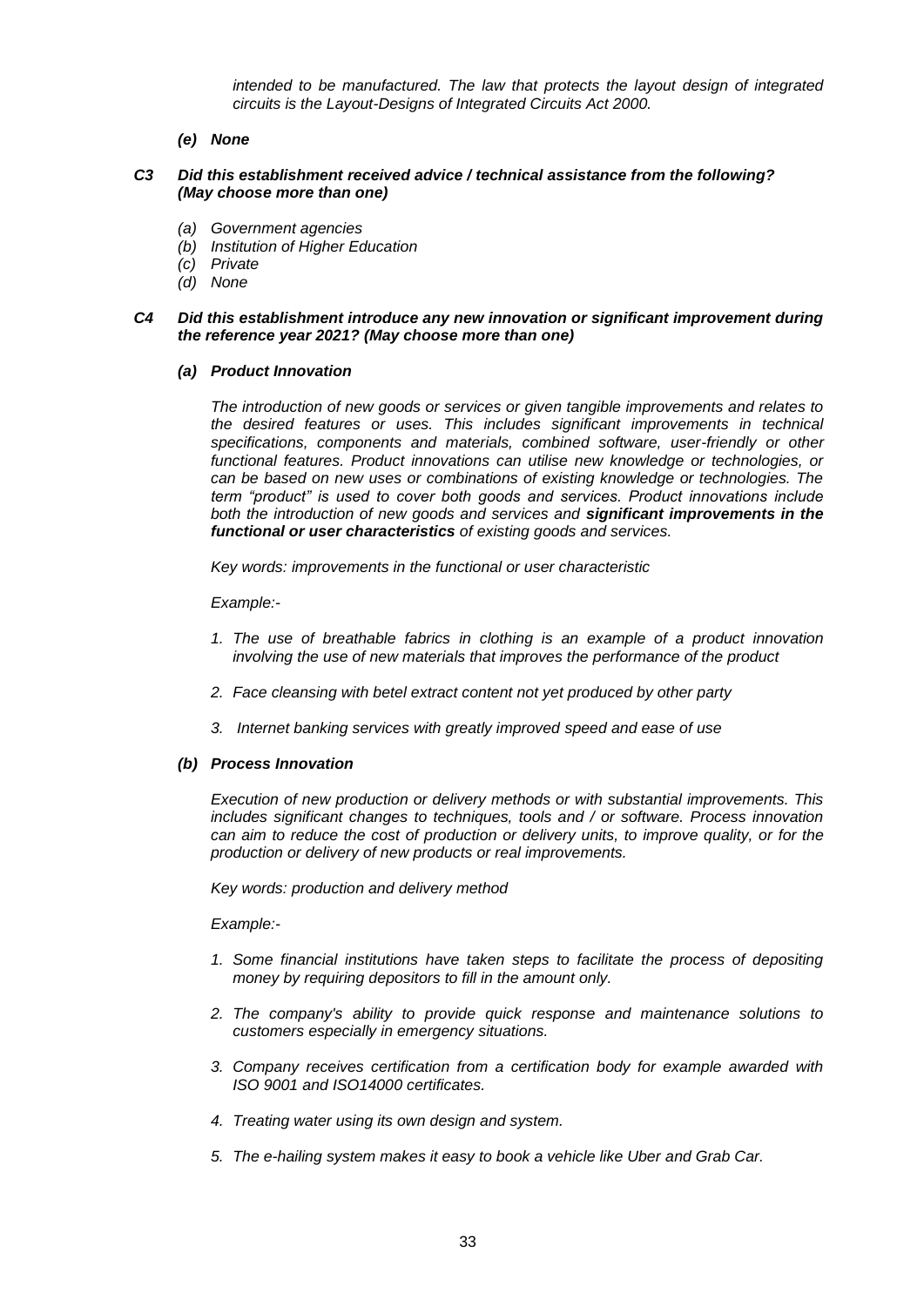*intended to be manufactured. The law that protects the layout design of integrated circuits is the Layout-Designs of Integrated Circuits Act 2000.*

***(e) None***

***C3 Did this establishment received advice / technical assistance from the following? (May choose more than one)***

*(a) Government agencies*
*(b) Institution of Higher Education*
*(c) Private*
*(d) None*

***C4 Did this establishment introduce any new innovation or significant improvement during the reference year 2021? (May choose more than one)***

***(a) Product Innovation***

*The introduction of new goods or services or given tangible improvements and relates to the desired features or uses. This includes significant improvements in technical specifications, components and materials, combined software, user-friendly or other functional features. Product innovations can utilise new knowledge or technologies, or can be based on new uses or combinations of existing knowledge or technologies. The term "product" is used to cover both goods and services. Product innovations include both the introduction of new goods and services and* ***significant improvements in the functional or user characteristics*** *of existing goods and services.*

*Key words: improvements in the functional or user characteristic*

*Example:-*

1. *The use of breathable fabrics in clothing is an example of a product innovation involving the use of new materials that improves the performance of the product*
2. *Face cleansing with betel extract content not yet produced by other party*
3. *Internet banking services with greatly improved speed and ease of use*

***(b) Process Innovation***

*Execution of new production or delivery methods or with substantial improvements. This includes significant changes to techniques, tools and / or software. Process innovation can aim to reduce the cost of production or delivery units, to improve quality, or for the production or delivery of new products or real improvements.*

*Key words: production and delivery method*

*Example:-*

1. *Some financial institutions have taken steps to facilitate the process of depositing money by requiring depositors to fill in the amount only.*
2. *The company's ability to provide quick response and maintenance solutions to customers especially in emergency situations.*
3. *Company receives certification from a certification body for example awarded with ISO 9001 and ISO14000 certificates.*
4. *Treating water using its own design and system.*
5. *The e-hailing system makes it easy to book a vehicle like Uber and Grab Car.*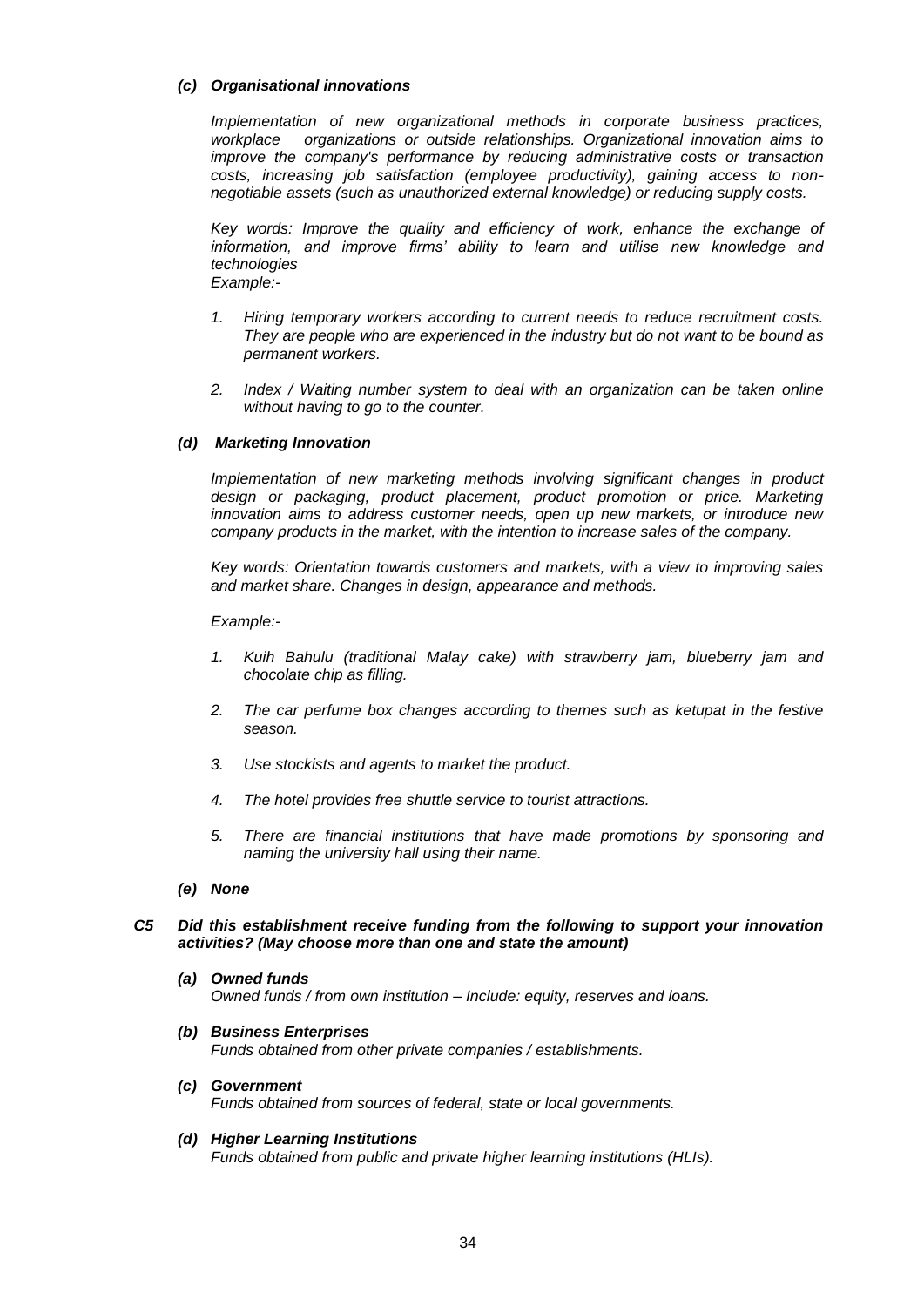***(c) Organisational innovations***

*Implementation of new organizational methods in corporate business practices, workplace organizations or outside relationships. Organizational innovation aims to improve the company's performance by reducing administrative costs or transaction costs, increasing job satisfaction (employee productivity), gaining access to non-negotiable assets (such as unauthorized external knowledge) or reducing supply costs.*

*Key words: Improve the quality and efficiency of work, enhance the exchange of information, and improve firms' ability to learn and utilise new knowledge and technologies*
*Example:-*

1. *Hiring temporary workers according to current needs to reduce recruitment costs. They are people who are experienced in the industry but do not want to be bound as permanent workers.*

2. *Index / Waiting number system to deal with an organization can be taken online without having to go to the counter.*

***(d) Marketing Innovation***

*Implementation of new marketing methods involving significant changes in product design or packaging, product placement, product promotion or price. Marketing innovation aims to address customer needs, open up new markets, or introduce new company products in the market, with the intention to increase sales of the company.*

*Key words: Orientation towards customers and markets, with a view to improving sales and market share. Changes in design, appearance and methods.*

*Example:-*

1. *Kuih Bahulu (traditional Malay cake) with strawberry jam, blueberry jam and chocolate chip as filling.*

2. *The car perfume box changes according to themes such as ketupat in the festive season.*

3. *Use stockists and agents to market the product.*

4. *The hotel provides free shuttle service to tourist attractions.*

5. *There are financial institutions that have made promotions by sponsoring and naming the university hall using their name.*

***(e) None***

***C5 Did this establishment receive funding from the following to support your innovation activities? (May choose more than one and state the amount)***

***(a) Owned funds***
*Owned funds / from own institution – Include: equity, reserves and loans.*

***(b) Business Enterprises***
*Funds obtained from other private companies / establishments.*

***(c) Government***
*Funds obtained from sources of federal, state or local governments.*

***(d) Higher Learning Institutions***
*Funds obtained from public and private higher learning institutions (HLIs).*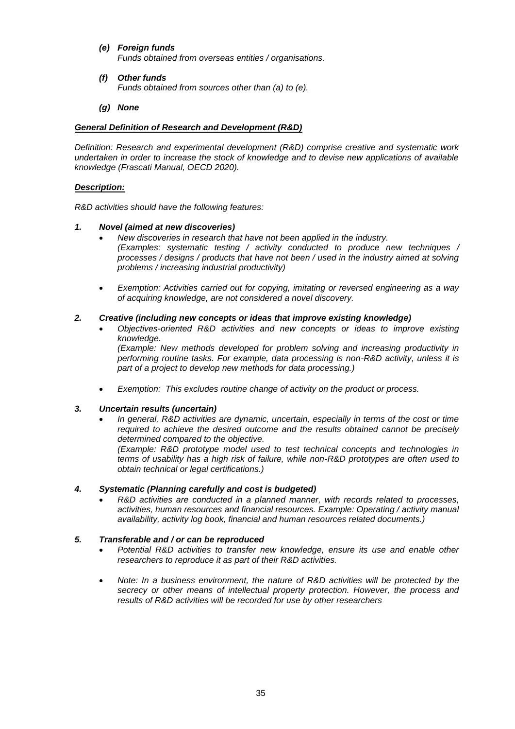*(e)* ***Foreign funds***
*Funds obtained from overseas entities / organisations.*

*(f)* ***Other funds***
*Funds obtained from sources other than (a) to (e).*

*(g)* ***None***

***General Definition of Research and Development (R&D)***

*Definition: Research and experimental development (R&D) comprise creative and systematic work undertaken in order to increase the stock of knowledge and to devise new applications of available knowledge (Frascati Manual, OECD 2020).*

***Description:***

*R&D activities should have the following features:*

***1. Novel (aimed at new discoveries)***

- *New discoveries in research that have not been applied in the industry.*
  *(Examples: systematic testing / activity conducted to produce new techniques / processes / designs / products that have not been / used in the industry aimed at solving problems / increasing industrial productivity)*

- *Exemption: Activities carried out for copying, imitating or reversed engineering as a way of acquiring knowledge, are not considered a novel discovery.*

***2. Creative (including new concepts or ideas that improve existing knowledge)***

- *Objectives-oriented R&D activities and new concepts or ideas to improve existing knowledge.*
  *(Example: New methods developed for problem solving and increasing productivity in performing routine tasks. For example, data processing is non-R&D activity, unless it is part of a project to develop new methods for data processing.)*

- *Exemption: This excludes routine change of activity on the product or process.*

***3. Uncertain results (uncertain)***

- *In general, R&D activities are dynamic, uncertain, especially in terms of the cost or time required to achieve the desired outcome and the results obtained cannot be precisely determined compared to the objective.*
  *(Example: R&D prototype model used to test technical concepts and technologies in terms of usability has a high risk of failure, while non-R&D prototypes are often used to obtain technical or legal certifications.)*

***4. Systematic (Planning carefully and cost is budgeted)***

- *R&D activities are conducted in a planned manner, with records related to processes, activities, human resources and financial resources. Example: Operating / activity manual availability, activity log book, financial and human resources related documents.)*

***5. Transferable and / or can be reproduced***

- *Potential R&D activities to transfer new knowledge, ensure its use and enable other researchers to reproduce it as part of their R&D activities.*

- *Note: In a business environment, the nature of R&D activities will be protected by the secrecy or other means of intellectual property protection. However, the process and results of R&D activities will be recorded for use by other researchers*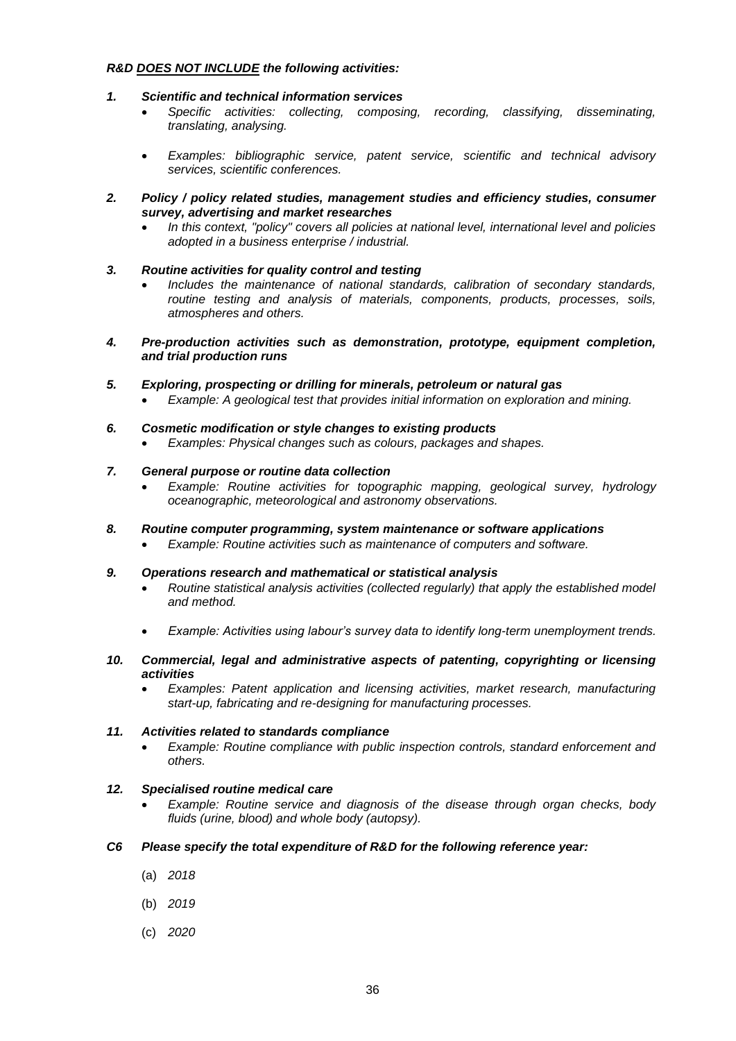***R&D <u>DOES NOT INCLUDE</u> the following activities:***

***1. Scientific and technical information services***

- *Specific activities: collecting, composing, recording, classifying, disseminating, translating, analysing.*
- *Examples: bibliographic service, patent service, scientific and technical advisory services, scientific conferences.*

***2. Policy / policy related studies, management studies and efficiency studies, consumer survey, advertising and market researches***

- *In this context, "policy" covers all policies at national level, international level and policies adopted in a business enterprise / industrial.*

***3. Routine activities for quality control and testing***

- *Includes the maintenance of national standards, calibration of secondary standards, routine testing and analysis of materials, components, products, processes, soils, atmospheres and others.*

***4. Pre-production activities such as demonstration, prototype, equipment completion, and trial production runs***

***5. Exploring, prospecting or drilling for minerals, petroleum or natural gas***

- *Example: A geological test that provides initial information on exploration and mining.*

***6. Cosmetic modification or style changes to existing products***

- *Examples: Physical changes such as colours, packages and shapes.*

***7. General purpose or routine data collection***

- *Example: Routine activities for topographic mapping, geological survey, hydrology oceanographic, meteorological and astronomy observations.*

***8. Routine computer programming, system maintenance or software applications***

- *Example: Routine activities such as maintenance of computers and software.*

***9. Operations research and mathematical or statistical analysis***

- *Routine statistical analysis activities (collected regularly) that apply the established model and method.*
- *Example: Activities using labour's survey data to identify long-term unemployment trends.*

***10. Commercial, legal and administrative aspects of patenting, copyrighting or licensing activities***

- *Examples: Patent application and licensing activities, market research, manufacturing start-up, fabricating and re-designing for manufacturing processes.*

***11. Activities related to standards compliance***

- *Example: Routine compliance with public inspection controls, standard enforcement and others.*

***12. Specialised routine medical care***

- *Example: Routine service and diagnosis of the disease through organ checks, body fluids (urine, blood) and whole body (autopsy).*

***C6 Please specify the total expenditure of R&D for the following reference year:***

(a) *2018*

(b) *2019*

(c) *2020*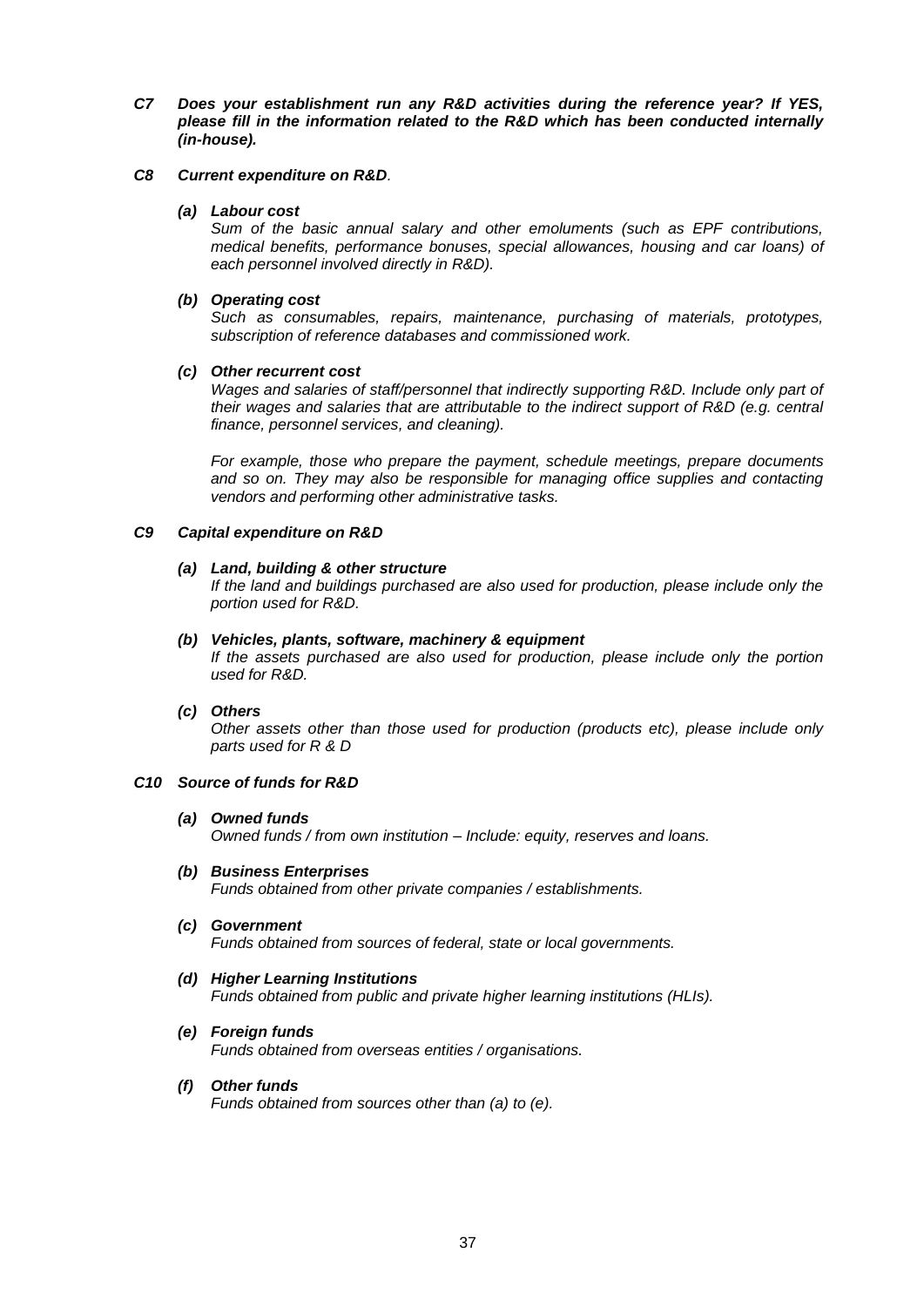***C7 Does your establishment run any R&D activities during the reference year? If YES, please fill in the information related to the R&D which has been conducted internally (in-house).***

***C8 Current expenditure on R&D****.*

***(a) Labour cost***

*Sum of the basic annual salary and other emoluments (such as EPF contributions, medical benefits, performance bonuses, special allowances, housing and car loans) of each personnel involved directly in R&D).*

***(b) Operating cost***

*Such as consumables, repairs, maintenance, purchasing of materials, prototypes, subscription of reference databases and commissioned work.*

***(c) Other recurrent cost***

*Wages and salaries of staff/personnel that indirectly supporting R&D. Include only part of their wages and salaries that are attributable to the indirect support of R&D (e.g. central finance, personnel services, and cleaning).*

*For example, those who prepare the payment, schedule meetings, prepare documents and so on. They may also be responsible for managing office supplies and contacting vendors and performing other administrative tasks.*

***C9 Capital expenditure on R&D***

***(a) Land, building & other structure***

*If the land and buildings purchased are also used for production, please include only the portion used for R&D.*

***(b) Vehicles, plants, software, machinery & equipment***

*If the assets purchased are also used for production, please include only the portion used for R&D.*

***(c) Others***

*Other assets other than those used for production (products etc), please include only parts used for R & D*

***C10 Source of funds for R&D***

***(a) Owned funds***

*Owned funds / from own institution – Include: equity, reserves and loans.*

***(b) Business Enterprises***

*Funds obtained from other private companies / establishments.*

***(c) Government***

*Funds obtained from sources of federal, state or local governments.*

***(d) Higher Learning Institutions***

*Funds obtained from public and private higher learning institutions (HLIs).*

***(e) Foreign funds***

*Funds obtained from overseas entities / organisations.*

***(f) Other funds***

*Funds obtained from sources other than (a) to (e).*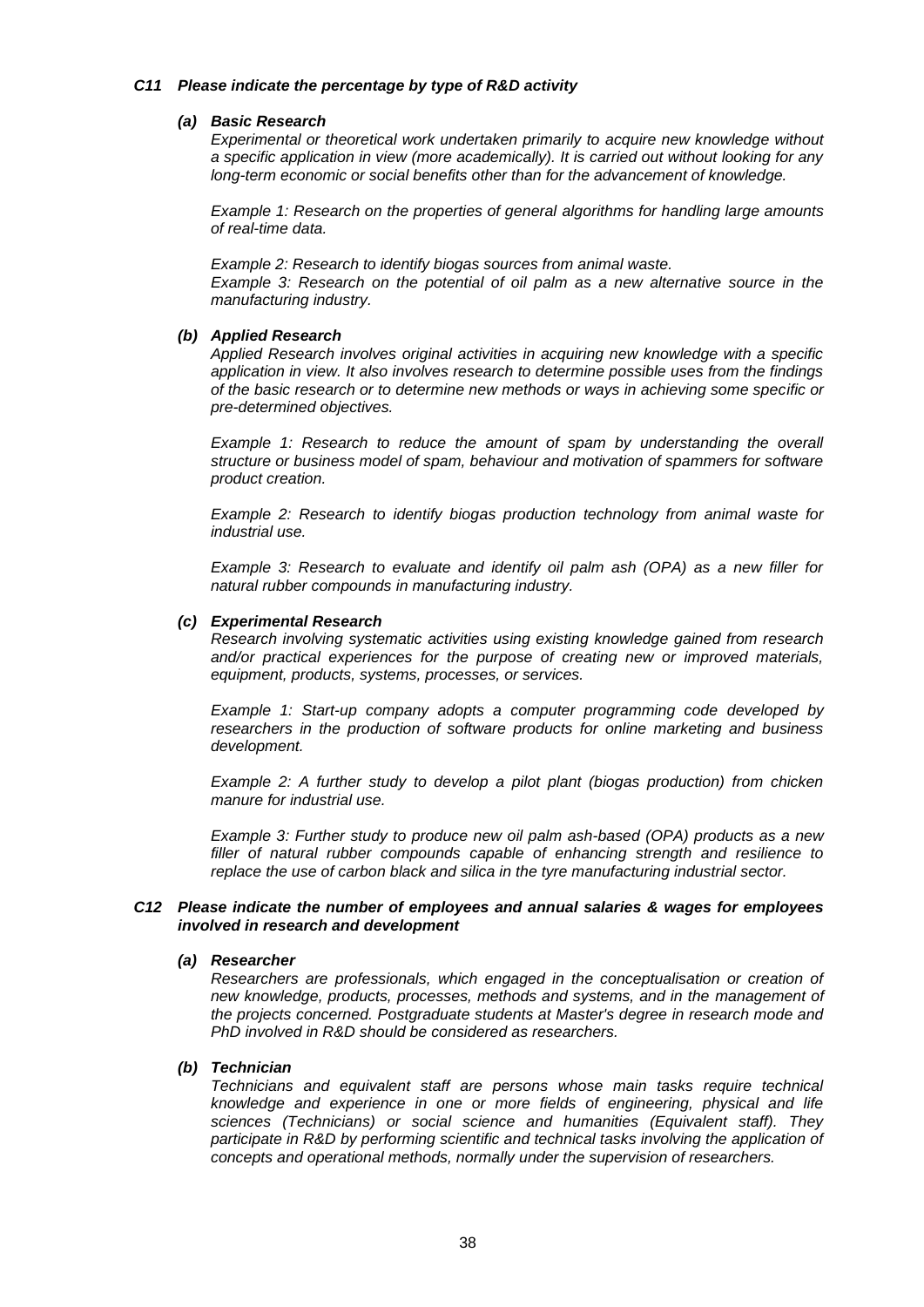### *C11 Please indicate the percentage by type of R&D activity*

#### *(a) Basic Research*

*Experimental or theoretical work undertaken primarily to acquire new knowledge without a specific application in view (more academically). It is carried out without looking for any long-term economic or social benefits other than for the advancement of knowledge.*

*Example 1: Research on the properties of general algorithms for handling large amounts of real-time data.*

*Example 2: Research to identify biogas sources from animal waste.*
*Example 3: Research on the potential of oil palm as a new alternative source in the manufacturing industry.*

#### *(b) Applied Research*

*Applied Research involves original activities in acquiring new knowledge with a specific application in view. It also involves research to determine possible uses from the findings of the basic research or to determine new methods or ways in achieving some specific or pre-determined objectives.*

*Example 1: Research to reduce the amount of spam by understanding the overall structure or business model of spam, behaviour and motivation of spammers for software product creation.*

*Example 2: Research to identify biogas production technology from animal waste for industrial use.*

*Example 3: Research to evaluate and identify oil palm ash (OPA) as a new filler for natural rubber compounds in manufacturing industry.*

#### *(c) Experimental Research*

*Research involving systematic activities using existing knowledge gained from research and/or practical experiences for the purpose of creating new or improved materials, equipment, products, systems, processes, or services.*

*Example 1: Start-up company adopts a computer programming code developed by researchers in the production of software products for online marketing and business development.*

*Example 2: A further study to develop a pilot plant (biogas production) from chicken manure for industrial use.*

*Example 3: Further study to produce new oil palm ash-based (OPA) products as a new filler of natural rubber compounds capable of enhancing strength and resilience to replace the use of carbon black and silica in the tyre manufacturing industrial sector.*

### *C12 Please indicate the number of employees and annual salaries & wages for employees involved in research and development*

#### *(a) Researcher*

*Researchers are professionals, which engaged in the conceptualisation or creation of new knowledge, products, processes, methods and systems, and in the management of the projects concerned. Postgraduate students at Master's degree in research mode and PhD involved in R&D should be considered as researchers.*

#### *(b) Technician*

*Technicians and equivalent staff are persons whose main tasks require technical knowledge and experience in one or more fields of engineering, physical and life sciences (Technicians) or social science and humanities (Equivalent staff). They participate in R&D by performing scientific and technical tasks involving the application of concepts and operational methods, normally under the supervision of researchers.*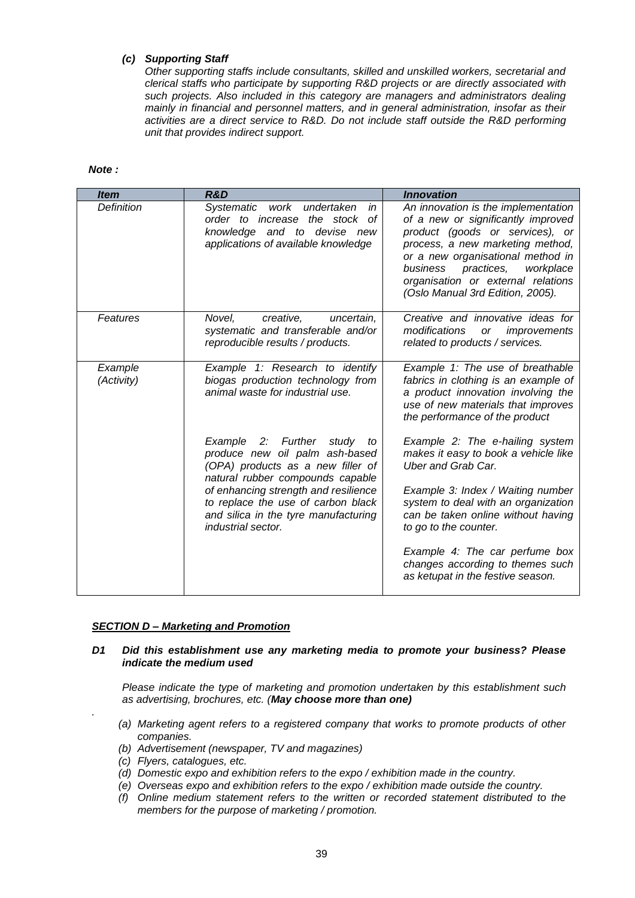***(c) Supporting Staff***

*Other supporting staffs include consultants, skilled and unskilled workers, secretarial and clerical staffs who participate by supporting R&D projects or are directly associated with such projects. Also included in this category are managers and administrators dealing mainly in financial and personnel matters, and in general administration, insofar as their activities are a direct service to R&D. Do not include staff outside the R&D performing unit that provides indirect support.*

***Note :***

| ***Item*** | ***R&D*** | ***Innovation*** |
|---|---|---|
| *Definition* | *Systematic work undertaken in order to increase the stock of knowledge and to devise new applications of available knowledge* | *An innovation is the implementation of a new or significantly improved product (goods or services), or process, a new marketing method, or a new organisational method in business practices, workplace organisation or external relations (Oslo Manual 3rd Edition, 2005).* |
| *Features* | *Novel, creative, uncertain, systematic and transferable and/or reproducible results / products.* | *Creative and innovative ideas for modifications or improvements related to products / services.* |
| *Example (Activity)* | *Example 1: Research to identify biogas production technology from animal waste for industrial use.*<br><br>*Example 2: Further study to produce new oil palm ash-based (OPA) products as a new filler of natural rubber compounds capable of enhancing strength and resilience to replace the use of carbon black and silica in the tyre manufacturing industrial sector.* | *Example 1: The use of breathable fabrics in clothing is an example of a product innovation involving the use of new materials that improves the performance of the product*<br><br>*Example 2: The e-hailing system makes it easy to book a vehicle like Uber and Grab Car.*<br><br>*Example 3: Index / Waiting number system to deal with an organization can be taken online without having to go to the counter.*<br><br>*Example 4: The car perfume box changes according to themes such as ketupat in the festive season.* |

## ***SECTION D – Marketing and Promotion***

***D1 Did this establishment use any marketing media to promote your business? Please indicate the medium used***

*Please indicate the type of marketing and promotion undertaken by this establishment such as advertising, brochures, etc. (**May choose more than one**)*

.

*(a) Marketing agent refers to a registered company that works to promote products of other companies.*
*(b) Advertisement (newspaper, TV and magazines)*
*(c) Flyers, catalogues, etc.*
*(d) Domestic expo and exhibition refers to the expo / exhibition made in the country.*
*(e) Overseas expo and exhibition refers to the expo / exhibition made outside the country.*
*(f) Online medium statement refers to the written or recorded statement distributed to the members for the purpose of marketing / promotion.*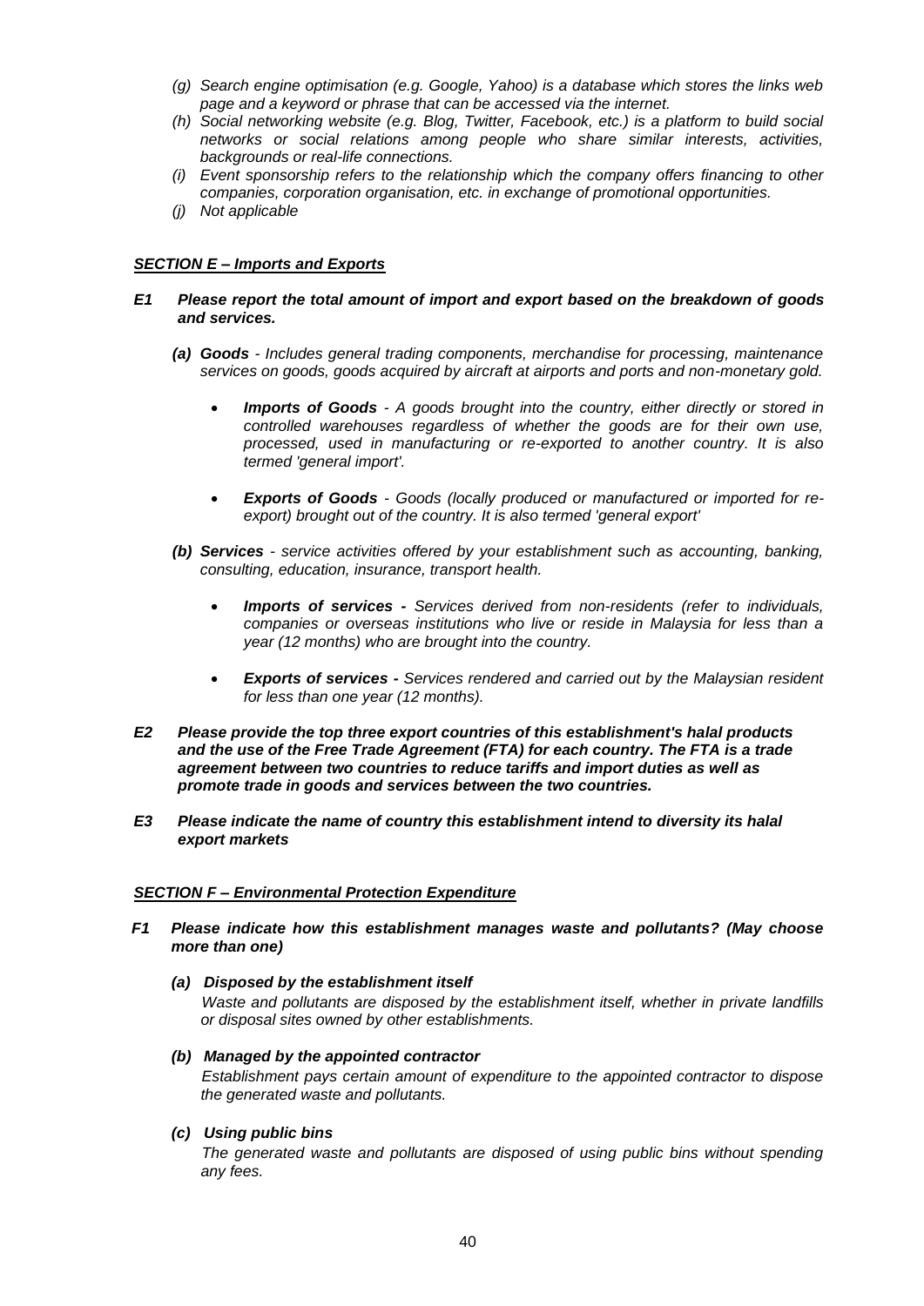- *(g) Search engine optimisation (e.g. Google, Yahoo) is a database which stores the links web page and a keyword or phrase that can be accessed via the internet.*
- *(h) Social networking website (e.g. Blog, Twitter, Facebook, etc.) is a platform to build social networks or social relations among people who share similar interests, activities, backgrounds or real-life connections.*
- *(i) Event sponsorship refers to the relationship which the company offers financing to other companies, corporation organisation, etc. in exchange of promotional opportunities.*
- *(j) Not applicable*

***SECTION E – Imports and Exports***

***E1 Please report the total amount of import and export based on the breakdown of goods and services.***

***(a) Goods*** *- Includes general trading components, merchandise for processing, maintenance services on goods, goods acquired by aircraft at airports and ports and non-monetary gold.*

- ***Imports of Goods*** *- A goods brought into the country, either directly or stored in controlled warehouses regardless of whether the goods are for their own use, processed, used in manufacturing or re-exported to another country. It is also termed 'general import'.*

- ***Exports of Goods*** *- Goods (locally produced or manufactured or imported for re-export) brought out of the country. It is also termed 'general export'*

***(b) Services*** *- service activities offered by your establishment such as accounting, banking, consulting, education, insurance, transport health.*

- ***Imports of services -*** *Services derived from non-residents (refer to individuals, companies or overseas institutions who live or reside in Malaysia for less than a year (12 months) who are brought into the country.*

- ***Exports of services -*** *Services rendered and carried out by the Malaysian resident for less than one year (12 months).*

***E2 Please provide the top three export countries of this establishment's halal products and the use of the Free Trade Agreement (FTA) for each country. The FTA is a trade agreement between two countries to reduce tariffs and import duties as well as promote trade in goods and services between the two countries.***

***E3 Please indicate the name of country this establishment intend to diversity its halal export markets***

***SECTION F – Environmental Protection Expenditure***

***F1 Please indicate how this establishment manages waste and pollutants? (May choose more than one)***

***(a) Disposed by the establishment itself***
*Waste and pollutants are disposed by the establishment itself, whether in private landfills or disposal sites owned by other establishments.*

***(b) Managed by the appointed contractor***
*Establishment pays certain amount of expenditure to the appointed contractor to dispose the generated waste and pollutants.*

***(c) Using public bins***
*The generated waste and pollutants are disposed of using public bins without spending any fees.*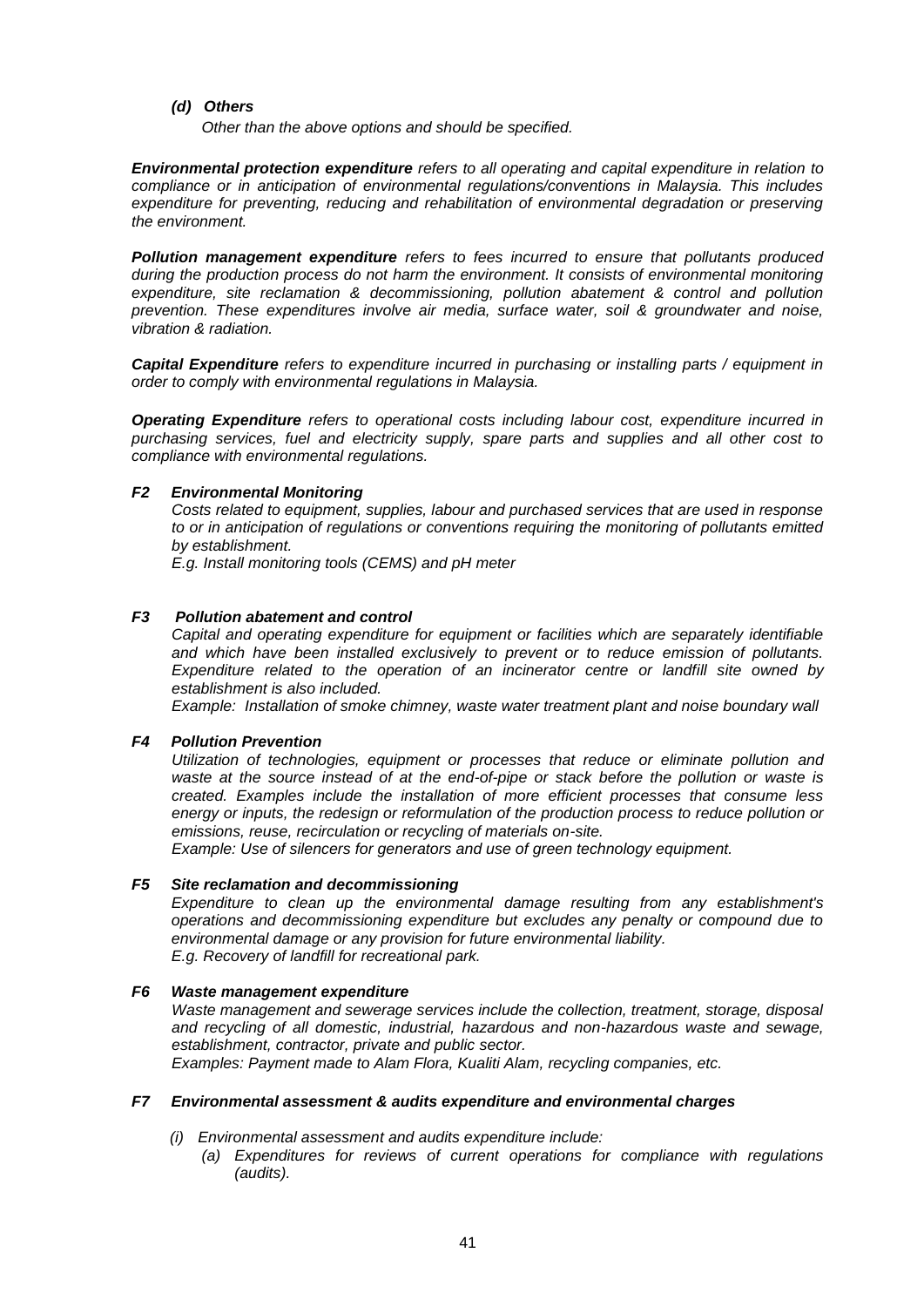***(d) Others***

*Other than the above options and should be specified.*

***Environmental protection expenditure*** *refers to all operating and capital expenditure in relation to compliance or in anticipation of environmental regulations/conventions in Malaysia. This includes expenditure for preventing, reducing and rehabilitation of environmental degradation or preserving the environment.*

***Pollution management expenditure*** *refers to fees incurred to ensure that pollutants produced during the production process do not harm the environment. It consists of environmental monitoring expenditure, site reclamation & decommissioning, pollution abatement & control and pollution prevention. These expenditures involve air media, surface water, soil & groundwater and noise, vibration & radiation.*

***Capital Expenditure*** *refers to expenditure incurred in purchasing or installing parts / equipment in order to comply with environmental regulations in Malaysia.*

***Operating Expenditure*** *refers to operational costs including labour cost, expenditure incurred in purchasing services, fuel and electricity supply, spare parts and supplies and all other cost to compliance with environmental regulations.*

***F2 Environmental Monitoring***

*Costs related to equipment, supplies, labour and purchased services that are used in response to or in anticipation of regulations or conventions requiring the monitoring of pollutants emitted by establishment.*

*E.g. Install monitoring tools (CEMS) and pH meter*

***F3 Pollution abatement and control***

*Capital and operating expenditure for equipment or facilities which are separately identifiable and which have been installed exclusively to prevent or to reduce emission of pollutants. Expenditure related to the operation of an incinerator centre or landfill site owned by establishment is also included.*

*Example: Installation of smoke chimney, waste water treatment plant and noise boundary wall*

***F4 Pollution Prevention***

*Utilization of technologies, equipment or processes that reduce or eliminate pollution and waste at the source instead of at the end-of-pipe or stack before the pollution or waste is created. Examples include the installation of more efficient processes that consume less energy or inputs, the redesign or reformulation of the production process to reduce pollution or emissions, reuse, recirculation or recycling of materials on-site.*

*Example: Use of silencers for generators and use of green technology equipment.*

***F5 Site reclamation and decommissioning***

*Expenditure to clean up the environmental damage resulting from any establishment's operations and decommissioning expenditure but excludes any penalty or compound due to environmental damage or any provision for future environmental liability.*

*E.g. Recovery of landfill for recreational park.*

***F6 Waste management expenditure***

*Waste management and sewerage services include the collection, treatment, storage, disposal and recycling of all domestic, industrial, hazardous and non-hazardous waste and sewage, establishment, contractor, private and public sector.*

*Examples: Payment made to Alam Flora, Kualiti Alam, recycling companies, etc.*

***F7 Environmental assessment & audits expenditure and environmental charges***

*(i) Environmental assessment and audits expenditure include:*

*(a) Expenditures for reviews of current operations for compliance with regulations (audits).*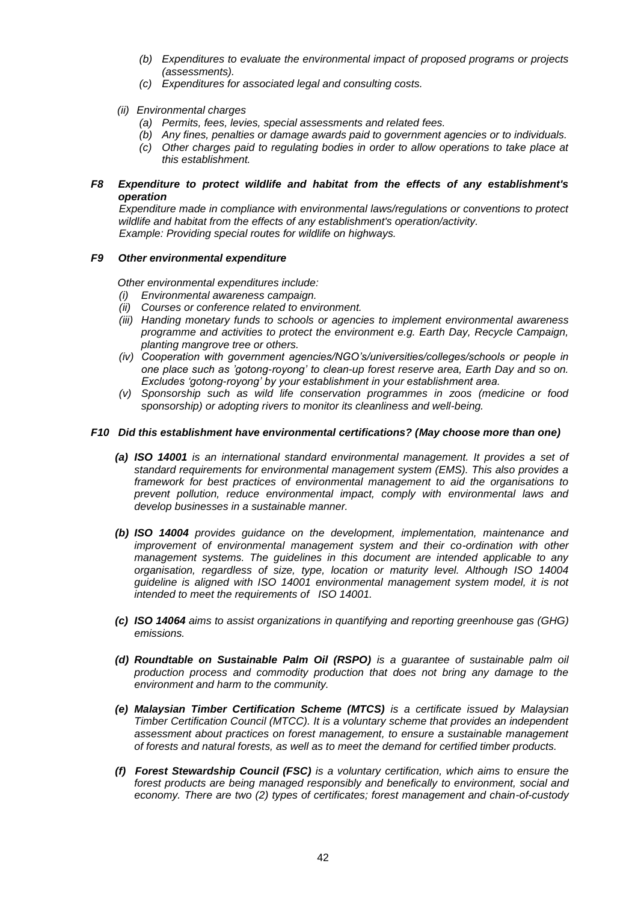*(b) Expenditures to evaluate the environmental impact of proposed programs or projects (assessments).*

*(c) Expenditures for associated legal and consulting costs.*

*(ii) Environmental charges*

*(a) Permits, fees, levies, special assessments and related fees.*

*(b) Any fines, penalties or damage awards paid to government agencies or to individuals.*

*(c) Other charges paid to regulating bodies in order to allow operations to take place at this establishment.*

***F8 Expenditure to protect wildlife and habitat from the effects of any establishment's operation***

*Expenditure made in compliance with environmental laws/regulations or conventions to protect wildlife and habitat from the effects of any establishment's operation/activity.*
*Example: Providing special routes for wildlife on highways.*

***F9 Other environmental expenditure***

*Other environmental expenditures include:*

*(i) Environmental awareness campaign.*

*(ii) Courses or conference related to environment.*

*(iii) Handing monetary funds to schools or agencies to implement environmental awareness programme and activities to protect the environment e.g. Earth Day, Recycle Campaign, planting mangrove tree or others.*

*(iv) Cooperation with government agencies/NGO's/universities/colleges/schools or people in one place such as 'gotong-royong' to clean-up forest reserve area, Earth Day and so on. Excludes 'gotong-royong' by your establishment in your establishment area.*

*(v) Sponsorship such as wild life conservation programmes in zoos (medicine or food sponsorship) or adopting rivers to monitor its cleanliness and well-being.*

***F10 Did this establishment have environmental certifications? (May choose more than one)***

***(a) ISO 14001*** *is an international standard environmental management. It provides a set of standard requirements for environmental management system (EMS). This also provides a framework for best practices of environmental management to aid the organisations to prevent pollution, reduce environmental impact, comply with environmental laws and develop businesses in a sustainable manner.*

***(b) ISO 14004*** *provides guidance on the development, implementation, maintenance and improvement of environmental management system and their co-ordination with other management systems. The guidelines in this document are intended applicable to any organisation, regardless of size, type, location or maturity level. Although ISO 14004 guideline is aligned with ISO 14001 environmental management system model, it is not intended to meet the requirements of ISO 14001.*

***(c) ISO 14064*** *aims to assist organizations in quantifying and reporting greenhouse gas (GHG) emissions.*

***(d) Roundtable on Sustainable Palm Oil (RSPO)*** *is a guarantee of sustainable palm oil production process and commodity production that does not bring any damage to the environment and harm to the community.*

***(e) Malaysian Timber Certification Scheme (MTCS)*** *is a certificate issued by Malaysian Timber Certification Council (MTCC). It is a voluntary scheme that provides an independent assessment about practices on forest management, to ensure a sustainable management of forests and natural forests, as well as to meet the demand for certified timber products.*

***(f) Forest Stewardship Council (FSC)*** *is a voluntary certification, which aims to ensure the forest products are being managed responsibly and benefically to environment, social and economy. There are two (2) types of certificates; forest management and chain-of-custody*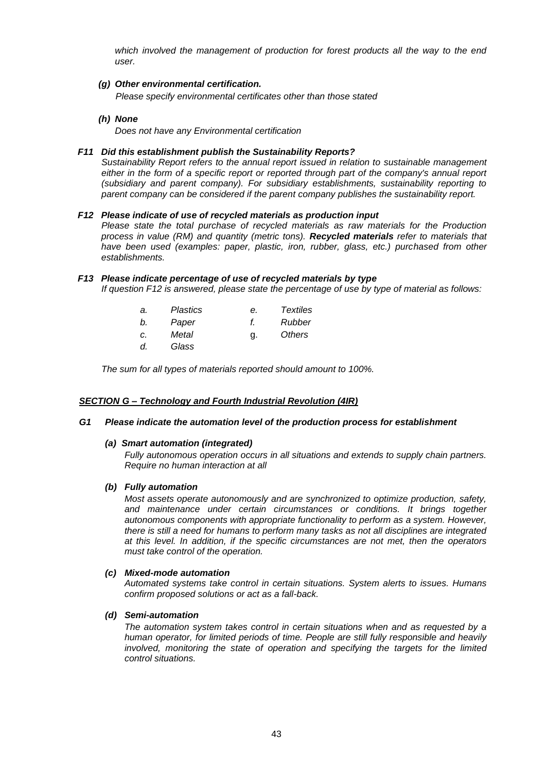*which involved the management of production for forest products all the way to the end user.*

***(g) Other environmental certification.***

*Please specify environmental certificates other than those stated*

***(h) None***

*Does not have any Environmental certification*

***F11 Did this establishment publish the Sustainability Reports?***

*Sustainability Report refers to the annual report issued in relation to sustainable management either in the form of a specific report or reported through part of the company's annual report (subsidiary and parent company). For subsidiary establishments, sustainability reporting to parent company can be considered if the parent company publishes the sustainability report.*

***F12 Please indicate of use of recycled materials as production input***

*Please state the total purchase of recycled materials as raw materials for the Production process in value (RM) and quantity (metric tons). **Recycled materials** refer to materials that have been used (examples: paper, plastic, iron, rubber, glass, etc.) purchased from other establishments.*

***F13 Please indicate percentage of use of recycled materials by type***

*If question F12 is answered, please state the percentage of use by type of material as follows:*

| | | | |
|---|---|---|---|
| *a.* | *Plastics* | *e.* | *Textiles* |
| *b.* | *Paper* | *f.* | *Rubber* |
| *c.* | *Metal* | g. | *Others* |
| *d.* | *Glass* | | |

*The sum for all types of materials reported should amount to 100%.*

## ***SECTION G – Technology and Fourth Industrial Revolution (4IR)***

***G1 Please indicate the automation level of the production process for establishment***

***(a) Smart automation (integrated)***

*Fully autonomous operation occurs in all situations and extends to supply chain partners. Require no human interaction at all*

***(b) Fully automation***

*Most assets operate autonomously and are synchronized to optimize production, safety, and maintenance under certain circumstances or conditions. It brings together autonomous components with appropriate functionality to perform as a system. However, there is still a need for humans to perform many tasks as not all disciplines are integrated at this level. In addition, if the specific circumstances are not met, then the operators must take control of the operation.*

***(c) Mixed-mode automation***

*Automated systems take control in certain situations. System alerts to issues. Humans confirm proposed solutions or act as a fall-back.*

***(d) Semi-automation***

*The automation system takes control in certain situations when and as requested by a human operator, for limited periods of time. People are still fully responsible and heavily involved, monitoring the state of operation and specifying the targets for the limited control situations.*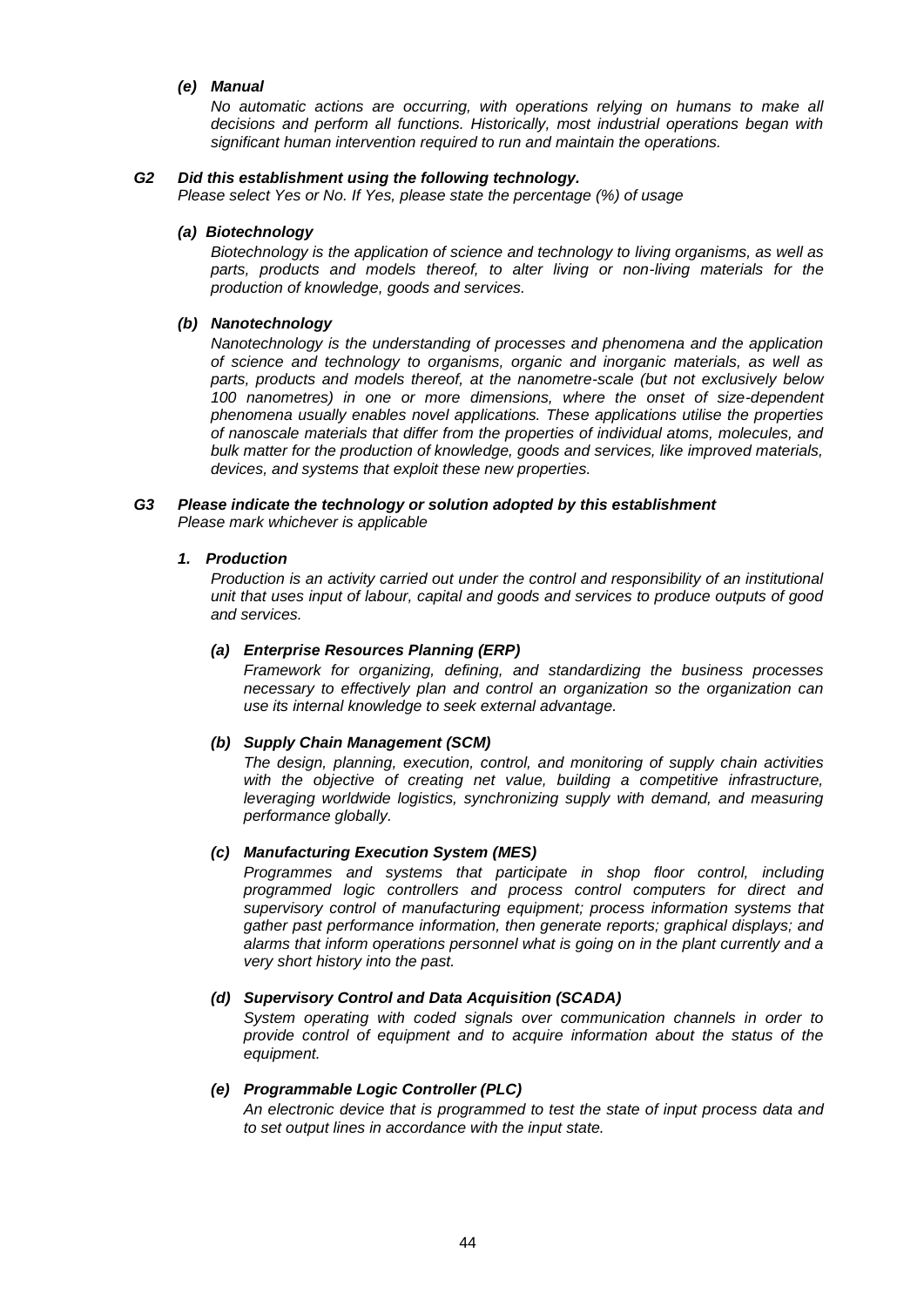***(e) Manual***

*No automatic actions are occurring, with operations relying on humans to make all decisions and perform all functions. Historically, most industrial operations began with significant human intervention required to run and maintain the operations.*

***G2 Did this establishment using the following technology.***

*Please select Yes or No. If Yes, please state the percentage (%) of usage*

***(a) Biotechnology***

*Biotechnology is the application of science and technology to living organisms, as well as parts, products and models thereof, to alter living or non-living materials for the production of knowledge, goods and services.*

***(b) Nanotechnology***

*Nanotechnology is the understanding of processes and phenomena and the application of science and technology to organisms, organic and inorganic materials, as well as parts, products and models thereof, at the nanometre-scale (but not exclusively below 100 nanometres) in one or more dimensions, where the onset of size-dependent phenomena usually enables novel applications. These applications utilise the properties of nanoscale materials that differ from the properties of individual atoms, molecules, and bulk matter for the production of knowledge, goods and services, like improved materials, devices, and systems that exploit these new properties.*

***G3 Please indicate the technology or solution adopted by this establishment***

*Please mark whichever is applicable*

***1. Production***

*Production is an activity carried out under the control and responsibility of an institutional unit that uses input of labour, capital and goods and services to produce outputs of good and services.*

***(a) Enterprise Resources Planning (ERP)***

*Framework for organizing, defining, and standardizing the business processes necessary to effectively plan and control an organization so the organization can use its internal knowledge to seek external advantage.*

***(b) Supply Chain Management (SCM)***

*The design, planning, execution, control, and monitoring of supply chain activities with the objective of creating net value, building a competitive infrastructure, leveraging worldwide logistics, synchronizing supply with demand, and measuring performance globally.*

***(c) Manufacturing Execution System (MES)***

*Programmes and systems that participate in shop floor control, including programmed logic controllers and process control computers for direct and supervisory control of manufacturing equipment; process information systems that gather past performance information, then generate reports; graphical displays; and alarms that inform operations personnel what is going on in the plant currently and a very short history into the past.*

***(d) Supervisory Control and Data Acquisition (SCADA)***

*System operating with coded signals over communication channels in order to provide control of equipment and to acquire information about the status of the equipment.*

***(e) Programmable Logic Controller (PLC)***

*An electronic device that is programmed to test the state of input process data and to set output lines in accordance with the input state.*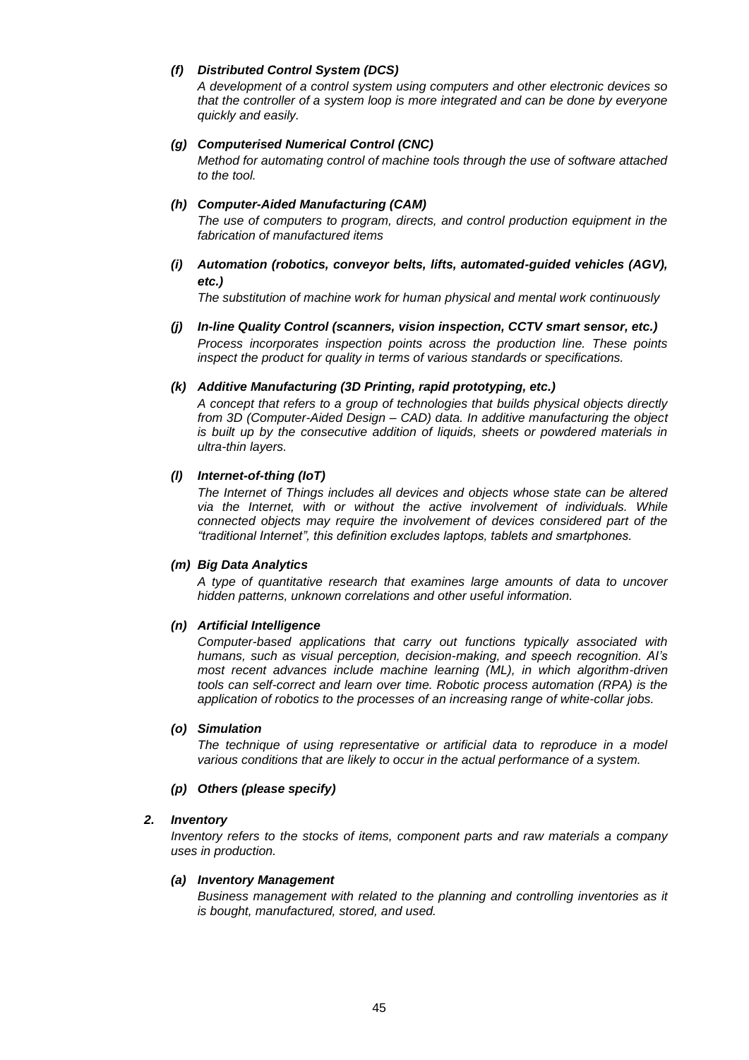***(f) Distributed Control System (DCS)***

*A development of a control system using computers and other electronic devices so that the controller of a system loop is more integrated and can be done by everyone quickly and easily.*

***(g) Computerised Numerical Control (CNC)***

*Method for automating control of machine tools through the use of software attached to the tool.*

***(h) Computer-Aided Manufacturing (CAM)***

*The use of computers to program, directs, and control production equipment in the fabrication of manufactured items*

***(i) Automation (robotics, conveyor belts, lifts, automated-guided vehicles (AGV), etc.)***

*The substitution of machine work for human physical and mental work continuously*

***(j) In-line Quality Control (scanners, vision inspection, CCTV smart sensor, etc.)***

*Process incorporates inspection points across the production line. These points inspect the product for quality in terms of various standards or specifications.*

***(k) Additive Manufacturing (3D Printing, rapid prototyping, etc.)***

*A concept that refers to a group of technologies that builds physical objects directly from 3D (Computer-Aided Design – CAD) data. In additive manufacturing the object is built up by the consecutive addition of liquids, sheets or powdered materials in ultra-thin layers.*

***(l) Internet-of-thing (IoT)***

*The Internet of Things includes all devices and objects whose state can be altered via the Internet, with or without the active involvement of individuals. While connected objects may require the involvement of devices considered part of the "traditional Internet", this definition excludes laptops, tablets and smartphones.*

***(m) Big Data Analytics***

*A type of quantitative research that examines large amounts of data to uncover hidden patterns, unknown correlations and other useful information.*

***(n) Artificial Intelligence***

*Computer-based applications that carry out functions typically associated with humans, such as visual perception, decision-making, and speech recognition. AI's most recent advances include machine learning (ML), in which algorithm-driven tools can self-correct and learn over time. Robotic process automation (RPA) is the application of robotics to the processes of an increasing range of white-collar jobs.*

***(o) Simulation***

*The technique of using representative or artificial data to reproduce in a model various conditions that are likely to occur in the actual performance of a system.*

***(p) Others (please specify)***

***2. Inventory***

*Inventory refers to the stocks of items, component parts and raw materials a company uses in production.*

***(a) Inventory Management***

*Business management with related to the planning and controlling inventories as it is bought, manufactured, stored, and used.*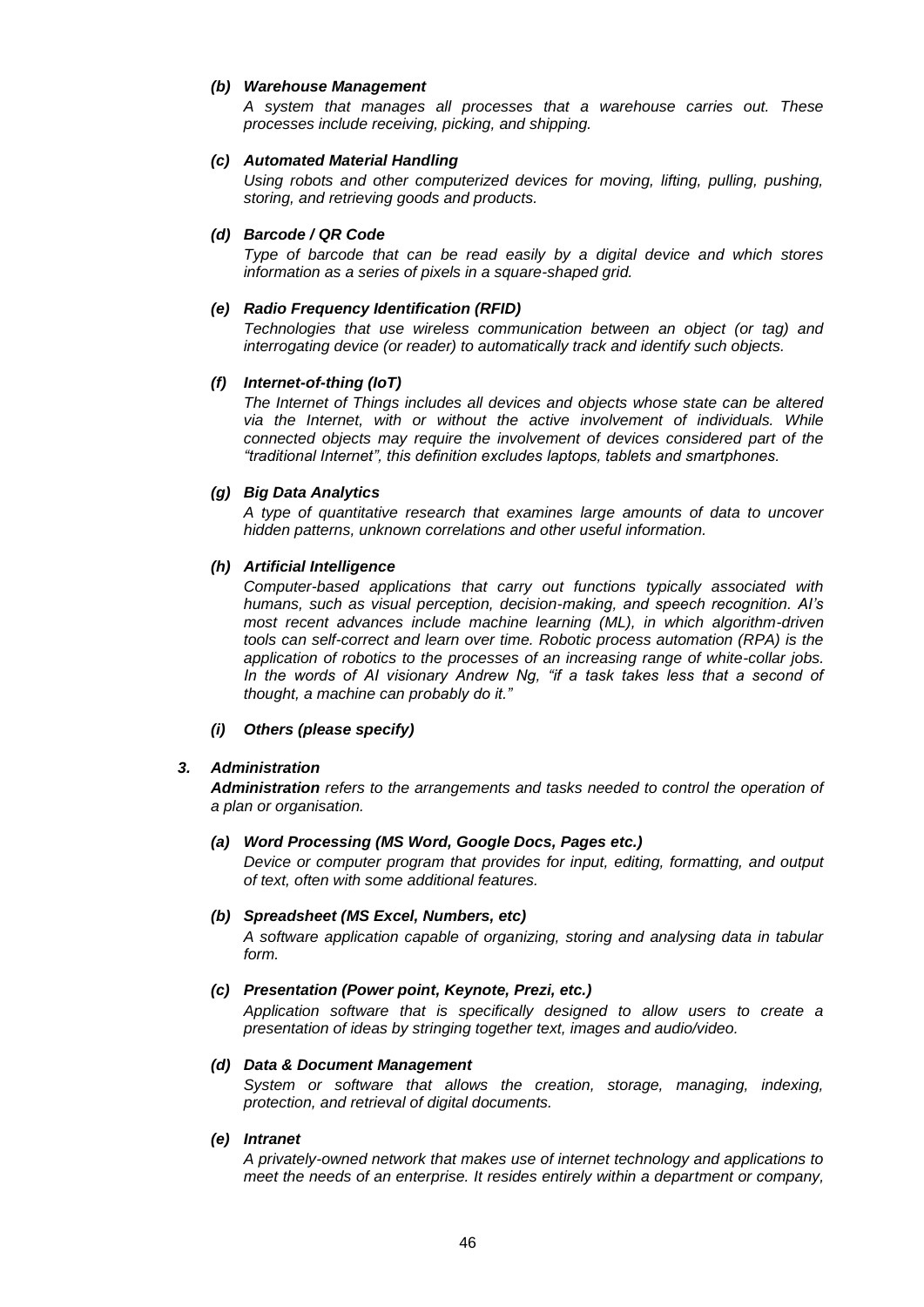***(b) Warehouse Management***

*A system that manages all processes that a warehouse carries out. These processes include receiving, picking, and shipping.*

***(c) Automated Material Handling***

*Using robots and other computerized devices for moving, lifting, pulling, pushing, storing, and retrieving goods and products.*

***(d) Barcode / QR Code***

*Type of barcode that can be read easily by a digital device and which stores information as a series of pixels in a square-shaped grid.*

***(e) Radio Frequency Identification (RFID)***

*Technologies that use wireless communication between an object (or tag) and interrogating device (or reader) to automatically track and identify such objects.*

***(f) Internet-of-thing (IoT)***

*The Internet of Things includes all devices and objects whose state can be altered via the Internet, with or without the active involvement of individuals. While connected objects may require the involvement of devices considered part of the "traditional Internet", this definition excludes laptops, tablets and smartphones.*

***(g) Big Data Analytics***

*A type of quantitative research that examines large amounts of data to uncover hidden patterns, unknown correlations and other useful information.*

***(h) Artificial Intelligence***

*Computer-based applications that carry out functions typically associated with humans, such as visual perception, decision-making, and speech recognition. AI's most recent advances include machine learning (ML), in which algorithm-driven tools can self-correct and learn over time. Robotic process automation (RPA) is the application of robotics to the processes of an increasing range of white-collar jobs. In the words of AI visionary Andrew Ng, "if a task takes less that a second of thought, a machine can probably do it."*

***(i) Others (please specify)***

### *3. Administration*

***Administration*** *refers to the arrangements and tasks needed to control the operation of a plan or organisation.*

***(a) Word Processing (MS Word, Google Docs, Pages etc.)***

*Device or computer program that provides for input, editing, formatting, and output of text, often with some additional features.*

***(b) Spreadsheet (MS Excel, Numbers, etc)***

*A software application capable of organizing, storing and analysing data in tabular form.*

***(c) Presentation (Power point, Keynote, Prezi, etc.)***

*Application software that is specifically designed to allow users to create a presentation of ideas by stringing together text, images and audio/video.*

***(d) Data & Document Management***

*System or software that allows the creation, storage, managing, indexing, protection, and retrieval of digital documents.*

***(e) Intranet***

*A privately-owned network that makes use of internet technology and applications to meet the needs of an enterprise. It resides entirely within a department or company,*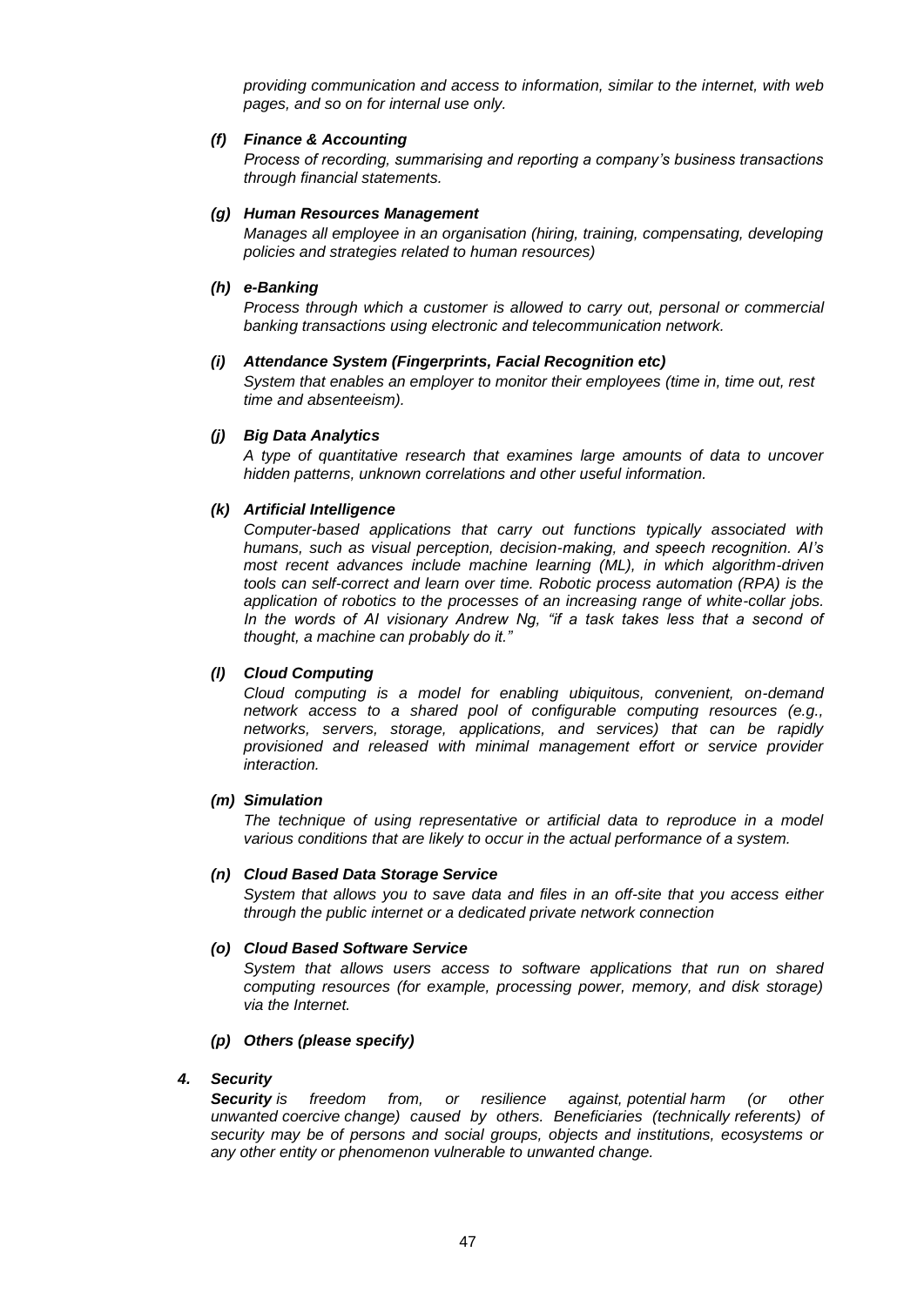*providing communication and access to information, similar to the internet, with web pages, and so on for internal use only.*

***(f) Finance & Accounting***

*Process of recording, summarising and reporting a company's business transactions through financial statements.*

***(g) Human Resources Management***

*Manages all employee in an organisation (hiring, training, compensating, developing policies and strategies related to human resources)*

***(h) e-Banking***

*Process through which a customer is allowed to carry out, personal or commercial banking transactions using electronic and telecommunication network.*

***(i) Attendance System (Fingerprints, Facial Recognition etc)***

*System that enables an employer to monitor their employees (time in, time out, rest time and absenteeism).*

***(j) Big Data Analytics***

*A type of quantitative research that examines large amounts of data to uncover hidden patterns, unknown correlations and other useful information.*

***(k) Artificial Intelligence***

*Computer-based applications that carry out functions typically associated with humans, such as visual perception, decision-making, and speech recognition. AI's most recent advances include machine learning (ML), in which algorithm-driven tools can self-correct and learn over time. Robotic process automation (RPA) is the application of robotics to the processes of an increasing range of white-collar jobs. In the words of AI visionary Andrew Ng, "if a task takes less that a second of thought, a machine can probably do it."*

***(l) Cloud Computing***

*Cloud computing is a model for enabling ubiquitous, convenient, on-demand network access to a shared pool of configurable computing resources (e.g., networks, servers, storage, applications, and services) that can be rapidly provisioned and released with minimal management effort or service provider interaction.*

***(m) Simulation***

*The technique of using representative or artificial data to reproduce in a model various conditions that are likely to occur in the actual performance of a system.*

***(n) Cloud Based Data Storage Service***

*System that allows you to save data and files in an off-site that you access either through the public internet or a dedicated private network connection*

***(o) Cloud Based Software Service***

*System that allows users access to software applications that run on shared computing resources (for example, processing power, memory, and disk storage) via the Internet.*

***(p) Others (please specify)***

***4. Security***

***Security** is freedom from, or resilience against, potential harm (or other unwanted coercive change) caused by others. Beneficiaries (technically referents) of security may be of persons and social groups, objects and institutions, ecosystems or any other entity or phenomenon vulnerable to unwanted change.*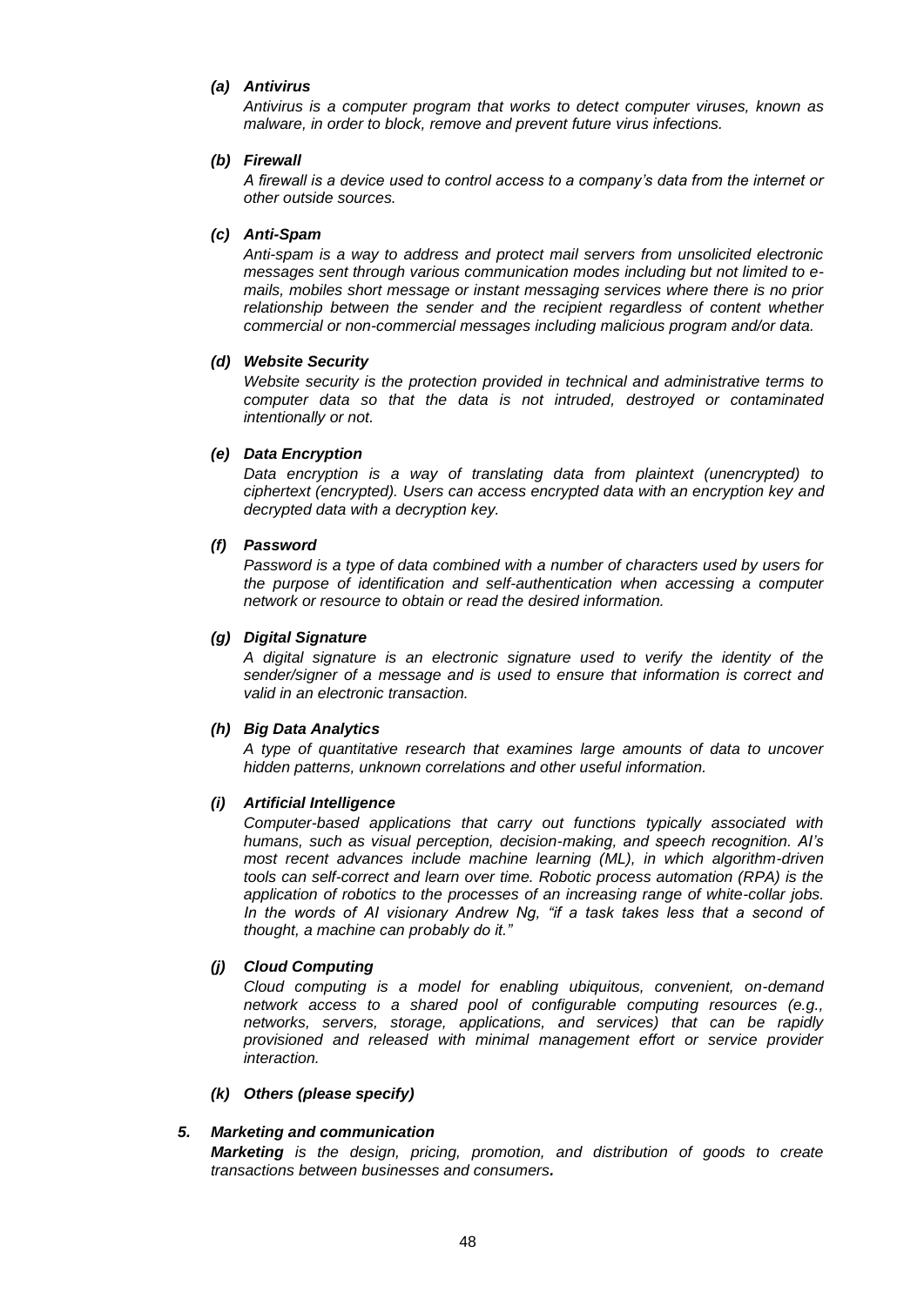***(a) Antivirus***

*Antivirus is a computer program that works to detect computer viruses, known as malware, in order to block, remove and prevent future virus infections.*

***(b) Firewall***

*A firewall is a device used to control access to a company's data from the internet or other outside sources.*

***(c) Anti-Spam***

*Anti-spam is a way to address and protect mail servers from unsolicited electronic messages sent through various communication modes including but not limited to e-mails, mobiles short message or instant messaging services where there is no prior relationship between the sender and the recipient regardless of content whether commercial or non-commercial messages including malicious program and/or data.*

***(d) Website Security***

*Website security is the protection provided in technical and administrative terms to computer data so that the data is not intruded, destroyed or contaminated intentionally or not.*

***(e) Data Encryption***

*Data encryption is a way of translating data from plaintext (unencrypted) to ciphertext (encrypted). Users can access encrypted data with an encryption key and decrypted data with a decryption key.*

***(f) Password***

*Password is a type of data combined with a number of characters used by users for the purpose of identification and self-authentication when accessing a computer network or resource to obtain or read the desired information.*

***(g) Digital Signature***

*A digital signature is an electronic signature used to verify the identity of the sender/signer of a message and is used to ensure that information is correct and valid in an electronic transaction.*

***(h) Big Data Analytics***

*A type of quantitative research that examines large amounts of data to uncover hidden patterns, unknown correlations and other useful information.*

***(i) Artificial Intelligence***

*Computer-based applications that carry out functions typically associated with humans, such as visual perception, decision-making, and speech recognition. AI's most recent advances include machine learning (ML), in which algorithm-driven tools can self-correct and learn over time. Robotic process automation (RPA) is the application of robotics to the processes of an increasing range of white-collar jobs. In the words of AI visionary Andrew Ng, "if a task takes less that a second of thought, a machine can probably do it."*

***(j) Cloud Computing***

*Cloud computing is a model for enabling ubiquitous, convenient, on-demand network access to a shared pool of configurable computing resources (e.g., networks, servers, storage, applications, and services) that can be rapidly provisioned and released with minimal management effort or service provider interaction.*

***(k) Others (please specify)***

***5. Marketing and communication***

***Marketing*** *is the design, pricing, promotion, and distribution of goods to create transactions between businesses and consumers**.***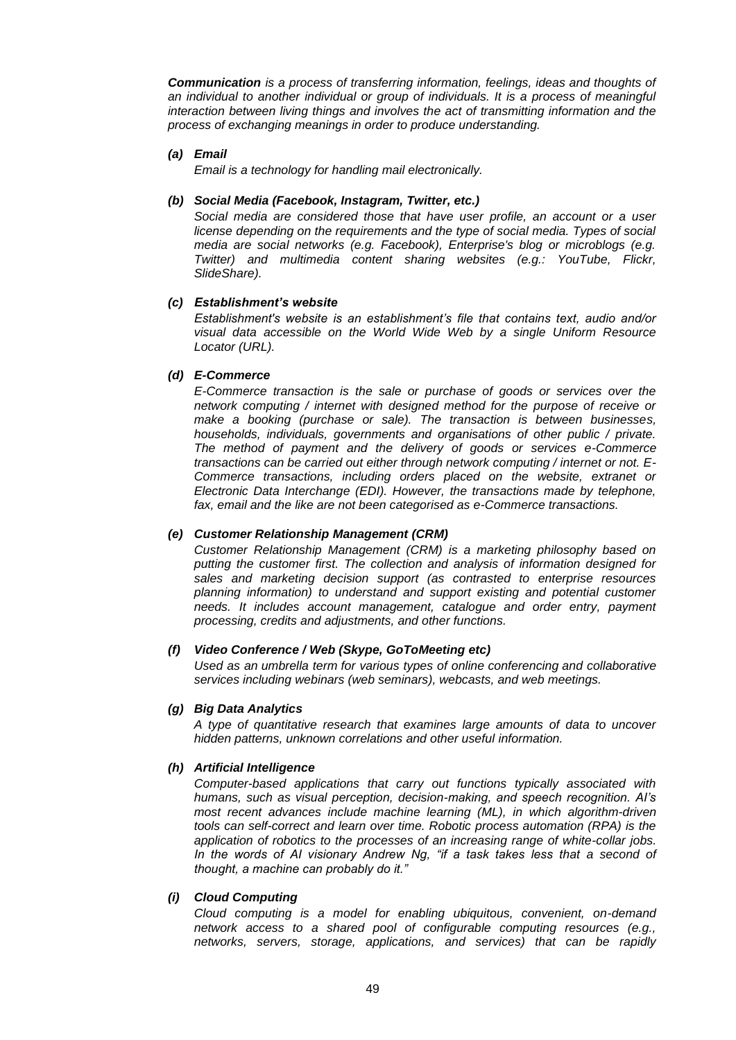***Communication*** *is a process of transferring information, feelings, ideas and thoughts of an individual to another individual or group of individuals. It is a process of meaningful interaction between living things and involves the act of transmitting information and the process of exchanging meanings in order to produce understanding.*

***(a) Email***

*Email is a technology for handling mail electronically.*

***(b) Social Media (Facebook, Instagram, Twitter, etc.)***

*Social media are considered those that have user profile, an account or a user license depending on the requirements and the type of social media. Types of social media are social networks (e.g. Facebook), Enterprise's blog or microblogs (e.g. Twitter) and multimedia content sharing websites (e.g.: YouTube, Flickr, SlideShare).*

***(c) Establishment's website***

*Establishment's website is an establishment's file that contains text, audio and/or visual data accessible on the World Wide Web by a single Uniform Resource Locator (URL).*

***(d) E-Commerce***

*E-Commerce transaction is the sale or purchase of goods or services over the network computing / internet with designed method for the purpose of receive or make a booking (purchase or sale). The transaction is between businesses, households, individuals, governments and organisations of other public / private. The method of payment and the delivery of goods or services e-Commerce transactions can be carried out either through network computing / internet or not. E-Commerce transactions, including orders placed on the website, extranet or Electronic Data Interchange (EDI). However, the transactions made by telephone, fax, email and the like are not been categorised as e-Commerce transactions.*

***(e) Customer Relationship Management (CRM)***

*Customer Relationship Management (CRM) is a marketing philosophy based on putting the customer first. The collection and analysis of information designed for sales and marketing decision support (as contrasted to enterprise resources planning information) to understand and support existing and potential customer needs. It includes account management, catalogue and order entry, payment processing, credits and adjustments, and other functions.*

***(f) Video Conference / Web (Skype, GoToMeeting etc)***

*Used as an umbrella term for various types of online conferencing and collaborative services including webinars (web seminars), webcasts, and web meetings.*

***(g) Big Data Analytics***

*A type of quantitative research that examines large amounts of data to uncover hidden patterns, unknown correlations and other useful information.*

***(h) Artificial Intelligence***

*Computer-based applications that carry out functions typically associated with humans, such as visual perception, decision-making, and speech recognition. AI's most recent advances include machine learning (ML), in which algorithm-driven tools can self-correct and learn over time. Robotic process automation (RPA) is the application of robotics to the processes of an increasing range of white-collar jobs. In the words of AI visionary Andrew Ng, "if a task takes less that a second of thought, a machine can probably do it."*

***(i) Cloud Computing***

*Cloud computing is a model for enabling ubiquitous, convenient, on-demand network access to a shared pool of configurable computing resources (e.g., networks, servers, storage, applications, and services) that can be rapidly*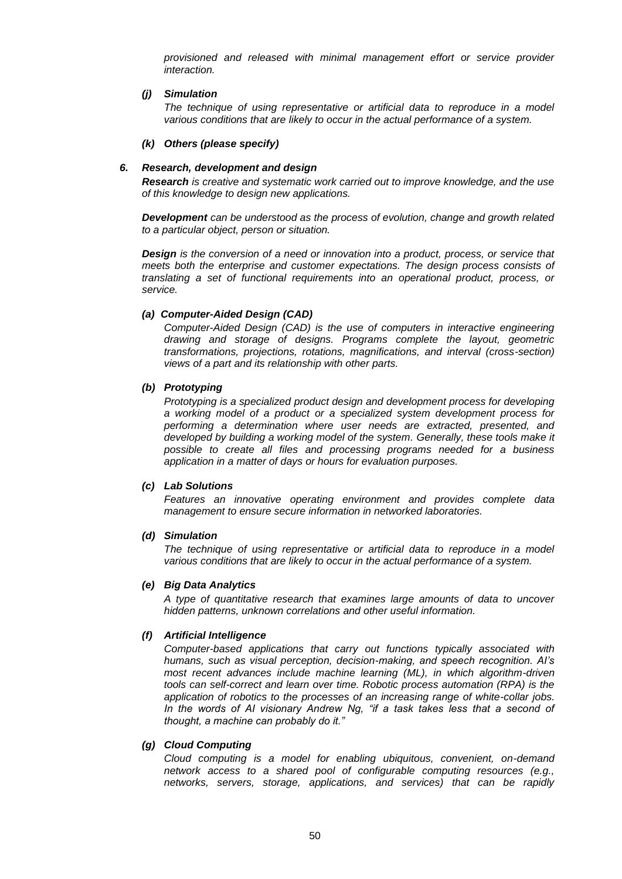*provisioned and released with minimal management effort or service provider interaction.*

***(j) Simulation***

*The technique of using representative or artificial data to reproduce in a model various conditions that are likely to occur in the actual performance of a system.*

***(k) Others (please specify)***

***6. Research, development and design***

***Research*** *is creative and systematic work carried out to improve knowledge, and the use of this knowledge to design new applications.*

***Development*** *can be understood as the process of evolution, change and growth related to a particular object, person or situation.*

***Design*** *is the conversion of a need or innovation into a product, process, or service that meets both the enterprise and customer expectations. The design process consists of translating a set of functional requirements into an operational product, process, or service.*

***(a) Computer-Aided Design (CAD)***

*Computer-Aided Design (CAD) is the use of computers in interactive engineering drawing and storage of designs. Programs complete the layout, geometric transformations, projections, rotations, magnifications, and interval (cross-section) views of a part and its relationship with other parts.*

***(b) Prototyping***

*Prototyping is a specialized product design and development process for developing a working model of a product or a specialized system development process for performing a determination where user needs are extracted, presented, and developed by building a working model of the system. Generally, these tools make it possible to create all files and processing programs needed for a business application in a matter of days or hours for evaluation purposes.*

***(c) Lab Solutions***

*Features an innovative operating environment and provides complete data management to ensure secure information in networked laboratories.*

***(d) Simulation***

*The technique of using representative or artificial data to reproduce in a model various conditions that are likely to occur in the actual performance of a system.*

***(e) Big Data Analytics***

*A type of quantitative research that examines large amounts of data to uncover hidden patterns, unknown correlations and other useful information.*

***(f) Artificial Intelligence***

*Computer-based applications that carry out functions typically associated with humans, such as visual perception, decision-making, and speech recognition. AI's most recent advances include machine learning (ML), in which algorithm-driven tools can self-correct and learn over time. Robotic process automation (RPA) is the application of robotics to the processes of an increasing range of white-collar jobs. In the words of AI visionary Andrew Ng, "if a task takes less that a second of thought, a machine can probably do it."*

***(g) Cloud Computing***

*Cloud computing is a model for enabling ubiquitous, convenient, on-demand network access to a shared pool of configurable computing resources (e.g., networks, servers, storage, applications, and services) that can be rapidly*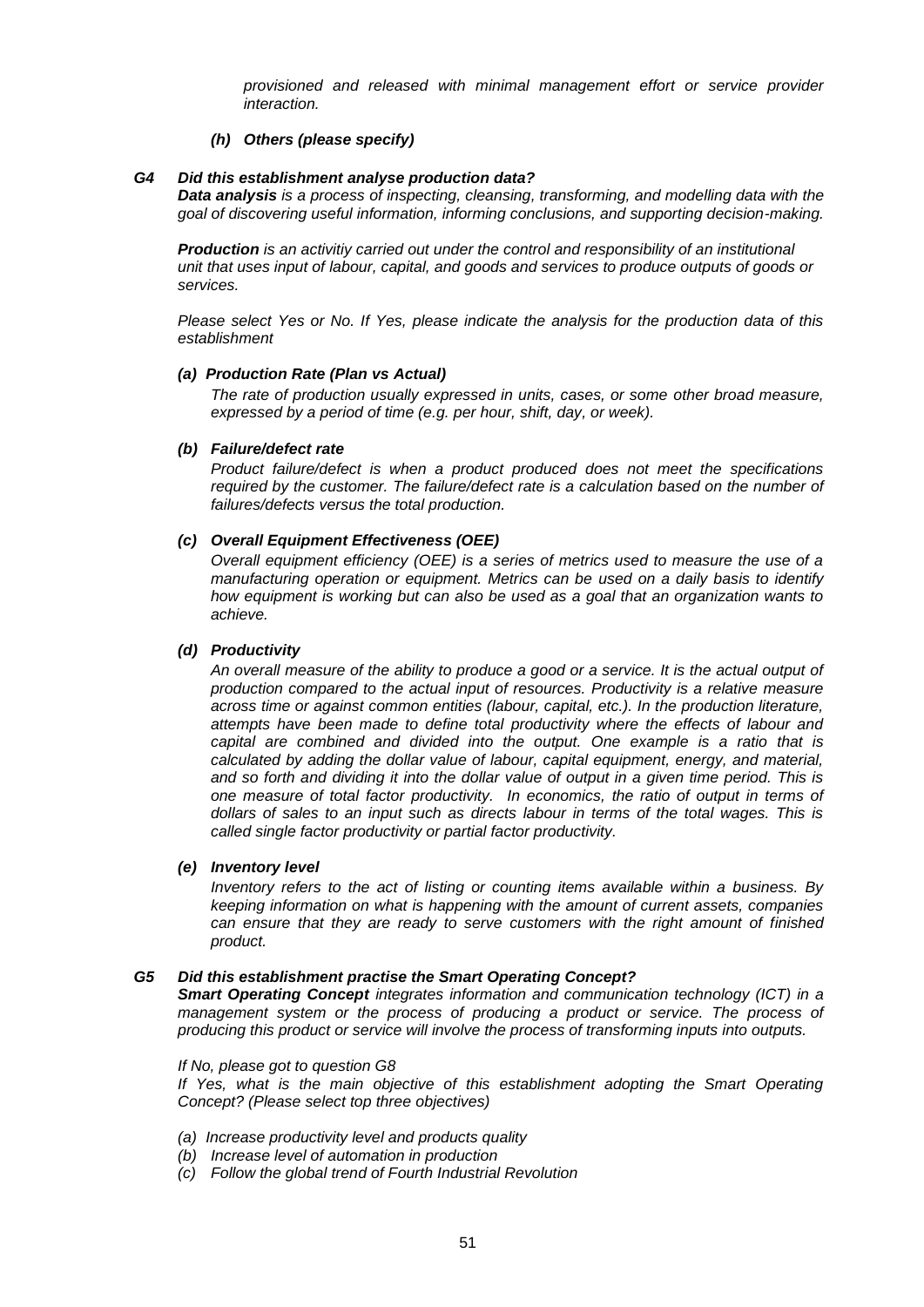*provisioned and released with minimal management effort or service provider interaction.*

***(h) Others (please specify)***

***G4 Did this establishment analyse production data?***

***Data analysis** is a process of inspecting, cleansing, transforming, and modelling data with the goal of discovering useful information, informing conclusions, and supporting decision-making.*

***Production** is an activitiy carried out under the control and responsibility of an institutional unit that uses input of labour, capital, and goods and services to produce outputs of goods or services.*

*Please select Yes or No. If Yes, please indicate the analysis for the production data of this establishment*

***(a) Production Rate (Plan vs Actual)***

*The rate of production usually expressed in units, cases, or some other broad measure, expressed by a period of time (e.g. per hour, shift, day, or week).*

***(b) Failure/defect rate***

*Product failure/defect is when a product produced does not meet the specifications required by the customer. The failure/defect rate is a calculation based on the number of failures/defects versus the total production.*

***(c) Overall Equipment Effectiveness (OEE)***

*Overall equipment efficiency (OEE) is a series of metrics used to measure the use of a manufacturing operation or equipment. Metrics can be used on a daily basis to identify how equipment is working but can also be used as a goal that an organization wants to achieve.*

***(d) Productivity***

*An overall measure of the ability to produce a good or a service. It is the actual output of production compared to the actual input of resources. Productivity is a relative measure across time or against common entities (labour, capital, etc.). In the production literature, attempts have been made to define total productivity where the effects of labour and capital are combined and divided into the output. One example is a ratio that is calculated by adding the dollar value of labour, capital equipment, energy, and material, and so forth and dividing it into the dollar value of output in a given time period. This is one measure of total factor productivity. In economics, the ratio of output in terms of dollars of sales to an input such as directs labour in terms of the total wages. This is called single factor productivity or partial factor productivity.*

***(e) Inventory level***

*Inventory refers to the act of listing or counting items available within a business. By keeping information on what is happening with the amount of current assets, companies can ensure that they are ready to serve customers with the right amount of finished product.*

***G5 Did this establishment practise the Smart Operating Concept?***

***Smart Operating Concept** integrates information and communication technology (ICT) in a management system or the process of producing a product or service. The process of producing this product or service will involve the process of transforming inputs into outputs.*

*If No, please got to question G8*

*If Yes, what is the main objective of this establishment adopting the Smart Operating Concept? (Please select top three objectives)*

*(a) Increase productivity level and products quality*

*(b) Increase level of automation in production*

*(c) Follow the global trend of Fourth Industrial Revolution*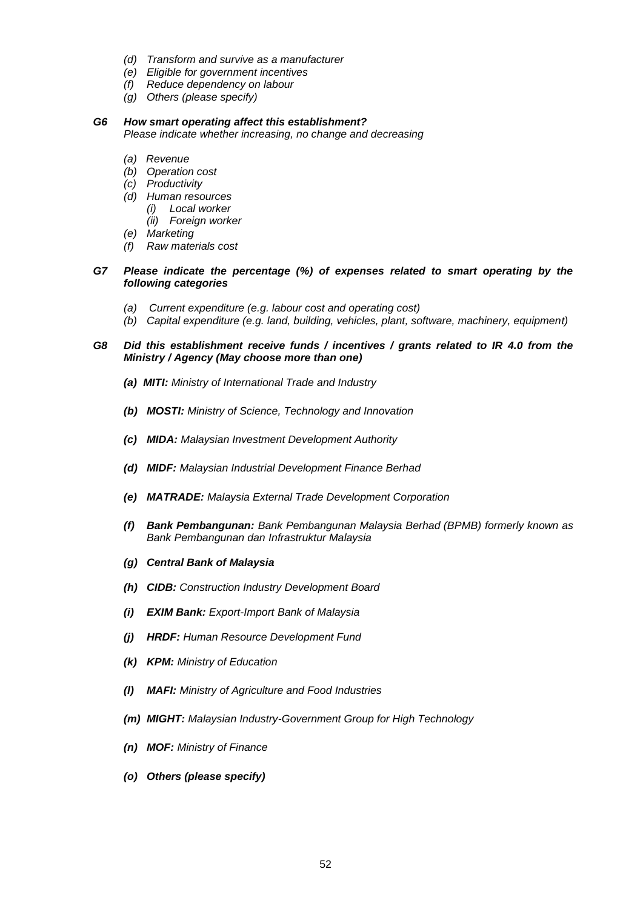*(d) Transform and survive as a manufacturer*
*(e) Eligible for government incentives*
*(f) Reduce dependency on labour*
*(g) Others (please specify)*

***G6 How smart operating affect this establishment?***
*Please indicate whether increasing, no change and decreasing*

*(a) Revenue*
*(b) Operation cost*
*(c) Productivity*
*(d) Human resources*
  *(i) Local worker*
  *(ii) Foreign worker*
*(e) Marketing*
*(f) Raw materials cost*

***G7 Please indicate the percentage (%) of expenses related to smart operating by the following categories***

*(a) Current expenditure (e.g. labour cost and operating cost)*
*(b) Capital expenditure (e.g. land, building, vehicles, plant, software, machinery, equipment)*

***G8 Did this establishment receive funds / incentives / grants related to IR 4.0 from the Ministry / Agency (May choose more than one)***

***(a) MITI:*** *Ministry of International Trade and Industry*

***(b) MOSTI:*** *Ministry of Science, Technology and Innovation*

***(c) MIDA:*** *Malaysian Investment Development Authority*

***(d) MIDF:*** *Malaysian Industrial Development Finance Berhad*

***(e) MATRADE:*** *Malaysia External Trade Development Corporation*

***(f) Bank Pembangunan:*** *Bank Pembangunan Malaysia Berhad (BPMB) formerly known as Bank Pembangunan dan Infrastruktur Malaysia*

***(g) Central Bank of Malaysia***

***(h) CIDB:*** *Construction Industry Development Board*

***(i) EXIM Bank:*** *Export-Import Bank of Malaysia*

***(j) HRDF:*** *Human Resource Development Fund*

***(k) KPM:*** *Ministry of Education*

***(l) MAFI:*** *Ministry of Agriculture and Food Industries*

***(m) MIGHT:*** *Malaysian Industry-Government Group for High Technology*

***(n) MOF:*** *Ministry of Finance*

***(o) Others (please specify)***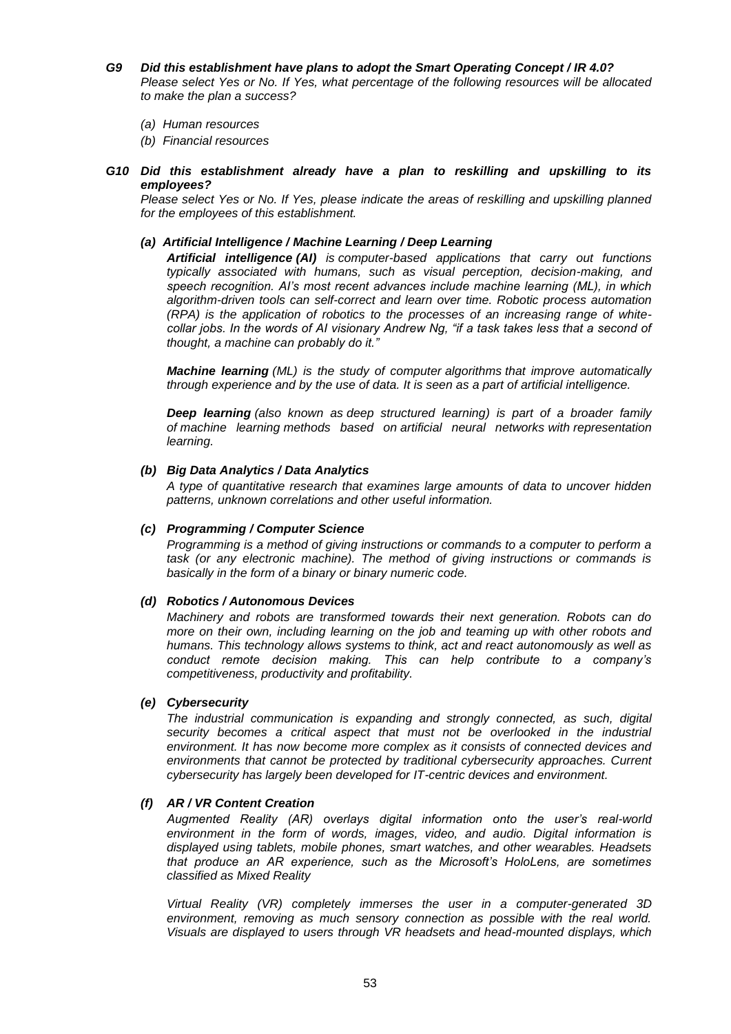***G9 Did this establishment have plans to adopt the Smart Operating Concept / IR 4.0?***

*Please select Yes or No. If Yes, what percentage of the following resources will be allocated to make the plan a success?*

*(a) Human resources*

*(b) Financial resources*

***G10 Did this establishment already have a plan to reskilling and upskilling to its employees?***

*Please select Yes or No. If Yes, please indicate the areas of reskilling and upskilling planned for the employees of this establishment.*

***(a) Artificial Intelligence / Machine Learning / Deep Learning***

***Artificial intelligence (AI)*** *is computer-based applications that carry out functions typically associated with humans, such as visual perception, decision-making, and speech recognition. AI's most recent advances include machine learning (ML), in which algorithm-driven tools can self-correct and learn over time. Robotic process automation (RPA) is the application of robotics to the processes of an increasing range of white-collar jobs. In the words of AI visionary Andrew Ng, "if a task takes less that a second of thought, a machine can probably do it."*

***Machine learning*** *(ML) is the study of computer algorithms that improve automatically through experience and by the use of data. It is seen as a part of artificial intelligence.*

***Deep learning*** *(also known as deep structured learning) is part of a broader family of machine learning methods based on artificial neural networks with representation learning.*

***(b) Big Data Analytics / Data Analytics***

*A type of quantitative research that examines large amounts of data to uncover hidden patterns, unknown correlations and other useful information.*

***(c) Programming / Computer Science***

*Programming is a method of giving instructions or commands to a computer to perform a task (or any electronic machine). The method of giving instructions or commands is basically in the form of a binary or binary numeric code.*

***(d) Robotics / Autonomous Devices***

*Machinery and robots are transformed towards their next generation. Robots can do more on their own, including learning on the job and teaming up with other robots and humans. This technology allows systems to think, act and react autonomously as well as conduct remote decision making. This can help contribute to a company's competitiveness, productivity and profitability.*

***(e) Cybersecurity***

*The industrial communication is expanding and strongly connected, as such, digital security becomes a critical aspect that must not be overlooked in the industrial environment. It has now become more complex as it consists of connected devices and environments that cannot be protected by traditional cybersecurity approaches. Current cybersecurity has largely been developed for IT-centric devices and environment.*

***(f) AR / VR Content Creation***

*Augmented Reality (AR) overlays digital information onto the user's real-world environment in the form of words, images, video, and audio. Digital information is displayed using tablets, mobile phones, smart watches, and other wearables. Headsets that produce an AR experience, such as the Microsoft's HoloLens, are sometimes classified as Mixed Reality*

*Virtual Reality (VR) completely immerses the user in a computer-generated 3D environment, removing as much sensory connection as possible with the real world. Visuals are displayed to users through VR headsets and head-mounted displays, which*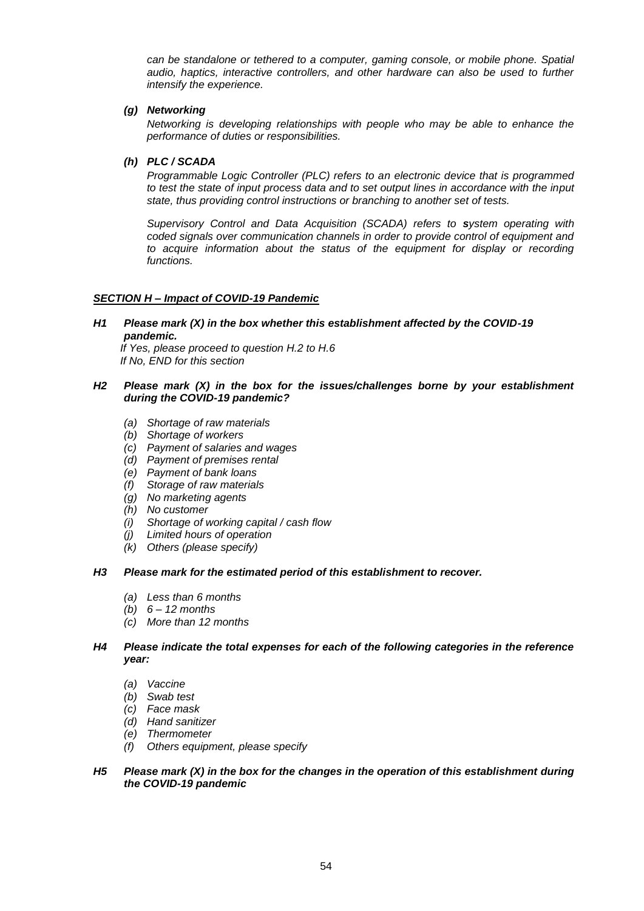*can be standalone or tethered to a computer, gaming console, or mobile phone. Spatial audio, haptics, interactive controllers, and other hardware can also be used to further intensify the experience.*

***(g) Networking***

*Networking is developing relationships with people who may be able to enhance the performance of duties or responsibilities.*

***(h) PLC / SCADA***

*Programmable Logic Controller (PLC) refers to an electronic device that is programmed to test the state of input process data and to set output lines in accordance with the input state, thus providing control instructions or branching to another set of tests.*

*Supervisory Control and Data Acquisition (SCADA) refers to **s**ystem operating with coded signals over communication channels in order to provide control of equipment and to acquire information about the status of the equipment for display or recording functions.*

## ***SECTION H – Impact of COVID-19 Pandemic***

***H1 Please mark (X) in the box whether this establishment affected by the COVID-19 pandemic.***

*If Yes, please proceed to question H.2 to H.6*
*If No, END for this section*

***H2 Please mark (X) in the box for the issues/challenges borne by your establishment during the COVID-19 pandemic?***

- *(a) Shortage of raw materials*
- *(b) Shortage of workers*
- *(c) Payment of salaries and wages*
- *(d) Payment of premises rental*
- *(e) Payment of bank loans*
- *(f) Storage of raw materials*
- *(g) No marketing agents*
- *(h) No customer*
- *(i) Shortage of working capital / cash flow*
- *(j) Limited hours of operation*
- *(k) Others (please specify)*

***H3 Please mark for the estimated period of this establishment to recover.***

- *(a) Less than 6 months*
- *(b) 6 – 12 months*
- *(c) More than 12 months*

***H4 Please indicate the total expenses for each of the following categories in the reference year:***

- *(a) Vaccine*
- *(b) Swab test*
- *(c) Face mask*
- *(d) Hand sanitizer*
- *(e) Thermometer*
- *(f) Others equipment, please specify*

***H5 Please mark (X) in the box for the changes in the operation of this establishment during the COVID-19 pandemic***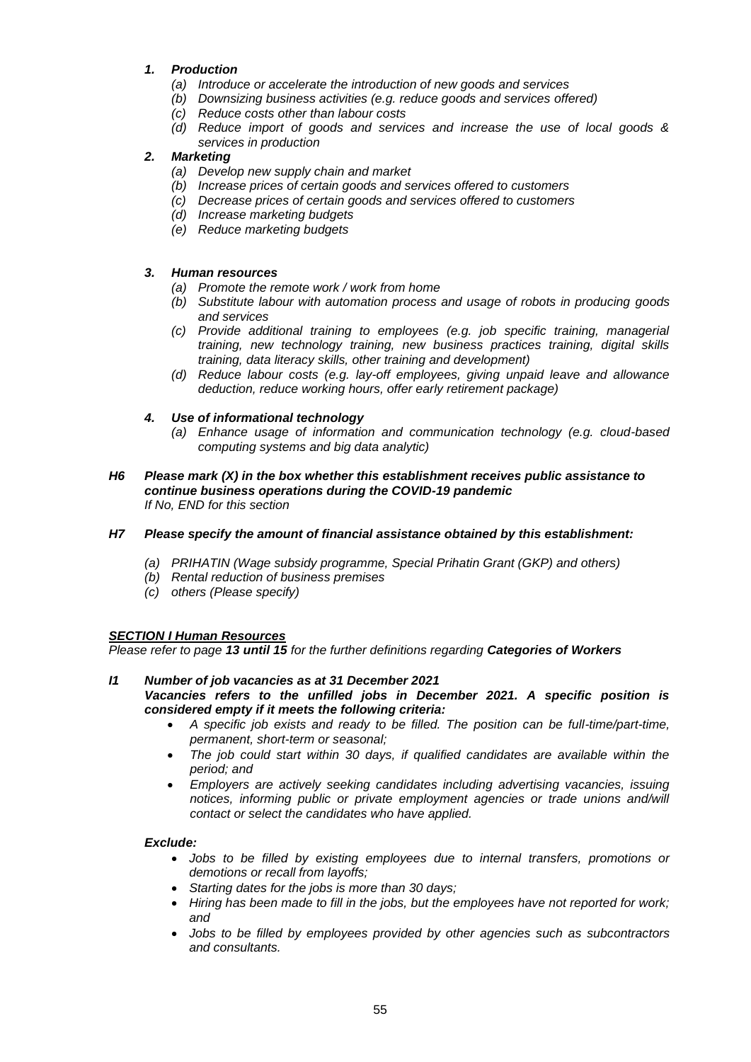1. ***Production***
    - *(a) Introduce or accelerate the introduction of new goods and services*
    - *(b) Downsizing business activities (e.g. reduce goods and services offered)*
    - *(c) Reduce costs other than labour costs*
    - *(d) Reduce import of goods and services and increase the use of local goods & services in production*

2. ***Marketing***
    - *(a) Develop new supply chain and market*
    - *(b) Increase prices of certain goods and services offered to customers*
    - *(c) Decrease prices of certain goods and services offered to customers*
    - *(d) Increase marketing budgets*
    - *(e) Reduce marketing budgets*

3. ***Human resources***
    - *(a) Promote the remote work / work from home*
    - *(b) Substitute labour with automation process and usage of robots in producing goods and services*
    - *(c) Provide additional training to employees (e.g. job specific training, managerial training, new technology training, new business practices training, digital skills training, data literacy skills, other training and development)*
    - *(d) Reduce labour costs (e.g. lay-off employees, giving unpaid leave and allowance deduction, reduce working hours, offer early retirement package)*

4. ***Use of informational technology***
    - *(a) Enhance usage of information and communication technology (e.g. cloud-based computing systems and big data analytic)*

***H6 Please mark (X) in the box whether this establishment receives public assistance to continue business operations during the COVID-19 pandemic***
*If No, END for this section*

***H7 Please specify the amount of financial assistance obtained by this establishment:***

- *(a) PRIHATIN (Wage subsidy programme, Special Prihatin Grant (GKP) and others)*
- *(b) Rental reduction of business premises*
- *(c) others (Please specify)*

***SECTION I Human Resources***

*Please refer to page **13 until 15** for the further definitions regarding **Categories of Workers***

***I1 Number of job vacancies as at 31 December 2021***
***Vacancies refers to the unfilled jobs in December 2021. A specific position is considered empty if it meets the following criteria:***

- *A specific job exists and ready to be filled. The position can be full-time/part-time, permanent, short-term or seasonal;*
- *The job could start within 30 days, if qualified candidates are available within the period; and*
- *Employers are actively seeking candidates including advertising vacancies, issuing notices, informing public or private employment agencies or trade unions and/will contact or select the candidates who have applied.*

***Exclude:***

- *Jobs to be filled by existing employees due to internal transfers, promotions or demotions or recall from layoffs;*
- *Starting dates for the jobs is more than 30 days;*
- *Hiring has been made to fill in the jobs, but the employees have not reported for work; and*
- *Jobs to be filled by employees provided by other agencies such as subcontractors and consultants.*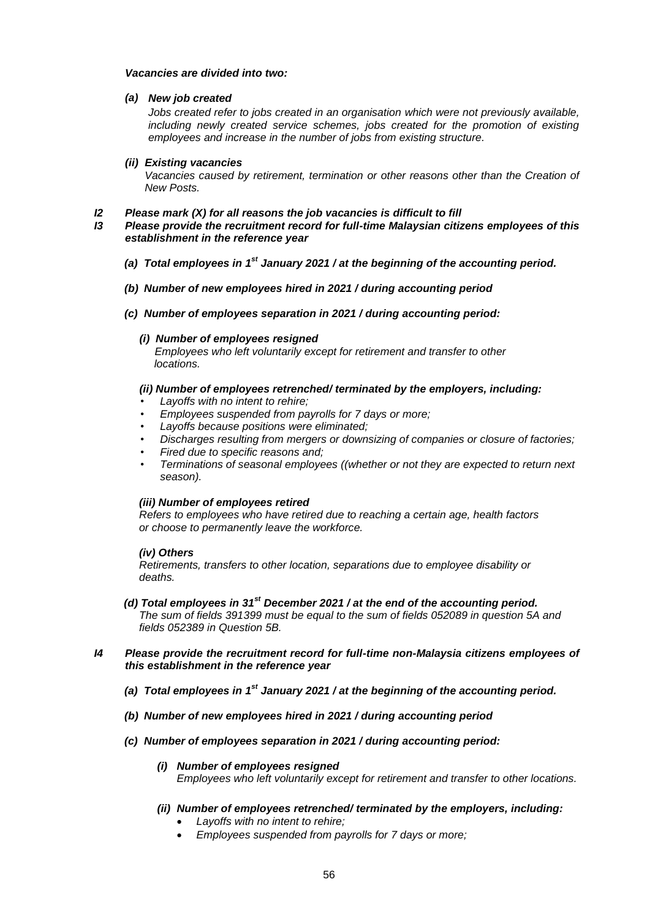***Vacancies are divided into two:***

***(a) New job created***

*Jobs created refer to jobs created in an organisation which were not previously available, including newly created service schemes, jobs created for the promotion of existing employees and increase in the number of jobs from existing structure.*

***(ii) Existing vacancies***

*Vacancies caused by retirement, termination or other reasons other than the Creation of New Posts.*

***I2 Please mark (X) for all reasons the job vacancies is difficult to fill***

***I3 Please provide the recruitment record for full-time Malaysian citizens employees of this establishment in the reference year***

***(a) Total employees in 1st January 2021 / at the beginning of the accounting period.***

***(b) Number of new employees hired in 2021 / during accounting period***

***(c) Number of employees separation in 2021 / during accounting period:***

***(i) Number of employees resigned***

*Employees who left voluntarily except for retirement and transfer to other locations.*

***(ii) Number of employees retrenched/ terminated by the employers, including:***

- *Layoffs with no intent to rehire;*
- *Employees suspended from payrolls for 7 days or more;*
- *Layoffs because positions were eliminated;*
- *Discharges resulting from mergers or downsizing of companies or closure of factories;*
- *Fired due to specific reasons and;*
- *Terminations of seasonal employees ((whether or not they are expected to return next season).*

***(iii) Number of employees retired***

*Refers to employees who have retired due to reaching a certain age, health factors or choose to permanently leave the workforce.*

***(iv) Others***

*Retirements, transfers to other location, separations due to employee disability or deaths.*

***(d) Total employees in 31st December 2021 / at the end of the accounting period.***

*The sum of fields 391399 must be equal to the sum of fields 052089 in question 5A and fields 052389 in Question 5B.*

***I4 Please provide the recruitment record for full-time non-Malaysia citizens employees of this establishment in the reference year***

***(a) Total employees in 1st January 2021 / at the beginning of the accounting period.***

***(b) Number of new employees hired in 2021 / during accounting period***

***(c) Number of employees separation in 2021 / during accounting period:***

***(i) Number of employees resigned***

*Employees who left voluntarily except for retirement and transfer to other locations.*

***(ii) Number of employees retrenched/ terminated by the employers, including:***

- *Layoffs with no intent to rehire;*
- *Employees suspended from payrolls for 7 days or more;*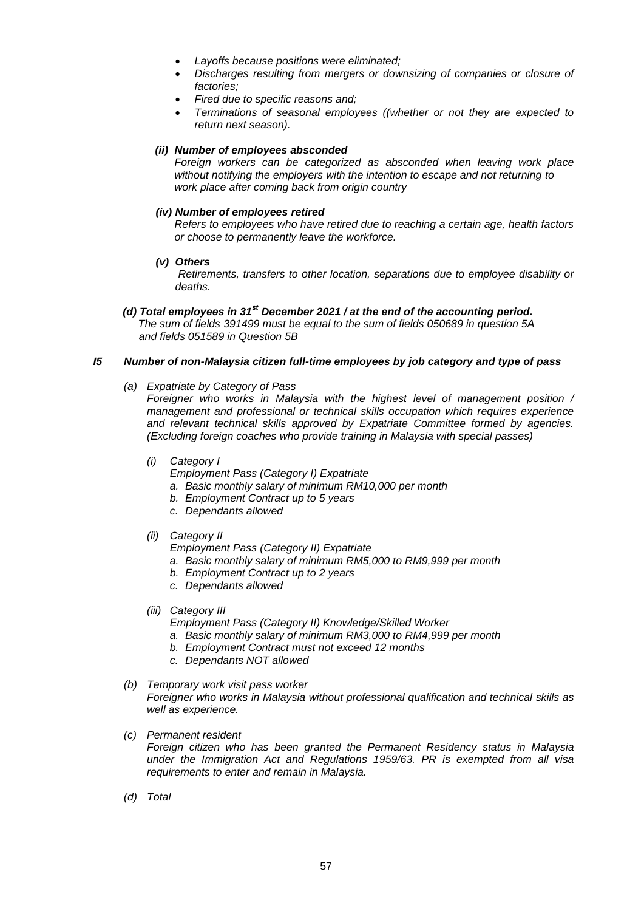- *Layoffs because positions were eliminated;*
- *Discharges resulting from mergers or downsizing of companies or closure of factories;*
- *Fired due to specific reasons and;*
- *Terminations of seasonal employees ((whether or not they are expected to return next season).*

***(ii) Number of employees absconded***

*Foreign workers can be categorized as absconded when leaving work place without notifying the employers with the intention to escape and not returning to work place after coming back from origin country*

***(iv) Number of employees retired***

*Refers to employees who have retired due to reaching a certain age, health factors or choose to permanently leave the workforce.*

***(v) Others***

*Retirements, transfers to other location, separations due to employee disability or deaths.*

***(d) Total employees in 31st December 2021 / at the end of the accounting period.***

*The sum of fields 391499 must be equal to the sum of fields 050689 in question 5A and fields 051589 in Question 5B*

***I5 Number of non-Malaysia citizen full-time employees by job category and type of pass***

*(a) Expatriate by Category of Pass*

*Foreigner who works in Malaysia with the highest level of management position / management and professional or technical skills occupation which requires experience and relevant technical skills approved by Expatriate Committee formed by agencies. (Excluding foreign coaches who provide training in Malaysia with special passes)*

*(i) Category I*

*Employment Pass (Category I) Expatriate*

*a. Basic monthly salary of minimum RM10,000 per month*
*b. Employment Contract up to 5 years*
*c. Dependants allowed*

*(ii) Category II*

*Employment Pass (Category II) Expatriate*

*a. Basic monthly salary of minimum RM5,000 to RM9,999 per month*
*b. Employment Contract up to 2 years*
*c. Dependants allowed*

*(iii) Category III*

*Employment Pass (Category II) Knowledge/Skilled Worker*

*a. Basic monthly salary of minimum RM3,000 to RM4,999 per month*
*b. Employment Contract must not exceed 12 months*
*c. Dependants NOT allowed*

*(b) Temporary work visit pass worker*

*Foreigner who works in Malaysia without professional qualification and technical skills as well as experience.*

*(c) Permanent resident*

*Foreign citizen who has been granted the Permanent Residency status in Malaysia under the Immigration Act and Regulations 1959/63. PR is exempted from all visa requirements to enter and remain in Malaysia.*

*(d) Total*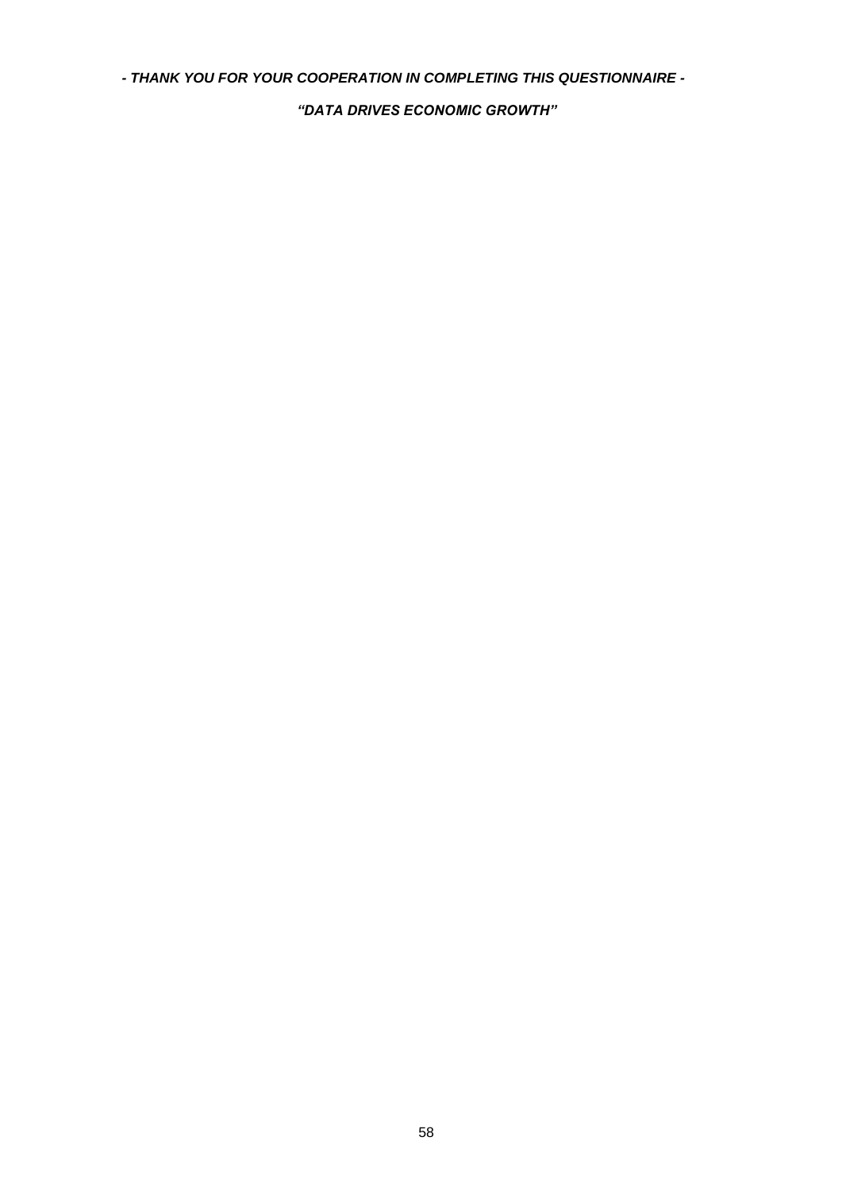***- THANK YOU FOR YOUR COOPERATION IN COMPLETING THIS QUESTIONNAIRE -***

***"DATA DRIVES ECONOMIC GROWTH"***